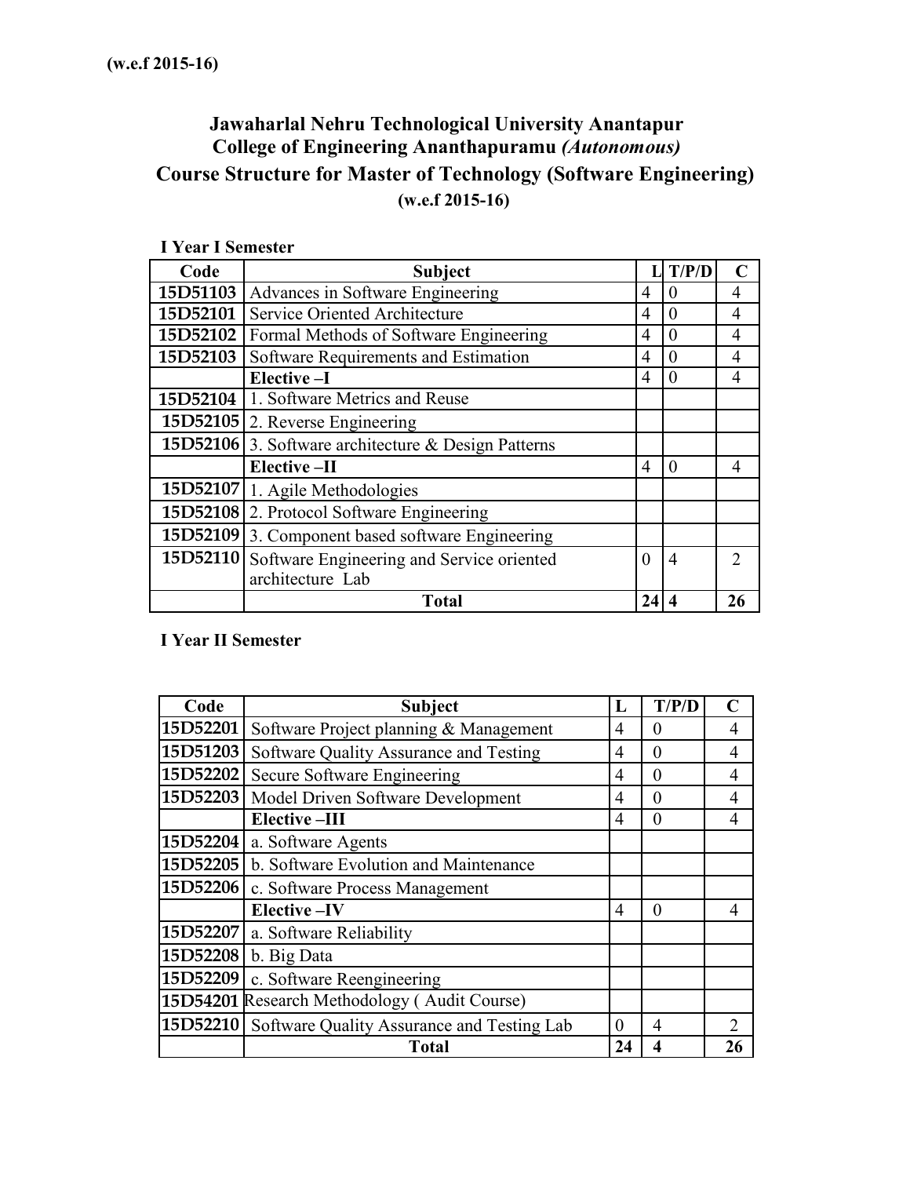**(w.e.f 2015-16)**

# Jawaharlal Nehru Technological University Anantapur
## College of Engineering Ananthapuramu *(Autonomous)*
## Course Structure for Master of Technology (Software Engineering)
**(w.e.f 2015-16)**

**I Year I Semester**

| Code | Subject | L | T/P/D | C |
|---|---|---|---|---|
| 15D51103 | Advances in Software Engineering | 4 | 0 | 4 |
| 15D52101 | Service Oriented Architecture | 4 | 0 | 4 |
| 15D52102 | Formal Methods of Software Engineering | 4 | 0 | 4 |
| 15D52103 | Software Requirements and Estimation | 4 | 0 | 4 |
| | **Elective –I** | 4 | 0 | 4 |
| 15D52104 | 1. Software Metrics and Reuse | | | |
| 15D52105 | 2. Reverse Engineering | | | |
| 15D52106 | 3. Software architecture & Design Patterns | | | |
| | **Elective –II** | 4 | 0 | 4 |
| 15D52107 | 1. Agile Methodologies | | | |
| 15D52108 | 2. Protocol Software Engineering | | | |
| 15D52109 | 3. Component based software Engineering | | | |
| 15D52110 | Software Engineering and Service oriented architecture Lab | 0 | 4 | 2 |
| | **Total** | **24** | **4** | **26** |

**I Year II Semester**

| Code | Subject | L | T/P/D | C |
|---|---|---|---|---|
| 15D52201 | Software Project planning & Management | 4 | 0 | 4 |
| 15D51203 | Software Quality Assurance and Testing | 4 | 0 | 4 |
| 15D52202 | Secure Software Engineering | 4 | 0 | 4 |
| 15D52203 | Model Driven Software Development | 4 | 0 | 4 |
| | **Elective –III** | 4 | 0 | 4 |
| 15D52204 | a. Software Agents | | | |
| 15D52205 | b. Software Evolution and Maintenance | | | |
| 15D52206 | c. Software Process Management | | | |
| | **Elective –IV** | 4 | 0 | 4 |
| 15D52207 | a. Software Reliability | | | |
| 15D52208 | b. Big Data | | | |
| 15D52209 | c. Software Reengineering | | | |
| 15D54201 | Research Methodology ( Audit Course) | | | |
| 15D52210 | Software Quality Assurance and Testing Lab | 0 | 4 | 2 |
| | **Total** | **24** | **4** | **26** |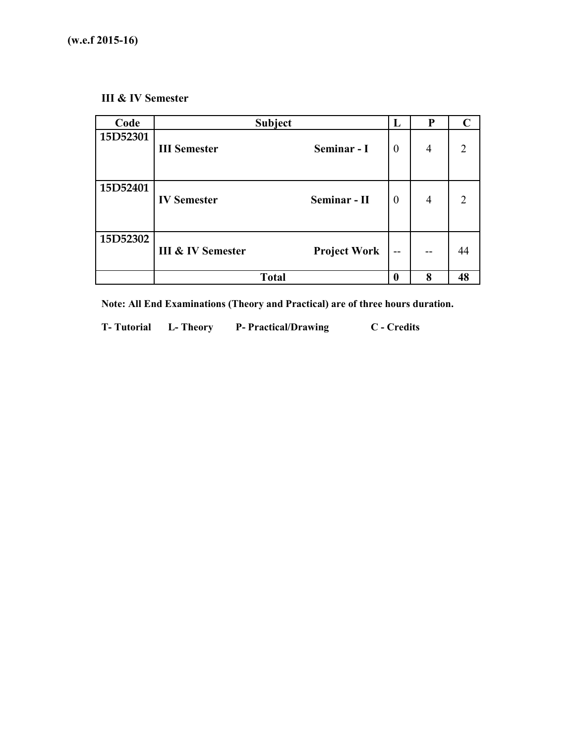**(w.e.f 2015-16)**

**III & IV Semester**

| Code | Subject | | L | P | C |
|---|---|---|---|---|---|
| 15D52301 | **III Semester** | **Seminar - I** | 0 | 4 | 2 |
| 15D52401 | **IV Semester** | **Seminar - II** | 0 | 4 | 2 |
| 15D52302 | **III & IV Semester** | **Project Work** | -- | -- | 44 |
| | **Total** | | **0** | **8** | **48** |

**Note: All End Examinations (Theory and Practical) are of three hours duration.**

**T- Tutorial L- Theory P- Practical/Drawing C - Credits**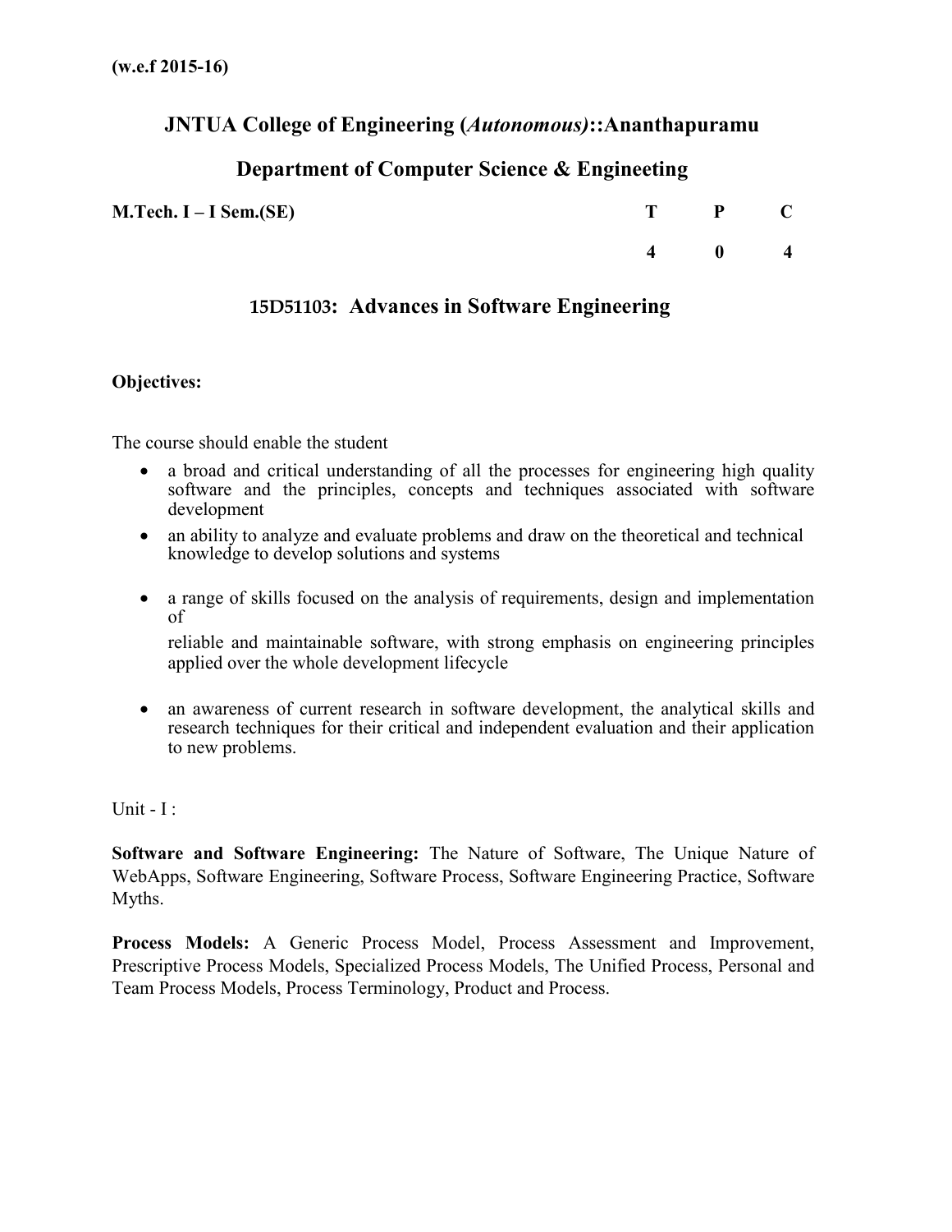**(w.e.f 2015-16)**

## JNTUA College of Engineering (*Autonomous*)::Ananthapuramu

## Department of Computer Science & Engineeting

| **M.Tech. I – I Sem.(SE)** | **T** | **P** | **C** |
|---|---|---|---|
| | **4** | **0** | **4** |

### 15D51103: Advances in Software Engineering

**Objectives:**

The course should enable the student

- a broad and critical understanding of all the processes for engineering high quality software and the principles, concepts and techniques associated with software development
- an ability to analyze and evaluate problems and draw on the theoretical and technical knowledge to develop solutions and systems
- a range of skills focused on the analysis of requirements, design and implementation of

  reliable and maintainable software, with strong emphasis on engineering principles applied over the whole development lifecycle
- an awareness of current research in software development, the analytical skills and research techniques for their critical and independent evaluation and their application to new problems.

Unit - I :

**Software and Software Engineering:** The Nature of Software, The Unique Nature of WebApps, Software Engineering, Software Process, Software Engineering Practice, Software Myths.

**Process Models:** A Generic Process Model, Process Assessment and Improvement, Prescriptive Process Models, Specialized Process Models, The Unified Process, Personal and Team Process Models, Process Terminology, Product and Process.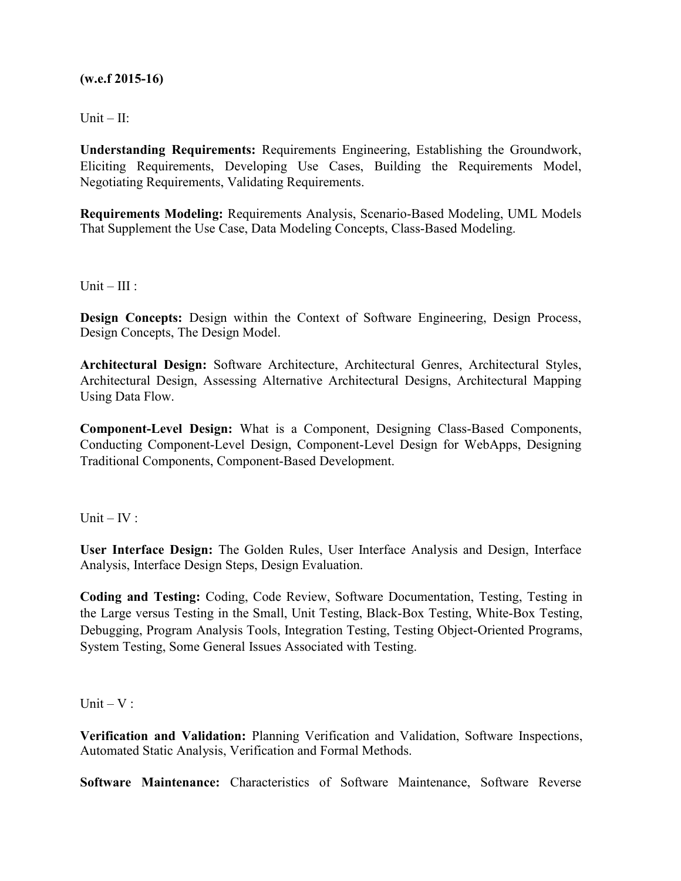**(w.e.f 2015-16)**

Unit – II:

**Understanding Requirements:** Requirements Engineering, Establishing the Groundwork, Eliciting Requirements, Developing Use Cases, Building the Requirements Model, Negotiating Requirements, Validating Requirements.

**Requirements Modeling:** Requirements Analysis, Scenario-Based Modeling, UML Models That Supplement the Use Case, Data Modeling Concepts, Class-Based Modeling.

Unit – III :

**Design Concepts:** Design within the Context of Software Engineering, Design Process, Design Concepts, The Design Model.

**Architectural Design:** Software Architecture, Architectural Genres, Architectural Styles, Architectural Design, Assessing Alternative Architectural Designs, Architectural Mapping Using Data Flow.

**Component-Level Design:** What is a Component, Designing Class-Based Components, Conducting Component-Level Design, Component-Level Design for WebApps, Designing Traditional Components, Component-Based Development.

Unit – IV :

**User Interface Design:** The Golden Rules, User Interface Analysis and Design, Interface Analysis, Interface Design Steps, Design Evaluation.

**Coding and Testing:** Coding, Code Review, Software Documentation, Testing, Testing in the Large versus Testing in the Small, Unit Testing, Black-Box Testing, White-Box Testing, Debugging, Program Analysis Tools, Integration Testing, Testing Object-Oriented Programs, System Testing, Some General Issues Associated with Testing.

Unit – V :

**Verification and Validation:** Planning Verification and Validation, Software Inspections, Automated Static Analysis, Verification and Formal Methods.

**Software Maintenance:** Characteristics of Software Maintenance, Software Reverse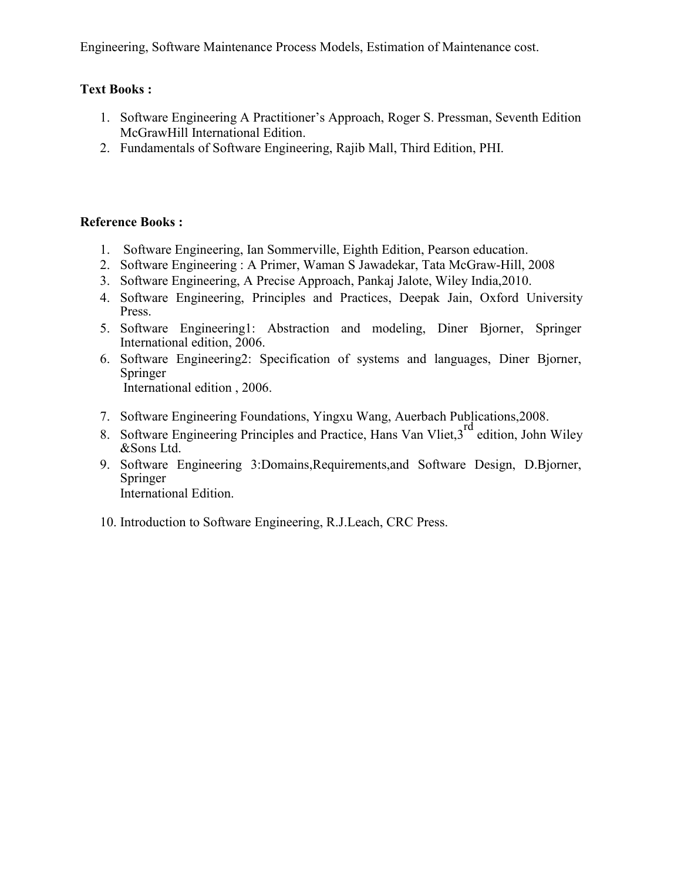Engineering, Software Maintenance Process Models, Estimation of Maintenance cost.

**Text Books :**

1. Software Engineering A Practitioner's Approach, Roger S. Pressman, Seventh Edition McGrawHill International Edition.
2. Fundamentals of Software Engineering, Rajib Mall, Third Edition, PHI.

**Reference Books :**

1. Software Engineering, Ian Sommerville, Eighth Edition, Pearson education.
2. Software Engineering : A Primer, Waman S Jawadekar, Tata McGraw-Hill, 2008
3. Software Engineering, A Precise Approach, Pankaj Jalote, Wiley India,2010.
4. Software Engineering, Principles and Practices, Deepak Jain, Oxford University Press.
5. Software Engineering1: Abstraction and modeling, Diner Bjorner, Springer International edition, 2006.
6. Software Engineering2: Specification of systems and languages, Diner Bjorner, Springer International edition , 2006.
7. Software Engineering Foundations, Yingxu Wang, Auerbach Publications,2008.
8. Software Engineering Principles and Practice, Hans Van Vliet,3rd edition, John Wiley &Sons Ltd.
9. Software Engineering 3:Domains,Requirements,and Software Design, D.Bjorner, Springer International Edition.
10. Introduction to Software Engineering, R.J.Leach, CRC Press.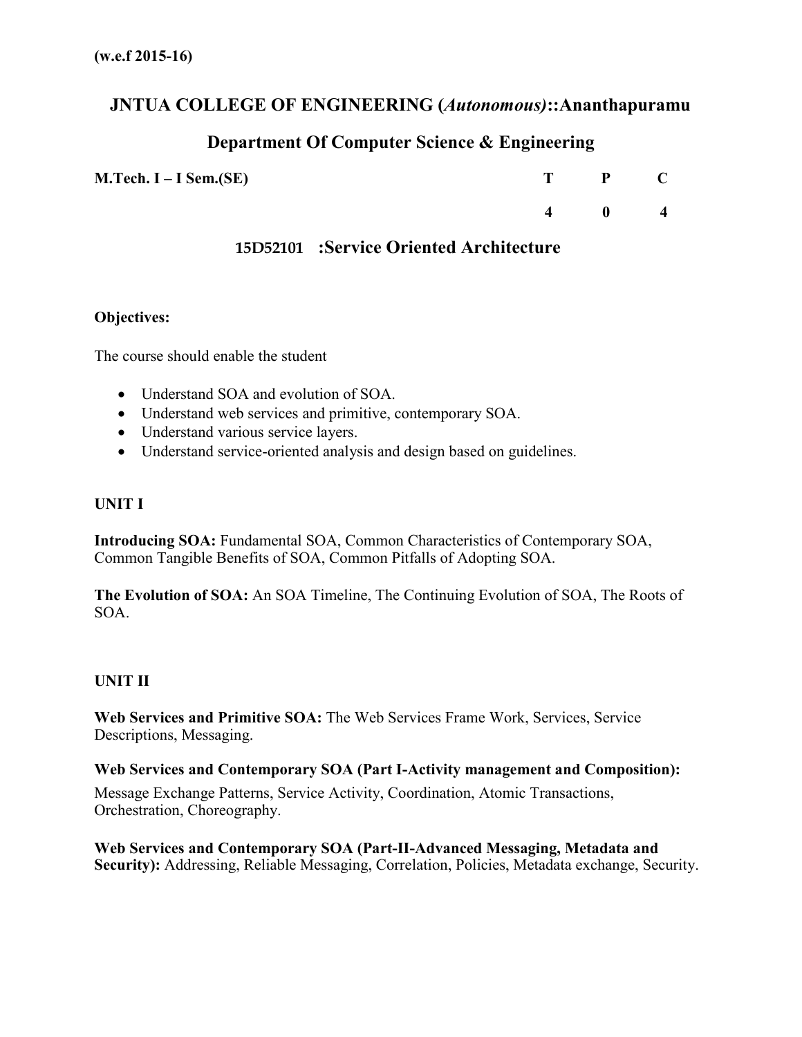**(w.e.f 2015-16)**

## JNTUA COLLEGE OF ENGINEERING (*Autonomous*)::Ananthapuramu

## Department Of Computer Science & Engineering

| **M.Tech. I – I Sem.(SE)** | **T** | **P** | **C** |
|---|---|---|---|
| | **4** | **0** | **4** |

### 15D52101 :Service Oriented Architecture

**Objectives:**

The course should enable the student

- Understand SOA and evolution of SOA.
- Understand web services and primitive, contemporary SOA.
- Understand various service layers.
- Understand service-oriented analysis and design based on guidelines.

**UNIT I**

**Introducing SOA:** Fundamental SOA, Common Characteristics of Contemporary SOA, Common Tangible Benefits of SOA, Common Pitfalls of Adopting SOA.

**The Evolution of SOA:** An SOA Timeline, The Continuing Evolution of SOA, The Roots of SOA.

**UNIT II**

**Web Services and Primitive SOA:** The Web Services Frame Work, Services, Service Descriptions, Messaging.

**Web Services and Contemporary SOA (Part I-Activity management and Composition):**

Message Exchange Patterns, Service Activity, Coordination, Atomic Transactions, Orchestration, Choreography.

**Web Services and Contemporary SOA (Part-II-Advanced Messaging, Metadata and Security):** Addressing, Reliable Messaging, Correlation, Policies, Metadata exchange, Security.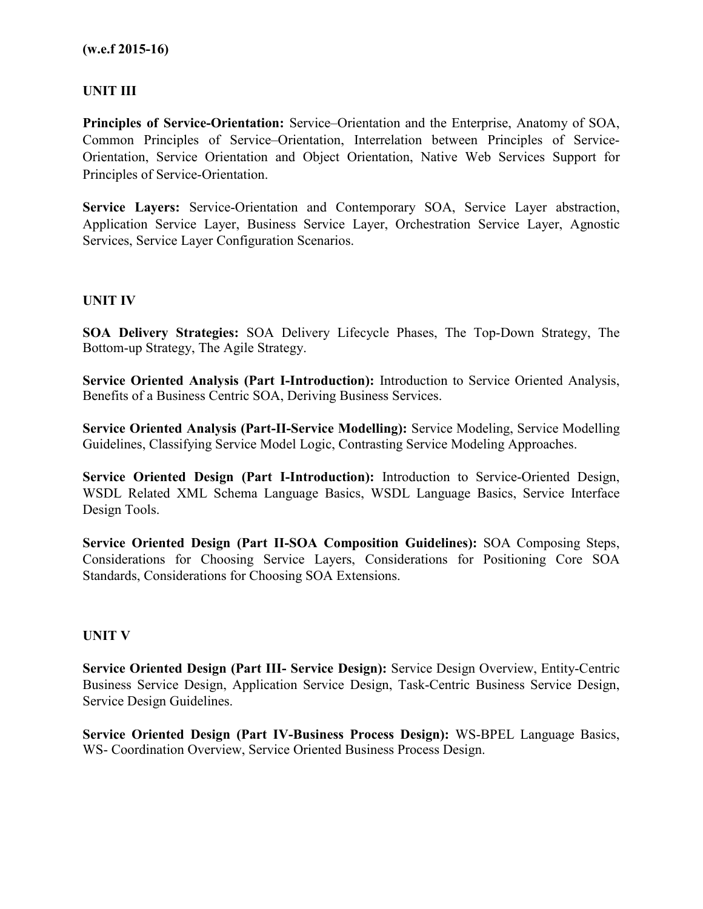**(w.e.f 2015-16)**

## UNIT III

**Principles of Service-Orientation:** Service–Orientation and the Enterprise, Anatomy of SOA, Common Principles of Service–Orientation, Interrelation between Principles of Service-Orientation, Service Orientation and Object Orientation, Native Web Services Support for Principles of Service-Orientation.

**Service Layers:** Service-Orientation and Contemporary SOA, Service Layer abstraction, Application Service Layer, Business Service Layer, Orchestration Service Layer, Agnostic Services, Service Layer Configuration Scenarios.

## UNIT IV

**SOA Delivery Strategies:** SOA Delivery Lifecycle Phases, The Top-Down Strategy, The Bottom-up Strategy, The Agile Strategy.

**Service Oriented Analysis (Part I-Introduction):** Introduction to Service Oriented Analysis, Benefits of a Business Centric SOA, Deriving Business Services.

**Service Oriented Analysis (Part-II-Service Modelling):** Service Modeling, Service Modelling Guidelines, Classifying Service Model Logic, Contrasting Service Modeling Approaches.

**Service Oriented Design (Part I-Introduction):** Introduction to Service-Oriented Design, WSDL Related XML Schema Language Basics, WSDL Language Basics, Service Interface Design Tools.

**Service Oriented Design (Part II-SOA Composition Guidelines):** SOA Composing Steps, Considerations for Choosing Service Layers, Considerations for Positioning Core SOA Standards, Considerations for Choosing SOA Extensions.

## UNIT V

**Service Oriented Design (Part III- Service Design):** Service Design Overview, Entity-Centric Business Service Design, Application Service Design, Task-Centric Business Service Design, Service Design Guidelines.

**Service Oriented Design (Part IV-Business Process Design):** WS-BPEL Language Basics, WS- Coordination Overview, Service Oriented Business Process Design.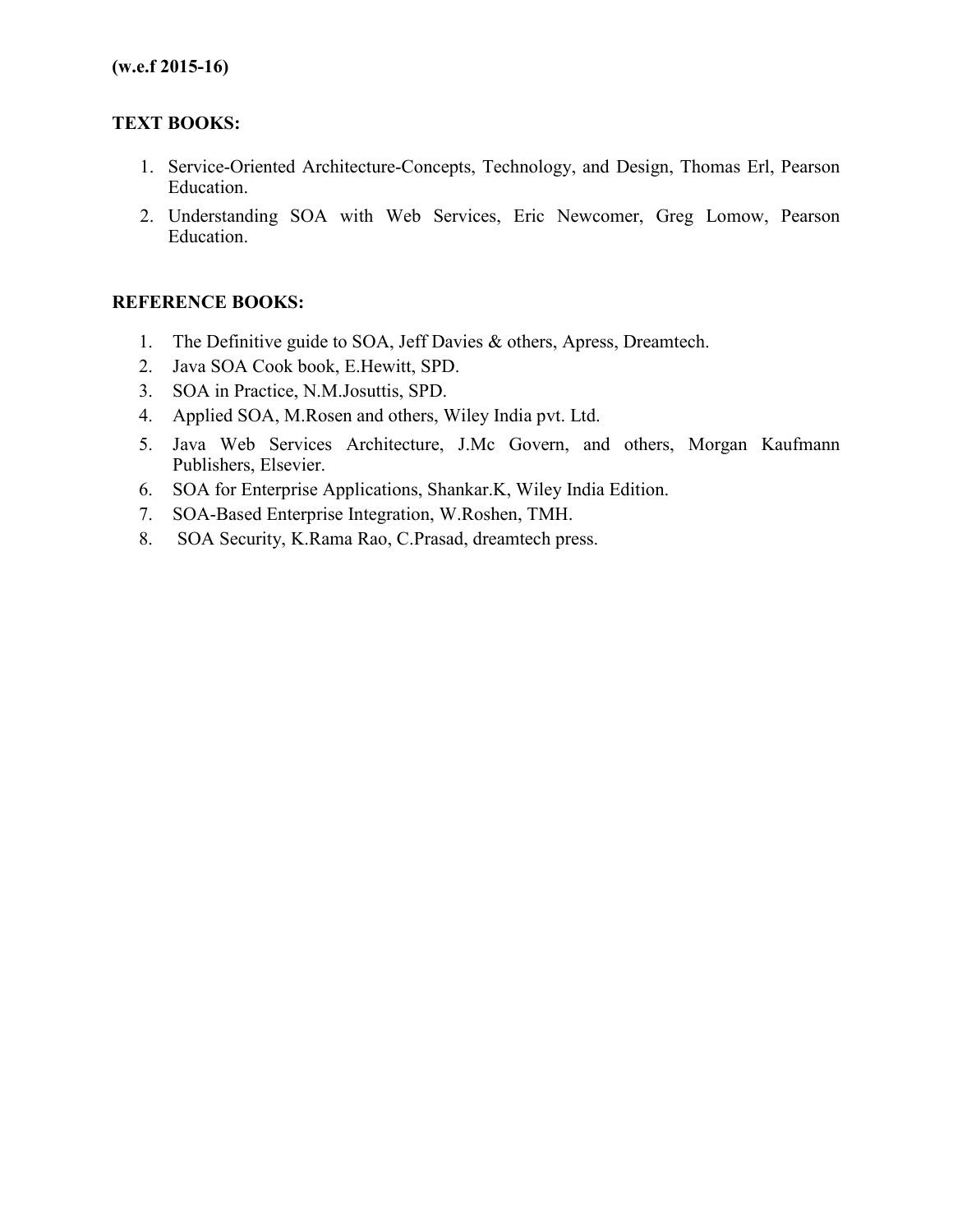**(w.e.f 2015-16)**

**TEXT BOOKS:**

1. Service-Oriented Architecture-Concepts, Technology, and Design, Thomas Erl, Pearson Education.
2. Understanding SOA with Web Services, Eric Newcomer, Greg Lomow, Pearson Education.

**REFERENCE BOOKS:**

1. The Definitive guide to SOA, Jeff Davies & others, Apress, Dreamtech.
2. Java SOA Cook book, E.Hewitt, SPD.
3. SOA in Practice, N.M.Josuttis, SPD.
4. Applied SOA, M.Rosen and others, Wiley India pvt. Ltd.
5. Java Web Services Architecture, J.Mc Govern, and others, Morgan Kaufmann Publishers, Elsevier.
6. SOA for Enterprise Applications, Shankar.K, Wiley India Edition.
7. SOA-Based Enterprise Integration, W.Roshen, TMH.
8. SOA Security, K.Rama Rao, C.Prasad, dreamtech press.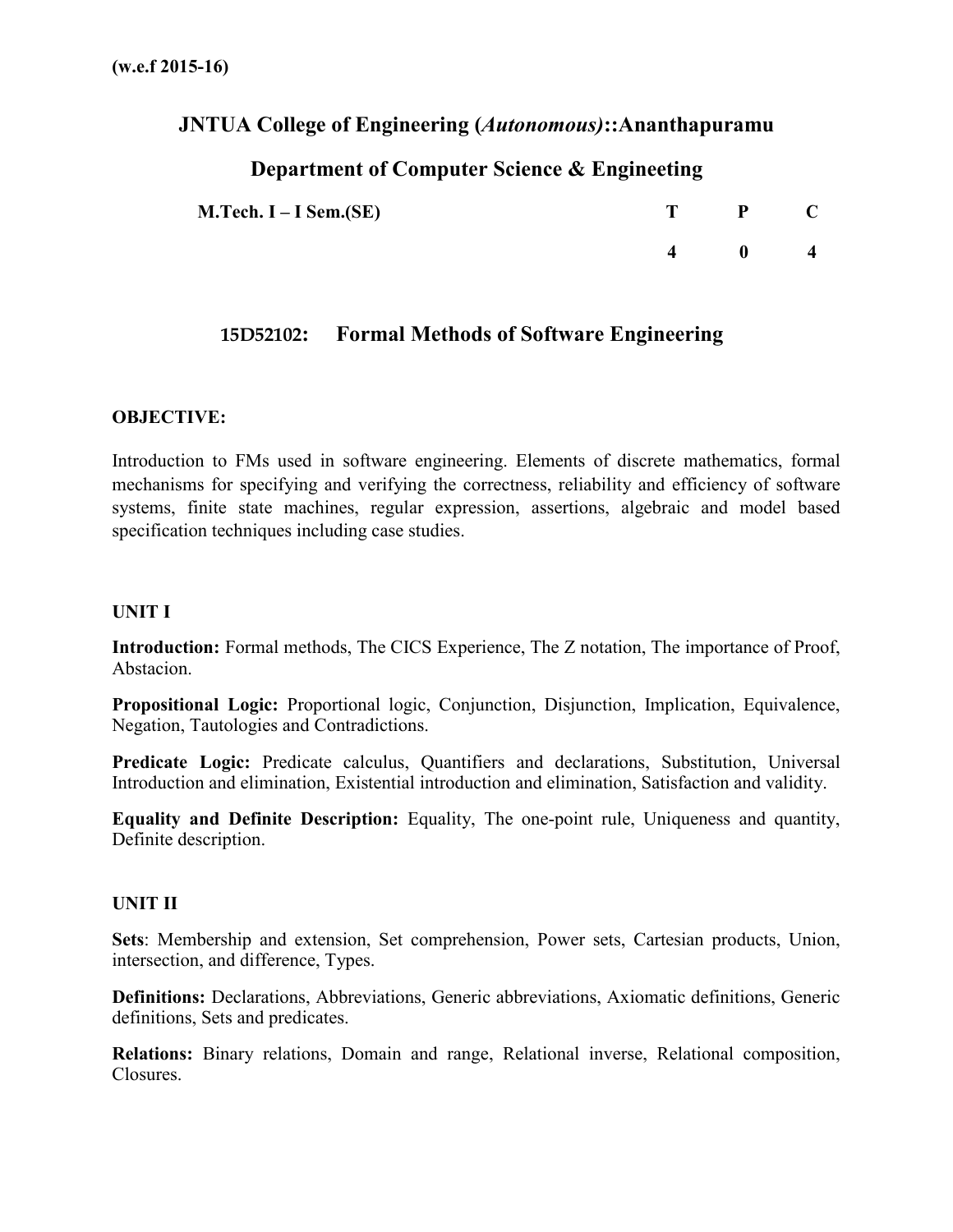(w.e.f 2015-16)

# JNTUA College of Engineering (*Autonomous*)::Ananthapuramu

## Department of Computer Science & Engineeting

| M.Tech. I – I Sem.(SE) | T | P | C |
|---|---|---|---|
| | 4 | 0 | 4 |

### 15D52102: Formal Methods of Software Engineering

**OBJECTIVE:**

Introduction to FMs used in software engineering. Elements of discrete mathematics, formal mechanisms for specifying and verifying the correctness, reliability and efficiency of software systems, finite state machines, regular expression, assertions, algebraic and model based specification techniques including case studies.

**UNIT I**

**Introduction:** Formal methods, The CICS Experience, The Z notation, The importance of Proof, Abstacion.

**Propositional Logic:** Proportional logic, Conjunction, Disjunction, Implication, Equivalence, Negation, Tautologies and Contradictions.

**Predicate Logic:** Predicate calculus, Quantifiers and declarations, Substitution, Universal Introduction and elimination, Existential introduction and elimination, Satisfaction and validity.

**Equality and Definite Description:** Equality, The one-point rule, Uniqueness and quantity, Definite description.

**UNIT II**

**Sets**: Membership and extension, Set comprehension, Power sets, Cartesian products, Union, intersection, and difference, Types.

**Definitions:** Declarations, Abbreviations, Generic abbreviations, Axiomatic definitions, Generic definitions, Sets and predicates.

**Relations:** Binary relations, Domain and range, Relational inverse, Relational composition, Closures.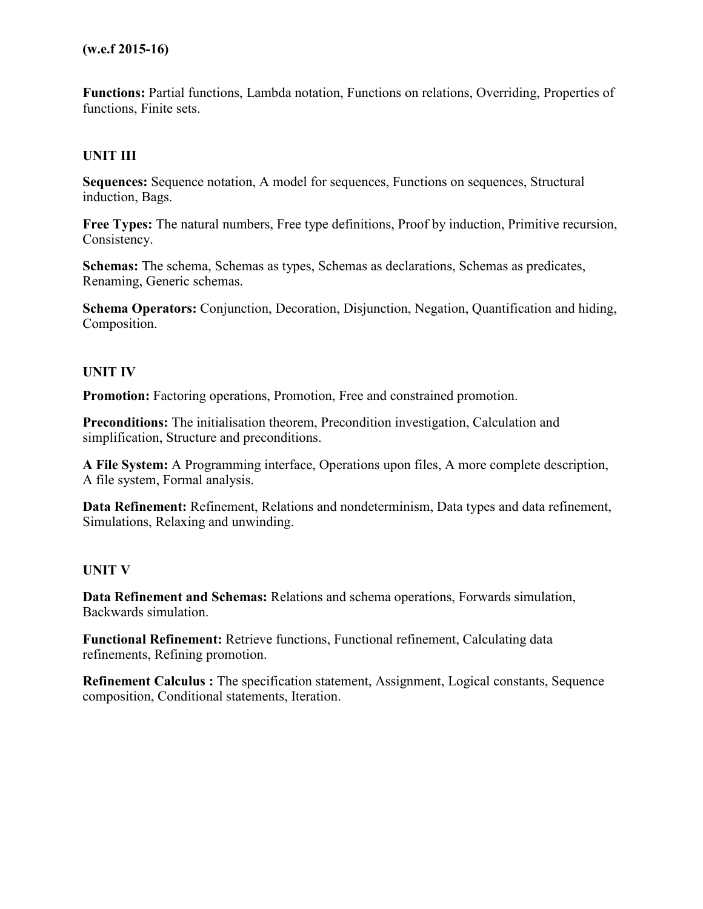**(w.e.f 2015-16)**

**Functions:** Partial functions, Lambda notation, Functions on relations, Overriding, Properties of functions, Finite sets.

### UNIT III

**Sequences:** Sequence notation, A model for sequences, Functions on sequences, Structural induction, Bags.

**Free Types:** The natural numbers, Free type definitions, Proof by induction, Primitive recursion, Consistency.

**Schemas:** The schema, Schemas as types, Schemas as declarations, Schemas as predicates, Renaming, Generic schemas.

**Schema Operators:** Conjunction, Decoration, Disjunction, Negation, Quantification and hiding, Composition.

### UNIT IV

**Promotion:** Factoring operations, Promotion, Free and constrained promotion.

**Preconditions:** The initialisation theorem, Precondition investigation, Calculation and simplification, Structure and preconditions.

**A File System:** A Programming interface, Operations upon files, A more complete description, A file system, Formal analysis.

**Data Refinement:** Refinement, Relations and nondeterminism, Data types and data refinement, Simulations, Relaxing and unwinding.

### UNIT V

**Data Refinement and Schemas:** Relations and schema operations, Forwards simulation, Backwards simulation.

**Functional Refinement:** Retrieve functions, Functional refinement, Calculating data refinements, Refining promotion.

**Refinement Calculus :** The specification statement, Assignment, Logical constants, Sequence composition, Conditional statements, Iteration.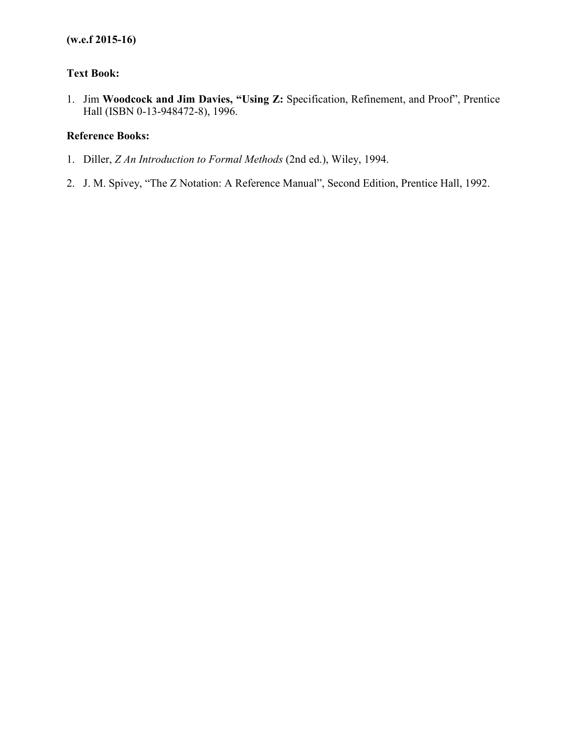**(w.e.f 2015-16)**

**Text Book:**

1. Jim **Woodcock and Jim Davies, "Using Z:** Specification, Refinement, and Proof", Prentice Hall (ISBN 0-13-948472-8), 1996.

**Reference Books:**

1. Diller, *Z An Introduction to Formal Methods* (2nd ed.), Wiley, 1994.
2. J. M. Spivey, "The Z Notation: A Reference Manual", Second Edition, Prentice Hall, 1992.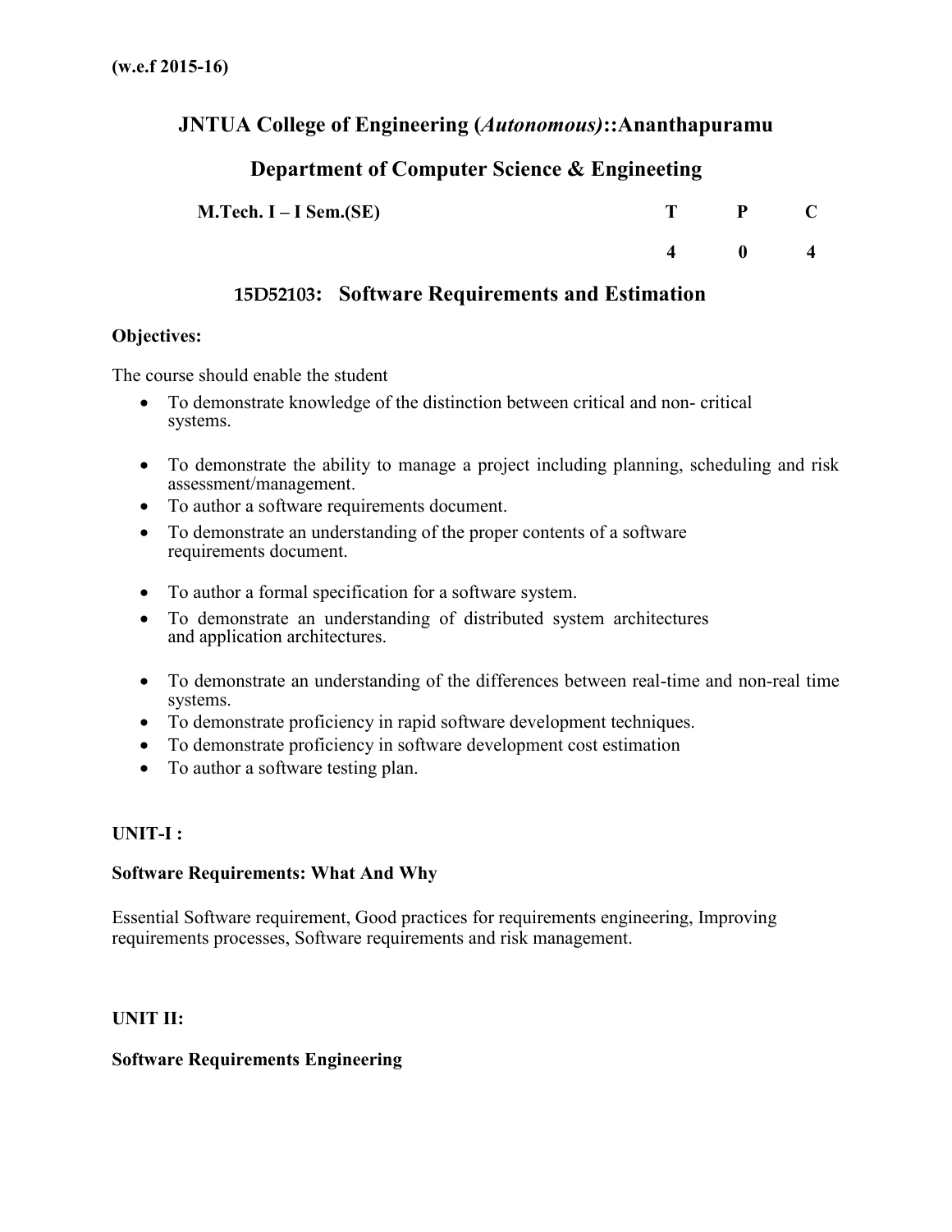**(w.e.f 2015-16)**

# JNTUA College of Engineering (*Autonomous*)::Ananthapuramu

## Department of Computer Science & Engineeting

| M.Tech. I – I Sem.(SE) | T | P | C |
|---|---|---|---|
| | 4 | 0 | 4 |

## 15D52103: Software Requirements and Estimation

**Objectives:**

The course should enable the student

- To demonstrate knowledge of the distinction between critical and non- critical systems.
- To demonstrate the ability to manage a project including planning, scheduling and risk assessment/management.
- To author a software requirements document.
- To demonstrate an understanding of the proper contents of a software requirements document.
- To author a formal specification for a software system.
- To demonstrate an understanding of distributed system architectures and application architectures.
- To demonstrate an understanding of the differences between real-time and non-real time systems.
- To demonstrate proficiency in rapid software development techniques.
- To demonstrate proficiency in software development cost estimation
- To author a software testing plan.

**UNIT-I :**

**Software Requirements: What And Why**

Essential Software requirement, Good practices for requirements engineering, Improving requirements processes, Software requirements and risk management.

**UNIT II:**

**Software Requirements Engineering**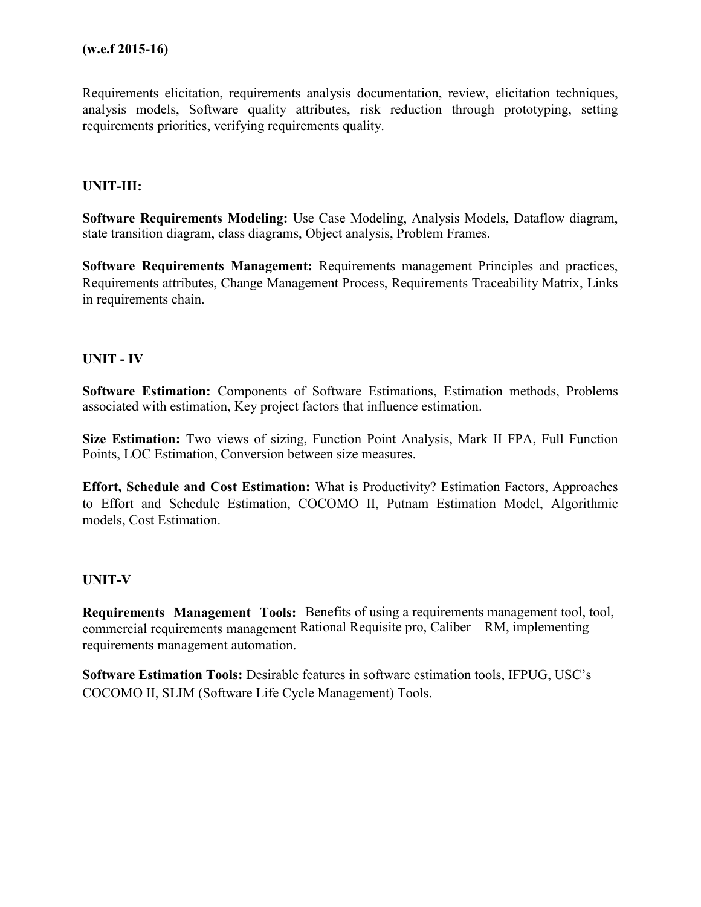**(w.e.f 2015-16)**

Requirements elicitation, requirements analysis documentation, review, elicitation techniques, analysis models, Software quality attributes, risk reduction through prototyping, setting requirements priorities, verifying requirements quality.

**UNIT-III:**

**Software Requirements Modeling:** Use Case Modeling, Analysis Models, Dataflow diagram, state transition diagram, class diagrams, Object analysis, Problem Frames.

**Software Requirements Management:** Requirements management Principles and practices, Requirements attributes, Change Management Process, Requirements Traceability Matrix, Links in requirements chain.

**UNIT - IV**

**Software Estimation:** Components of Software Estimations, Estimation methods, Problems associated with estimation, Key project factors that influence estimation.

**Size Estimation:** Two views of sizing, Function Point Analysis, Mark II FPA, Full Function Points, LOC Estimation, Conversion between size measures.

**Effort, Schedule and Cost Estimation:** What is Productivity? Estimation Factors, Approaches to Effort and Schedule Estimation, COCOMO II, Putnam Estimation Model, Algorithmic models, Cost Estimation.

**UNIT-V**

**Requirements Management Tools:** Benefits of using a requirements management tool, commercial requirements management tool, Rational Requisite pro, Caliber – RM, implementing requirements management automation.

**Software Estimation Tools:** Desirable features in software estimation tools, IFPUG, USC's COCOMO II, SLIM (Software Life Cycle Management) Tools.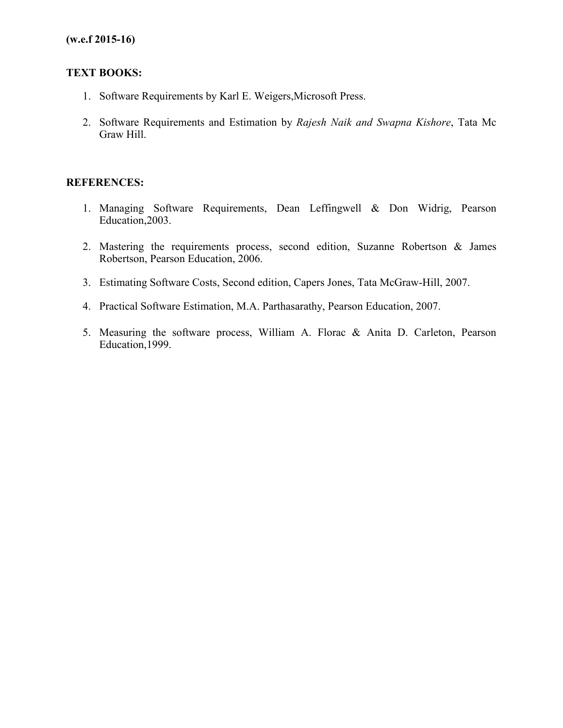**(w.e.f 2015-16)**

**TEXT BOOKS:**

1. Software Requirements by Karl E. Weigers,Microsoft Press.
2. Software Requirements and Estimation by *Rajesh Naik and Swapna Kishore*, Tata Mc Graw Hill.

**REFERENCES:**

1. Managing Software Requirements, Dean Leffingwell & Don Widrig, Pearson Education,2003.
2. Mastering the requirements process, second edition, Suzanne Robertson & James Robertson, Pearson Education, 2006.
3. Estimating Software Costs, Second edition, Capers Jones, Tata McGraw-Hill, 2007.
4. Practical Software Estimation, M.A. Parthasarathy, Pearson Education, 2007.
5. Measuring the software process, William A. Florac & Anita D. Carleton, Pearson Education,1999.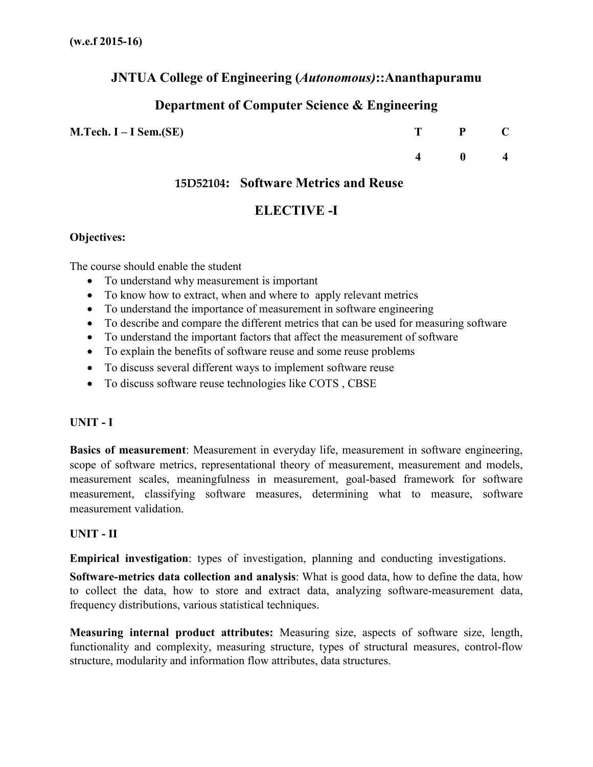**(w.e.f 2015-16)**

## JNTUA College of Engineering (*Autonomous*)::Ananthapuramu

## Department of Computer Science & Engineering

| **M.Tech. I – I Sem.(SE)** | **T** | **P** | **C** |
|---|---|---|---|
| | **4** | **0** | **4** |

### 15D52104: Software Metrics and Reuse

### ELECTIVE -I

**Objectives:**

The course should enable the student

- To understand why measurement is important
- To know how to extract, when and where to apply relevant metrics
- To understand the importance of measurement in software engineering
- To describe and compare the different metrics that can be used for measuring software
- To understand the important factors that affect the measurement of software
- To explain the benefits of software reuse and some reuse problems
- To discuss several different ways to implement software reuse
- To discuss software reuse technologies like COTS , CBSE

**UNIT - I**

**Basics of measurement**: Measurement in everyday life, measurement in software engineering, scope of software metrics, representational theory of measurement, measurement and models, measurement scales, meaningfulness in measurement, goal-based framework for software measurement, classifying software measures, determining what to measure, software measurement validation.

**UNIT - II**

**Empirical investigation**: types of investigation, planning and conducting investigations.

**Software-metrics data collection and analysis**: What is good data, how to define the data, how to collect the data, how to store and extract data, analyzing software-measurement data, frequency distributions, various statistical techniques.

**Measuring internal product attributes:** Measuring size, aspects of software size, length, functionality and complexity, measuring structure, types of structural measures, control-flow structure, modularity and information flow attributes, data structures.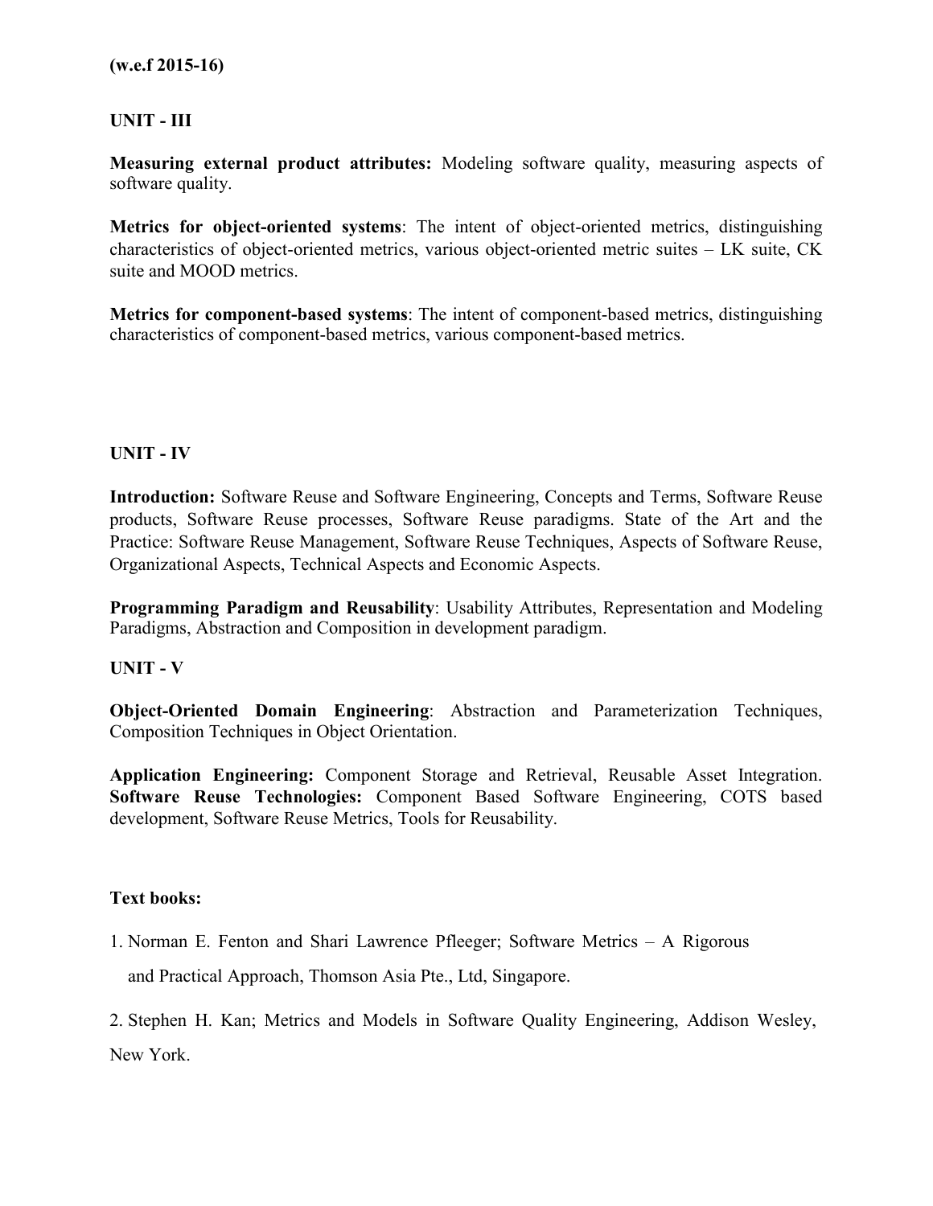**(w.e.f 2015-16)**

## UNIT - III

**Measuring external product attributes:** Modeling software quality, measuring aspects of software quality.

**Metrics for object-oriented systems**: The intent of object-oriented metrics, distinguishing characteristics of object-oriented metrics, various object-oriented metric suites – LK suite, CK suite and MOOD metrics.

**Metrics for component-based systems**: The intent of component-based metrics, distinguishing characteristics of component-based metrics, various component-based metrics.

## UNIT - IV

**Introduction:** Software Reuse and Software Engineering, Concepts and Terms, Software Reuse products, Software Reuse processes, Software Reuse paradigms. State of the Art and the Practice: Software Reuse Management, Software Reuse Techniques, Aspects of Software Reuse, Organizational Aspects, Technical Aspects and Economic Aspects.

**Programming Paradigm and Reusability**: Usability Attributes, Representation and Modeling Paradigms, Abstraction and Composition in development paradigm.

## UNIT - V

**Object-Oriented Domain Engineering**: Abstraction and Parameterization Techniques, Composition Techniques in Object Orientation.

**Application Engineering:** Component Storage and Retrieval, Reusable Asset Integration. **Software Reuse Technologies:** Component Based Software Engineering, COTS based development, Software Reuse Metrics, Tools for Reusability.

**Text books:**

1. Norman E. Fenton and Shari Lawrence Pfleeger; Software Metrics – A Rigorous and Practical Approach, Thomson Asia Pte., Ltd, Singapore.
2. Stephen H. Kan; Metrics and Models in Software Quality Engineering, Addison Wesley, New York.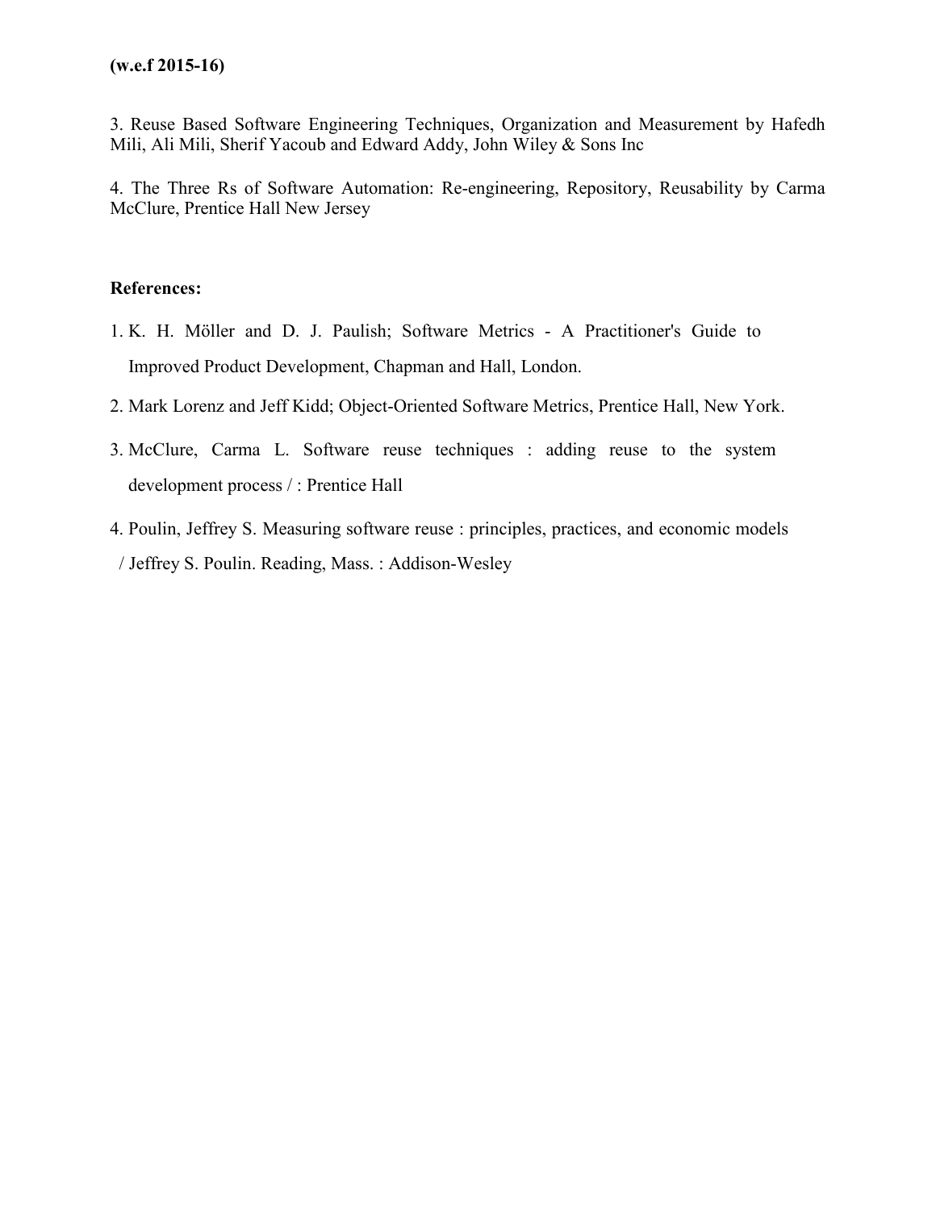**(w.e.f 2015-16)**

3. Reuse Based Software Engineering Techniques, Organization and Measurement by Hafedh Mili, Ali Mili, Sherif Yacoub and Edward Addy, John Wiley & Sons Inc

4. The Three Rs of Software Automation: Re-engineering, Repository, Reusability by Carma McClure, Prentice Hall New Jersey

**References:**

1. K. H. Möller and D. J. Paulish; Software Metrics - A Practitioner's Guide to Improved Product Development, Chapman and Hall, London.
2. Mark Lorenz and Jeff Kidd; Object-Oriented Software Metrics, Prentice Hall, New York.
3. McClure, Carma L. Software reuse techniques : adding reuse to the system development process / : Prentice Hall
4. Poulin, Jeffrey S. Measuring software reuse : principles, practices, and economic models / Jeffrey S. Poulin. Reading, Mass. : Addison-Wesley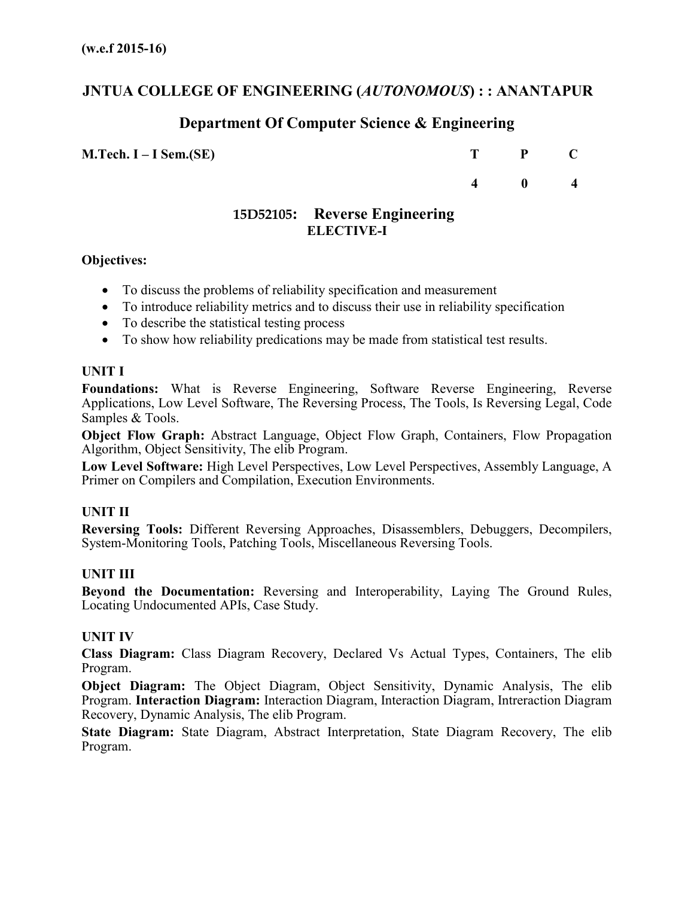**(w.e.f 2015-16)**

# JNTUA COLLEGE OF ENGINEERING (*AUTONOMOUS*) : : ANANTAPUR

## Department Of Computer Science & Engineering

| **M.Tech. I – I Sem.(SE)** | **T** | **P** | **C** |
|---|---|---|---|
| | **4** | **0** | **4** |

### 15D52105: Reverse Engineering
**ELECTIVE-I**

**Objectives:**

- To discuss the problems of reliability specification and measurement
- To introduce reliability metrics and to discuss their use in reliability specification
- To describe the statistical testing process
- To show how reliability predications may be made from statistical test results.

**UNIT I**

**Foundations:** What is Reverse Engineering, Software Reverse Engineering, Reverse Applications, Low Level Software, The Reversing Process, The Tools, Is Reversing Legal, Code Samples & Tools.

**Object Flow Graph:** Abstract Language, Object Flow Graph, Containers, Flow Propagation Algorithm, Object Sensitivity, The elib Program.

**Low Level Software:** High Level Perspectives, Low Level Perspectives, Assembly Language, A Primer on Compilers and Compilation, Execution Environments.

**UNIT II**

**Reversing Tools:** Different Reversing Approaches, Disassemblers, Debuggers, Decompilers, System-Monitoring Tools, Patching Tools, Miscellaneous Reversing Tools.

**UNIT III**

**Beyond the Documentation:** Reversing and Interoperability, Laying The Ground Rules, Locating Undocumented APIs, Case Study.

**UNIT IV**

**Class Diagram:** Class Diagram Recovery, Declared Vs Actual Types, Containers, The elib Program.

**Object Diagram:** The Object Diagram, Object Sensitivity, Dynamic Analysis, The elib Program. **Interaction Diagram:** Interaction Diagram, Interaction Diagram, Intreraction Diagram Recovery, Dynamic Analysis, The elib Program.

**State Diagram:** State Diagram, Abstract Interpretation, State Diagram Recovery, The elib Program.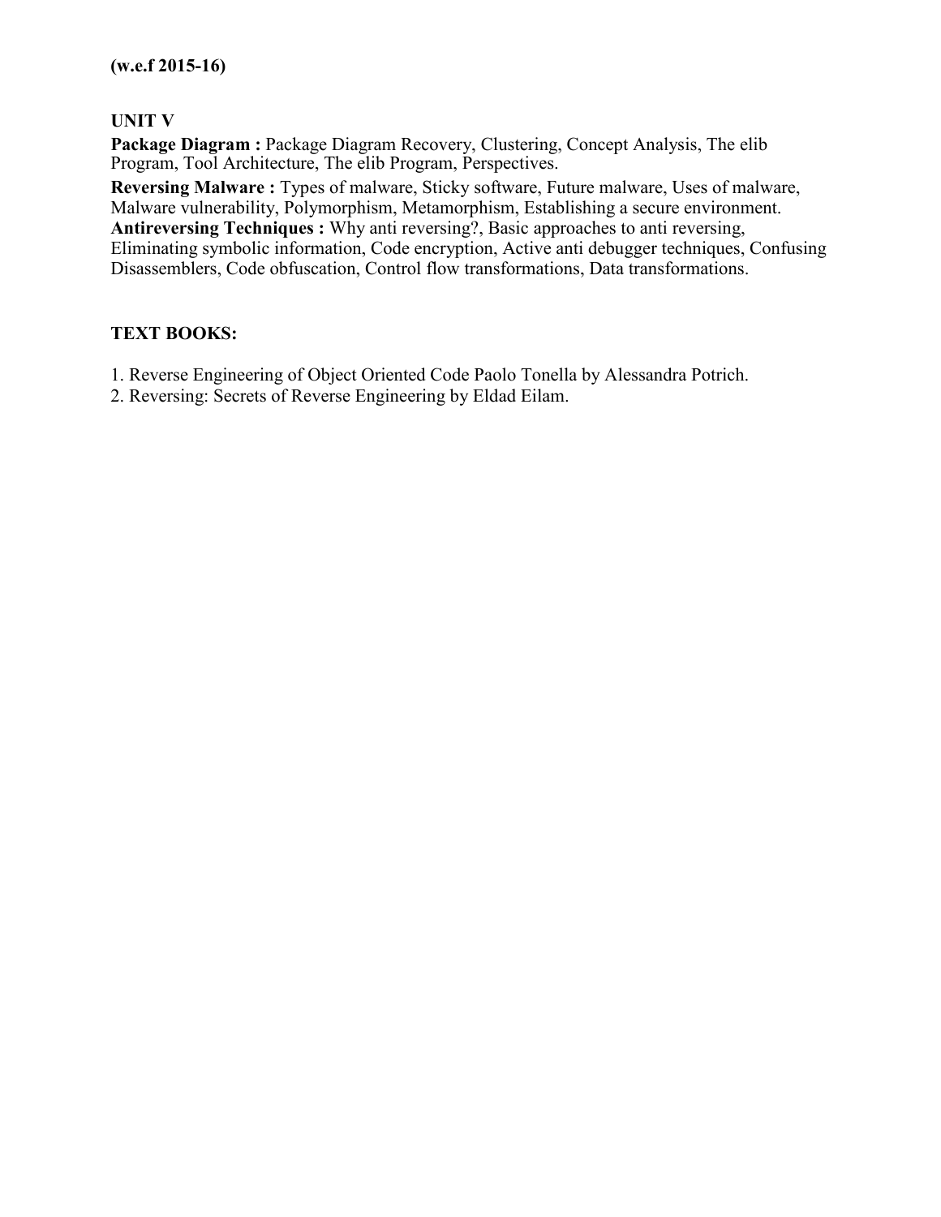**(w.e.f 2015-16)**

## UNIT V

**Package Diagram :** Package Diagram Recovery, Clustering, Concept Analysis, The elib Program, Tool Architecture, The elib Program, Perspectives.

**Reversing Malware :** Types of malware, Sticky software, Future malware, Uses of malware, Malware vulnerability, Polymorphism, Metamorphism, Establishing a secure environment.

**Antireversing Techniques :** Why anti reversing?, Basic approaches to anti reversing, Eliminating symbolic information, Code encryption, Active anti debugger techniques, Confusing Disassemblers, Code obfuscation, Control flow transformations, Data transformations.

## TEXT BOOKS:

1. Reverse Engineering of Object Oriented Code Paolo Tonella by Alessandra Potrich.
2. Reversing: Secrets of Reverse Engineering by Eldad Eilam.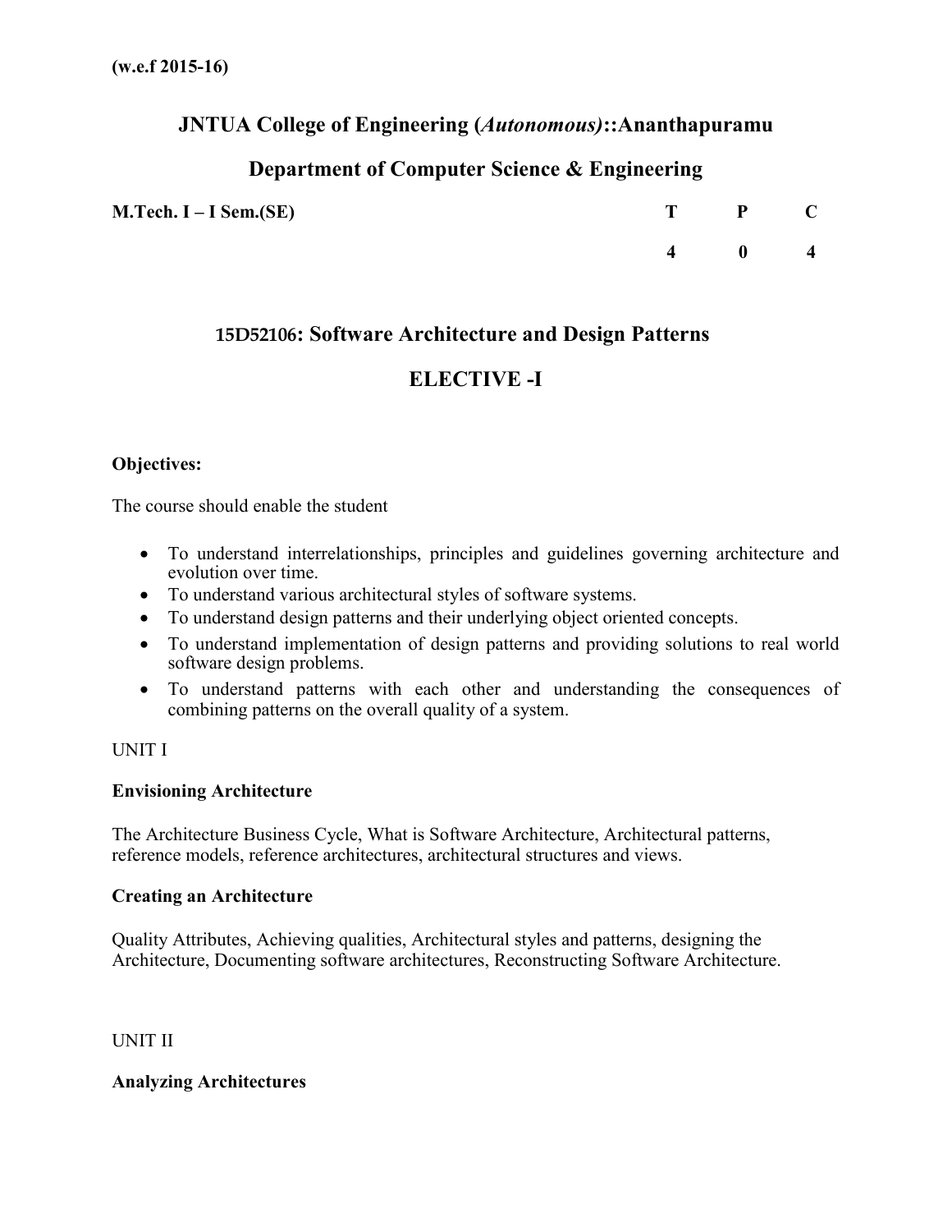**(w.e.f 2015-16)**

## JNTUA College of Engineering (*Autonomous*)::Ananthapuramu

## Department of Computer Science & Engineering

| **M.Tech. I – I Sem.(SE)** | **T** | **P** | **C** |
|---|---|---|---|
| | **4** | **0** | **4** |

### 15D52106: Software Architecture and Design Patterns

### ELECTIVE -I

**Objectives:**

The course should enable the student

- To understand interrelationships, principles and guidelines governing architecture and evolution over time.
- To understand various architectural styles of software systems.
- To understand design patterns and their underlying object oriented concepts.
- To understand implementation of design patterns and providing solutions to real world software design problems.
- To understand patterns with each other and understanding the consequences of combining patterns on the overall quality of a system.

UNIT I

**Envisioning Architecture**

The Architecture Business Cycle, What is Software Architecture, Architectural patterns, reference models, reference architectures, architectural structures and views.

**Creating an Architecture**

Quality Attributes, Achieving qualities, Architectural styles and patterns, designing the Architecture, Documenting software architectures, Reconstructing Software Architecture.

UNIT II

**Analyzing Architectures**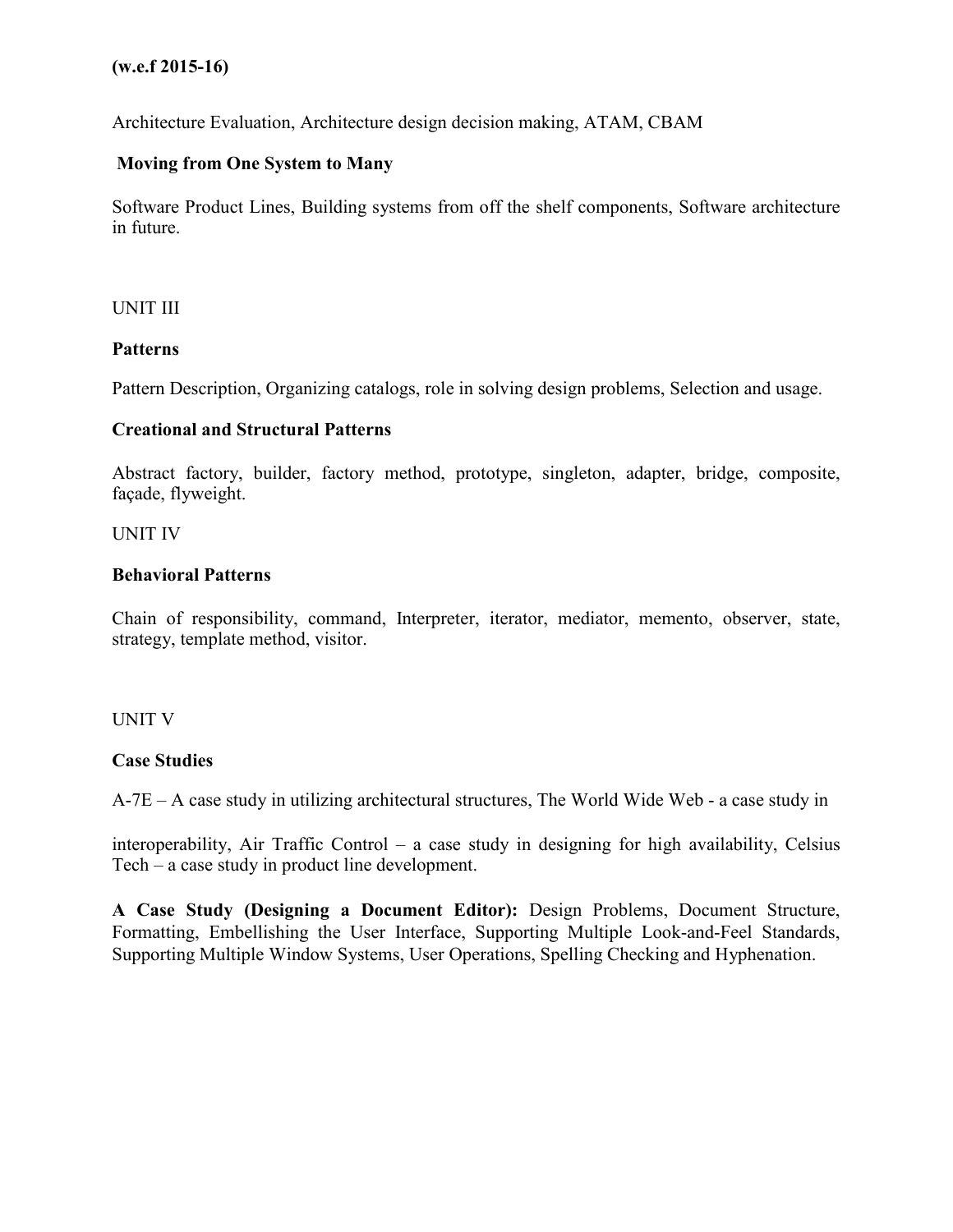**(w.e.f 2015-16)**

Architecture Evaluation, Architecture design decision making, ATAM, CBAM

**Moving from One System to Many**

Software Product Lines, Building systems from off the shelf components, Software architecture in future.

UNIT III

**Patterns**

Pattern Description, Organizing catalogs, role in solving design problems, Selection and usage.

**Creational and Structural Patterns**

Abstract factory, builder, factory method, prototype, singleton, adapter, bridge, composite, façade, flyweight.

UNIT IV

**Behavioral Patterns**

Chain of responsibility, command, Interpreter, iterator, mediator, memento, observer, state, strategy, template method, visitor.

UNIT V

**Case Studies**

A-7E – A case study in utilizing architectural structures, The World Wide Web - a case study in

interoperability, Air Traffic Control – a case study in designing for high availability, Celsius Tech – a case study in product line development.

**A Case Study (Designing a Document Editor):** Design Problems, Document Structure, Formatting, Embellishing the User Interface, Supporting Multiple Look-and-Feel Standards, Supporting Multiple Window Systems, User Operations, Spelling Checking and Hyphenation.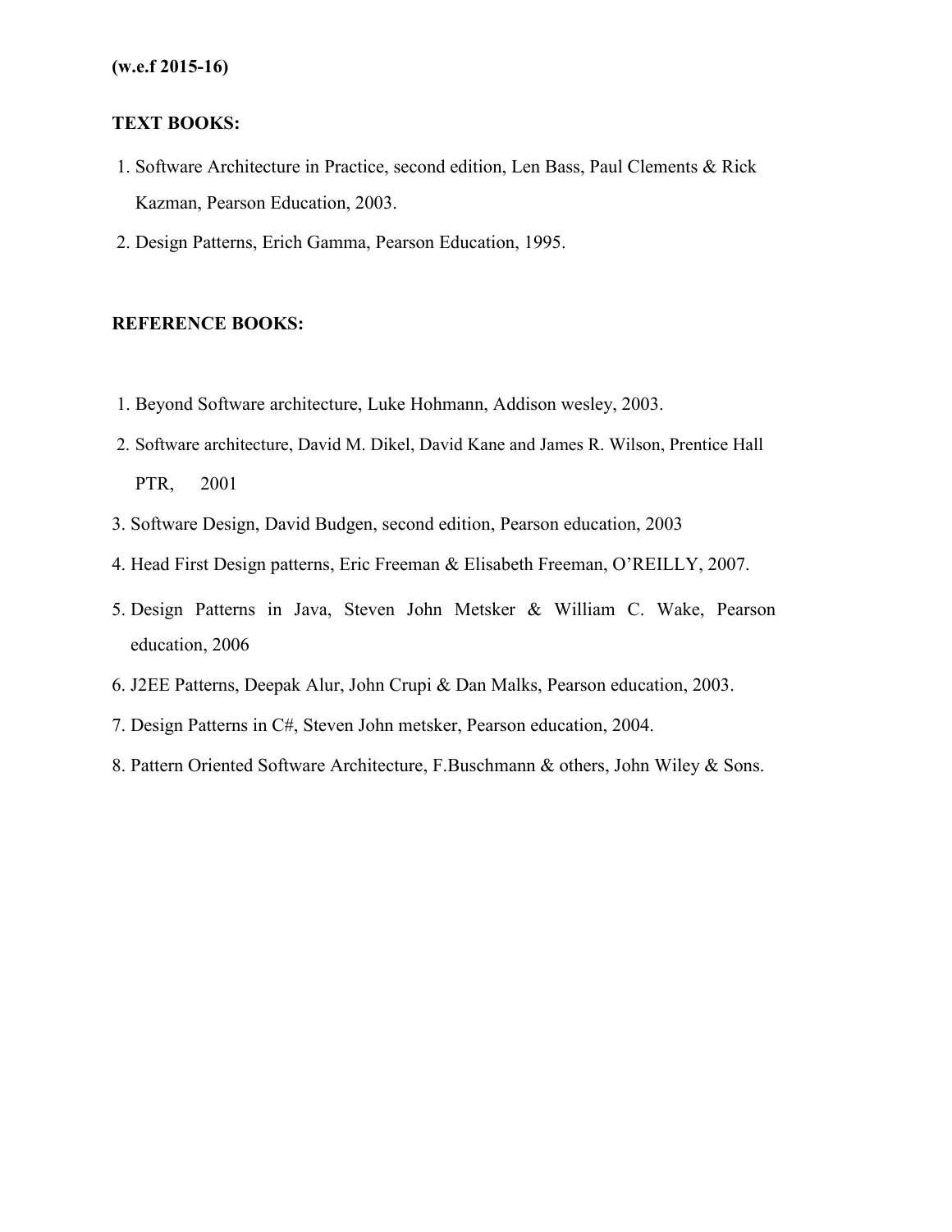**(w.e.f 2015-16)**

**TEXT BOOKS:**

1. Software Architecture in Practice, second edition, Len Bass, Paul Clements & Rick Kazman, Pearson Education, 2003.
2. Design Patterns, Erich Gamma, Pearson Education, 1995.

**REFERENCE BOOKS:**

1. Beyond Software architecture, Luke Hohmann, Addison wesley, 2003.
2. Software architecture, David M. Dikel, David Kane and James R. Wilson, Prentice Hall PTR, 2001
3. Software Design, David Budgen, second edition, Pearson education, 2003
4. Head First Design patterns, Eric Freeman & Elisabeth Freeman, O'REILLY, 2007.
5. Design Patterns in Java, Steven John Metsker & William C. Wake, Pearson education, 2006
6. J2EE Patterns, Deepak Alur, John Crupi & Dan Malks, Pearson education, 2003.
7. Design Patterns in C#, Steven John metsker, Pearson education, 2004.
8. Pattern Oriented Software Architecture, F.Buschmann & others, John Wiley & Sons.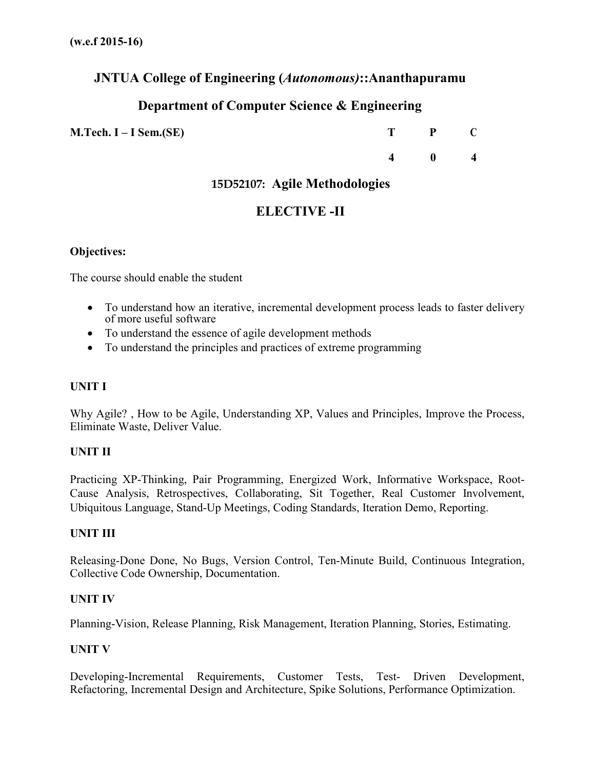**(w.e.f 2015-16)**

# JNTUA College of Engineering (*Autonomous*)::Ananthapuramu

## Department of Computer Science & Engineering

| **M.Tech. I – I Sem.(SE)** | **T** | **P** | **C** |
|---|---|---|---|
| | **4** | **0** | **4** |

## 15D52107: Agile Methodologies

## ELECTIVE -II

**Objectives:**

The course should enable the student

- To understand how an iterative, incremental development process leads to faster delivery of more useful software
- To understand the essence of agile development methods
- To understand the principles and practices of extreme programming

**UNIT I**

Why Agile? , How to be Agile, Understanding XP, Values and Principles, Improve the Process, Eliminate Waste, Deliver Value.

**UNIT II**

Practicing XP-Thinking, Pair Programming, Energized Work, Informative Workspace, Root-Cause Analysis, Retrospectives, Collaborating, Sit Together, Real Customer Involvement, Ubiquitous Language, Stand-Up Meetings, Coding Standards, Iteration Demo, Reporting.

**UNIT III**

Releasing-Done Done, No Bugs, Version Control, Ten-Minute Build, Continuous Integration, Collective Code Ownership, Documentation.

**UNIT IV**

Planning-Vision, Release Planning, Risk Management, Iteration Planning, Stories, Estimating.

**UNIT V**

Developing-Incremental Requirements, Customer Tests, Test- Driven Development, Refactoring, Incremental Design and Architecture, Spike Solutions, Performance Optimization.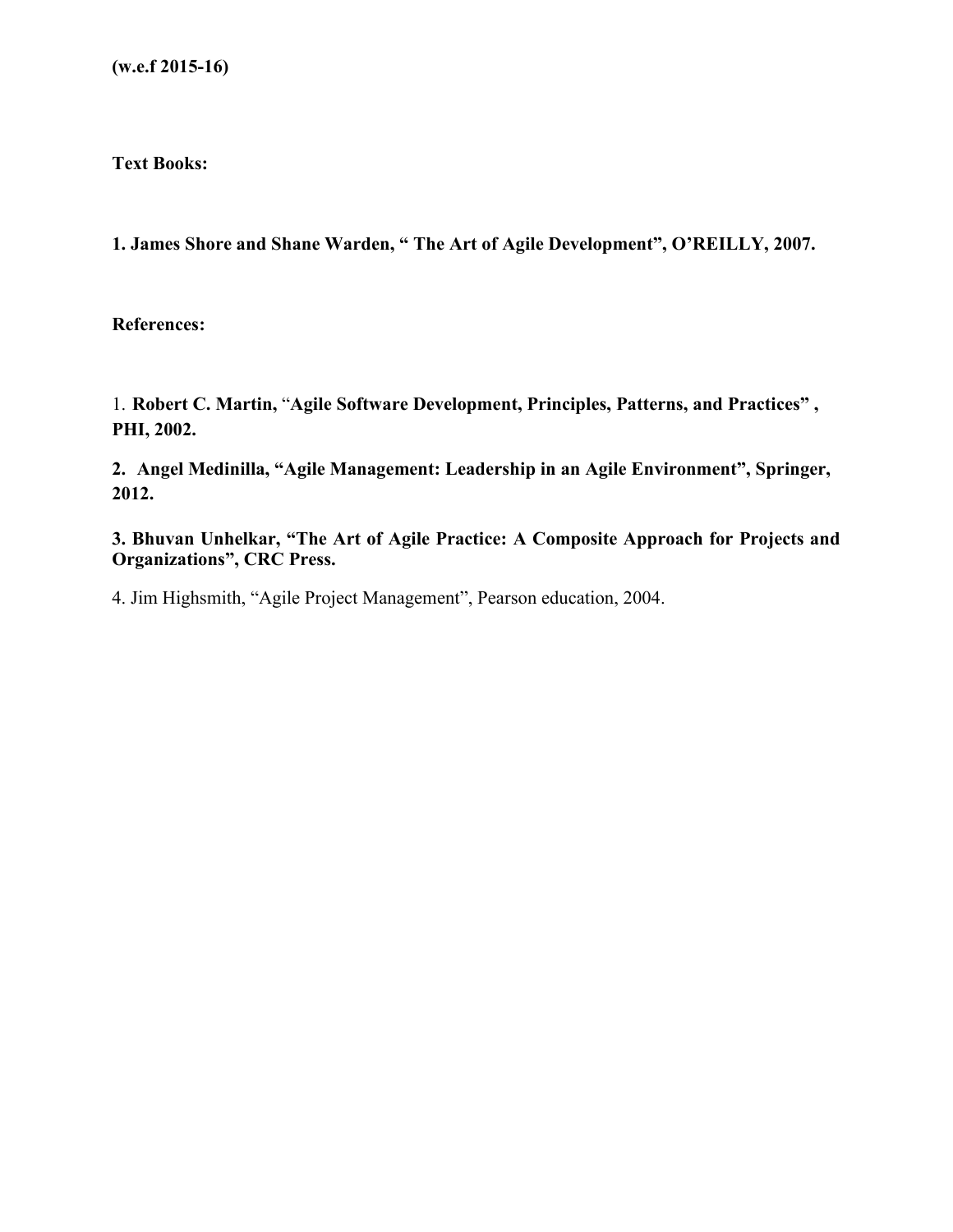**(w.e.f 2015-16)**

**Text Books:**

**1. James Shore and Shane Warden, " The Art of Agile Development", O'REILLY, 2007.**

**References:**

1. **Robert C. Martin,** "**Agile Software Development, Principles, Patterns, and Practices" , PHI, 2002.**

**2. Angel Medinilla, "Agile Management: Leadership in an Agile Environment", Springer, 2012.**

**3. Bhuvan Unhelkar, "The Art of Agile Practice: A Composite Approach for Projects and Organizations", CRC Press.**

4. Jim Highsmith, "Agile Project Management", Pearson education, 2004.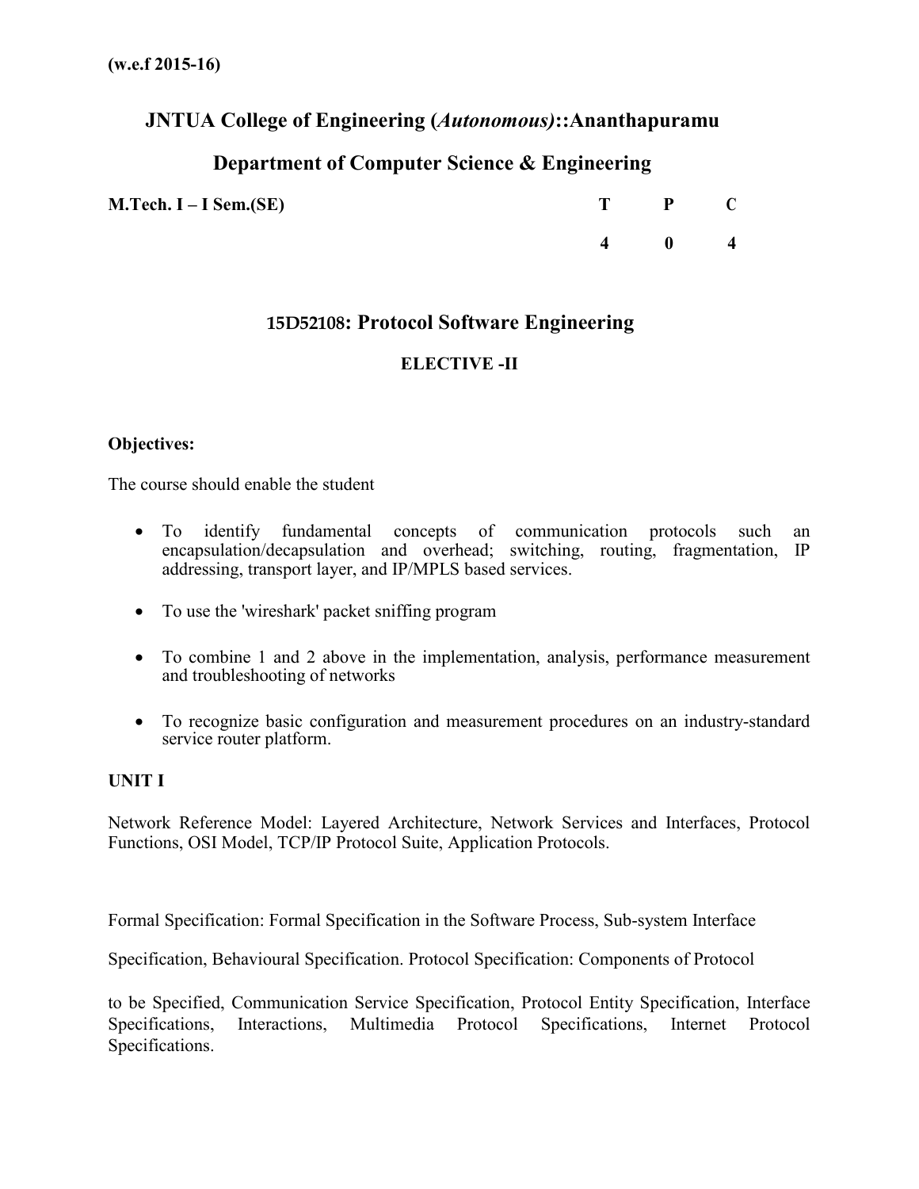**(w.e.f 2015-16)**

# JNTUA College of Engineering (*Autonomous*)::Ananthapuramu

## Department of Computer Science & Engineering

| **M.Tech. I – I Sem.(SE)** | **T** | **P** | **C** |
|---|---|---|---|
| | **4** | **0** | **4** |

## 15D52108: Protocol Software Engineering

### ELECTIVE -II

**Objectives:**

The course should enable the student

- To identify fundamental concepts of communication protocols such an encapsulation/decapsulation and overhead; switching, routing, fragmentation, IP addressing, transport layer, and IP/MPLS based services.
- To use the 'wireshark' packet sniffing program
- To combine 1 and 2 above in the implementation, analysis, performance measurement and troubleshooting of networks
- To recognize basic configuration and measurement procedures on an industry-standard service router platform.

**UNIT I**

Network Reference Model: Layered Architecture, Network Services and Interfaces, Protocol Functions, OSI Model, TCP/IP Protocol Suite, Application Protocols.

Formal Specification: Formal Specification in the Software Process, Sub-system Interface Specification, Behavioural Specification. Protocol Specification: Components of Protocol to be Specified, Communication Service Specification, Protocol Entity Specification, Interface Specifications, Interactions, Multimedia Protocol Specifications, Internet Protocol Specifications.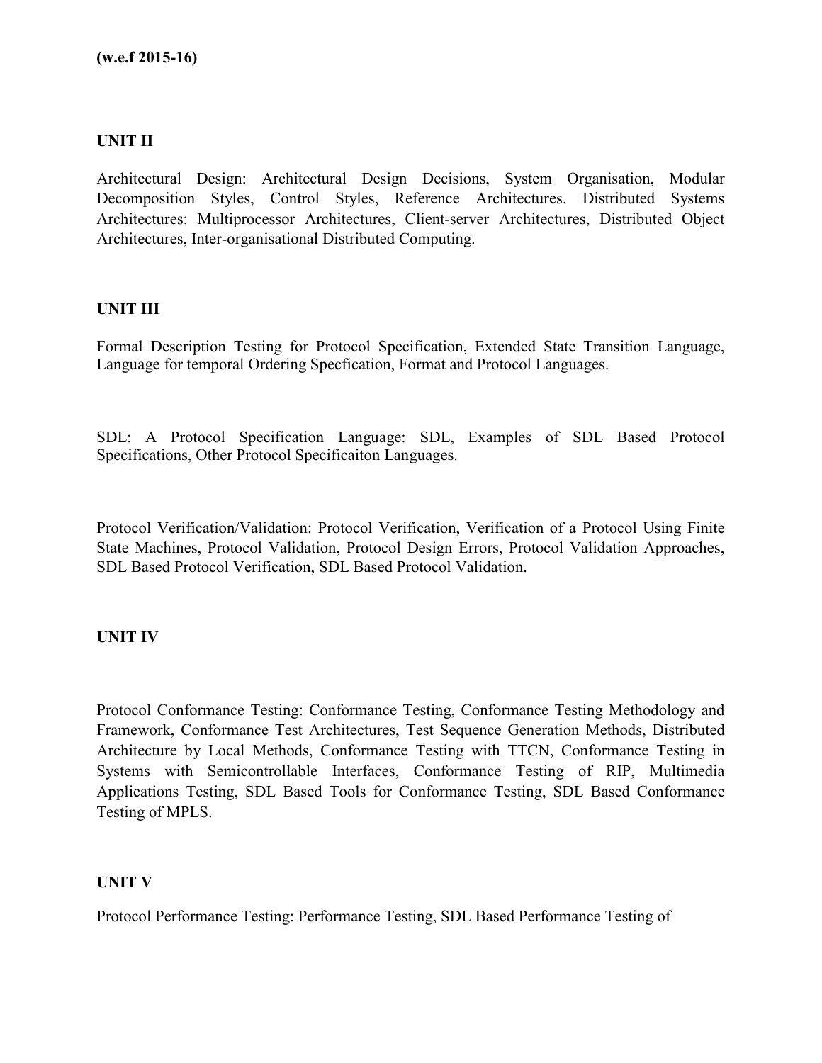**(w.e.f 2015-16)**

## UNIT II

Architectural Design: Architectural Design Decisions, System Organisation, Modular Decomposition Styles, Control Styles, Reference Architectures. Distributed Systems Architectures: Multiprocessor Architectures, Client-server Architectures, Distributed Object Architectures, Inter-organisational Distributed Computing.

## UNIT III

Formal Description Testing for Protocol Specification, Extended State Transition Language, Language for temporal Ordering Specfication, Format and Protocol Languages.

SDL: A Protocol Specification Language: SDL, Examples of SDL Based Protocol Specifications, Other Protocol Specificaiton Languages.

Protocol Verification/Validation: Protocol Verification, Verification of a Protocol Using Finite State Machines, Protocol Validation, Protocol Design Errors, Protocol Validation Approaches, SDL Based Protocol Verification, SDL Based Protocol Validation.

## UNIT IV

Protocol Conformance Testing: Conformance Testing, Conformance Testing Methodology and Framework, Conformance Test Architectures, Test Sequence Generation Methods, Distributed Architecture by Local Methods, Conformance Testing with TTCN, Conformance Testing in Systems with Semicontrollable Interfaces, Conformance Testing of RIP, Multimedia Applications Testing, SDL Based Tools for Conformance Testing, SDL Based Conformance Testing of MPLS.

## UNIT V

Protocol Performance Testing: Performance Testing, SDL Based Performance Testing of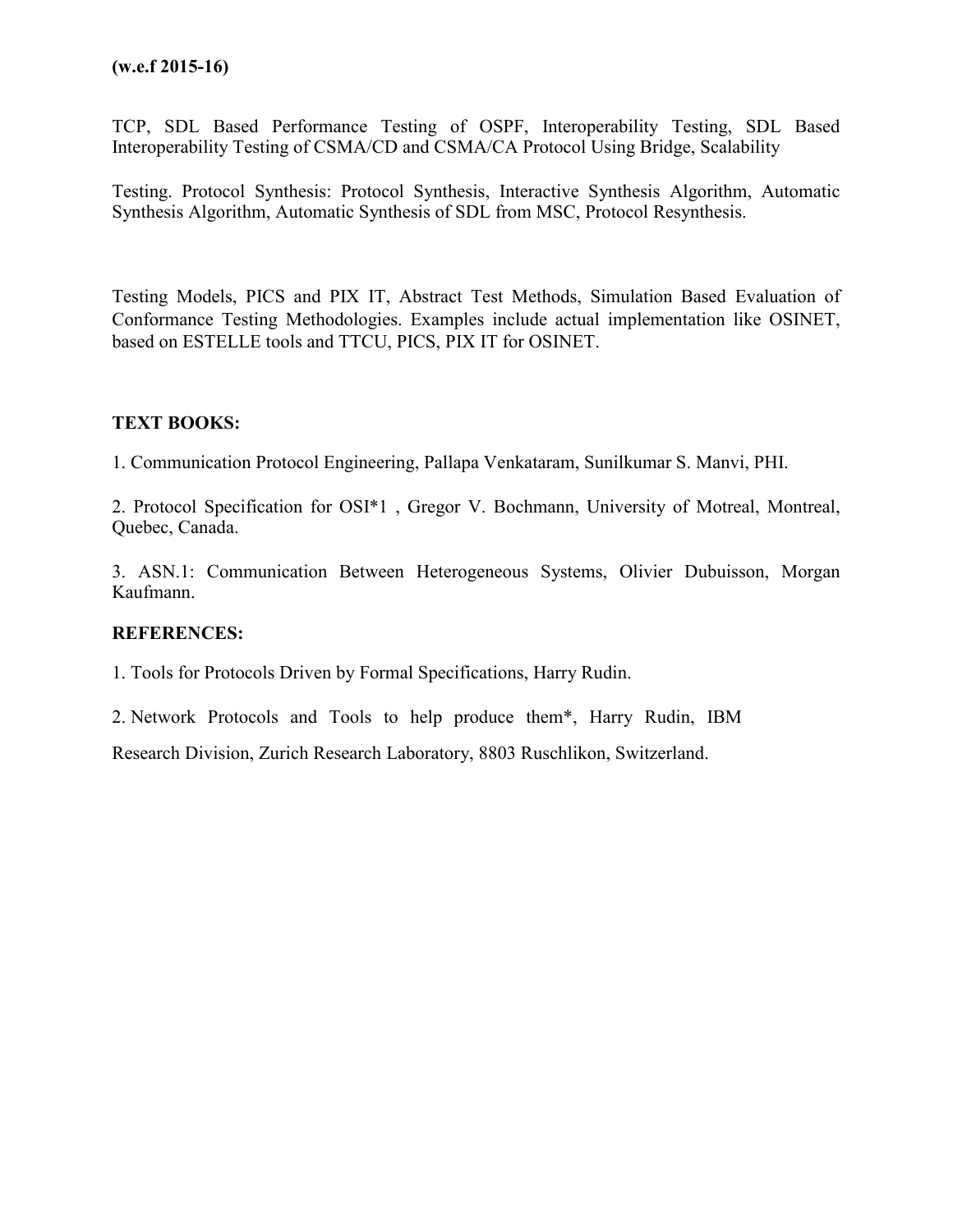**(w.e.f 2015-16)**

TCP, SDL Based Performance Testing of OSPF, Interoperability Testing, SDL Based Interoperability Testing of CSMA/CD and CSMA/CA Protocol Using Bridge, Scalability

Testing. Protocol Synthesis: Protocol Synthesis, Interactive Synthesis Algorithm, Automatic Synthesis Algorithm, Automatic Synthesis of SDL from MSC, Protocol Resynthesis.

Testing Models, PICS and PIX IT, Abstract Test Methods, Simulation Based Evaluation of Conformance Testing Methodologies. Examples include actual implementation like OSINET, based on ESTELLE tools and TTCU, PICS, PIX IT for OSINET.

**TEXT BOOKS:**

1. Communication Protocol Engineering, Pallapa Venkataram, Sunilkumar S. Manvi, PHI.

2. Protocol Specification for OSI*1 , Gregor V. Bochmann, University of Motreal, Montreal, Quebec, Canada.

3. ASN.1: Communication Between Heterogeneous Systems, Olivier Dubuisson, Morgan Kaufmann.

**REFERENCES:**

1. Tools for Protocols Driven by Formal Specifications, Harry Rudin.

2. Network Protocols and Tools to help produce them*, Harry Rudin, IBM Research Division, Zurich Research Laboratory, 8803 Ruschlikon, Switzerland.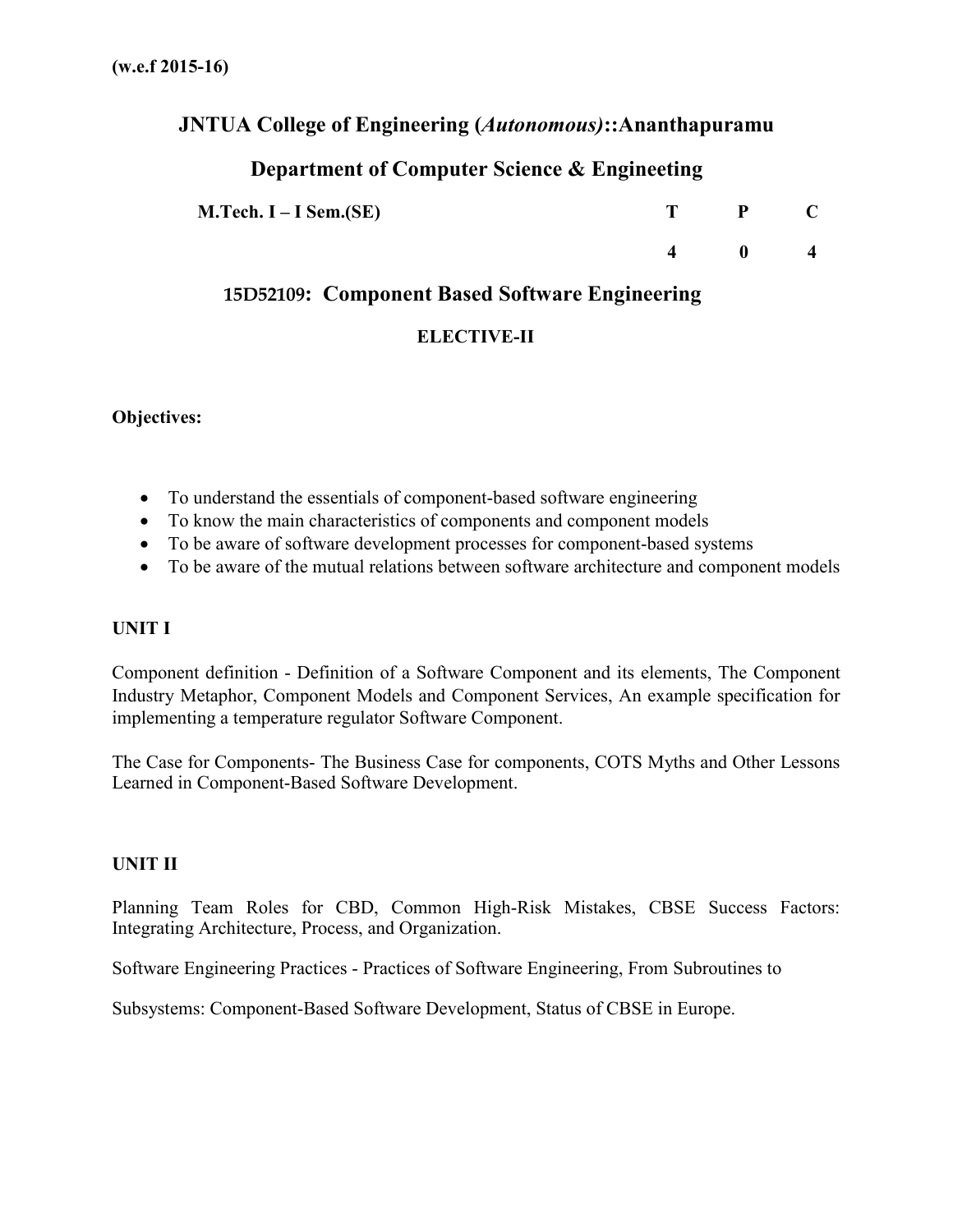**(w.e.f 2015-16)**

# JNTUA College of Engineering (*Autonomous*)::Ananthapuramu

## Department of Computer Science & Engineeting

| **M.Tech. I – I Sem.(SE)** | **T** | **P** | **C** |
|---|---|---|---|
| | **4** | **0** | **4** |

## 15D52109: Component Based Software Engineering

**ELECTIVE-II**

**Objectives:**

- To understand the essentials of component-based software engineering
- To know the main characteristics of components and component models
- To be aware of software development processes for component-based systems
- To be aware of the mutual relations between software architecture and component models

**UNIT I**

Component definition - Definition of a Software Component and its elements, The Component Industry Metaphor, Component Models and Component Services, An example specification for implementing a temperature regulator Software Component.

The Case for Components- The Business Case for components, COTS Myths and Other Lessons Learned in Component-Based Software Development.

**UNIT II**

Planning Team Roles for CBD, Common High-Risk Mistakes, CBSE Success Factors: Integrating Architecture, Process, and Organization.

Software Engineering Practices - Practices of Software Engineering, From Subroutines to

Subsystems: Component-Based Software Development, Status of CBSE in Europe.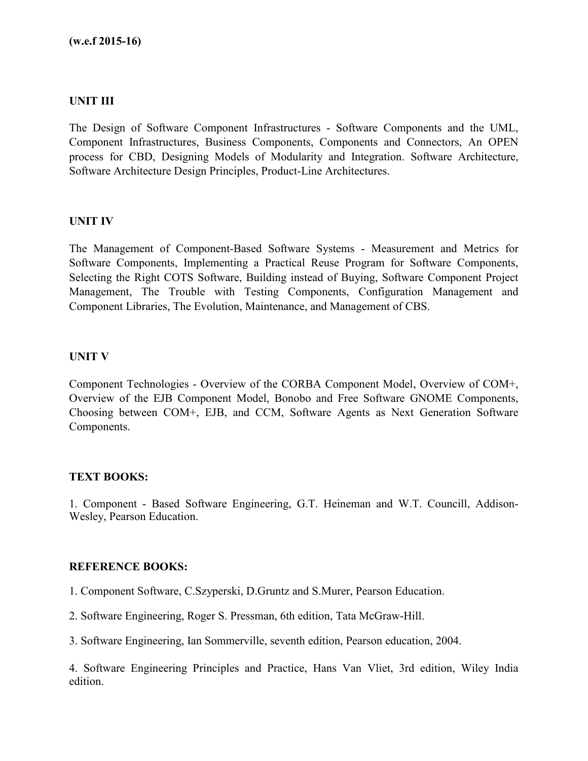**(w.e.f 2015-16)**

### UNIT III

The Design of Software Component Infrastructures - Software Components and the UML, Component Infrastructures, Business Components, Components and Connectors, An OPEN process for CBD, Designing Models of Modularity and Integration. Software Architecture, Software Architecture Design Principles, Product-Line Architectures.

### UNIT IV

The Management of Component-Based Software Systems - Measurement and Metrics for Software Components, Implementing a Practical Reuse Program for Software Components, Selecting the Right COTS Software, Building instead of Buying, Software Component Project Management, The Trouble with Testing Components, Configuration Management and Component Libraries, The Evolution, Maintenance, and Management of CBS.

### UNIT V

Component Technologies - Overview of the CORBA Component Model, Overview of COM+, Overview of the EJB Component Model, Bonobo and Free Software GNOME Components, Choosing between COM+, EJB, and CCM, Software Agents as Next Generation Software Components.

### TEXT BOOKS:

1. Component - Based Software Engineering, G.T. Heineman and W.T. Councill, Addison-Wesley, Pearson Education.

### REFERENCE BOOKS:

1. Component Software, C.Szyperski, D.Gruntz and S.Murer, Pearson Education.
2. Software Engineering, Roger S. Pressman, 6th edition, Tata McGraw-Hill.
3. Software Engineering, Ian Sommerville, seventh edition, Pearson education, 2004.
4. Software Engineering Principles and Practice, Hans Van Vliet, 3rd edition, Wiley India edition.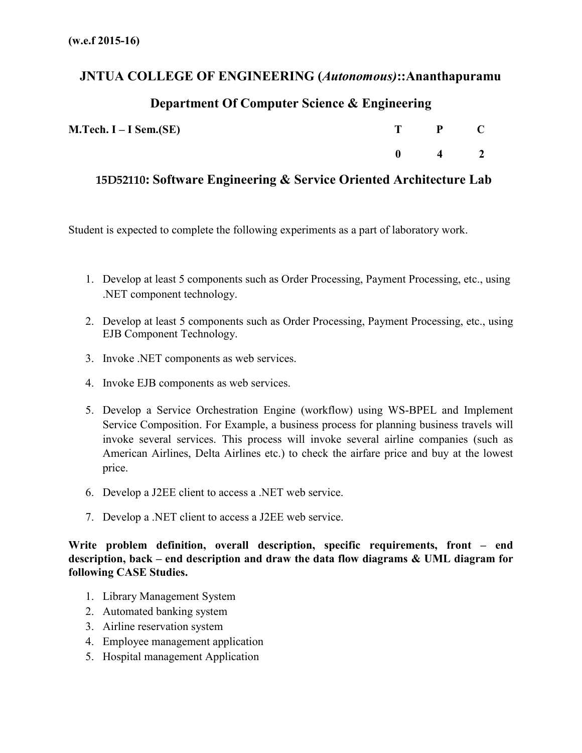**(w.e.f 2015-16)**

# JNTUA COLLEGE OF ENGINEERING (*Autonomous*)::Ananthapuramu

## Department Of Computer Science & Engineering

| **M.Tech. I – I Sem.(SE)** | **T** | **P** | **C** |
|---|---|---|---|
| | **0** | **4** | **2** |

## 15D52110: Software Engineering & Service Oriented Architecture Lab

Student is expected to complete the following experiments as a part of laboratory work.

1. Develop at least 5 components such as Order Processing, Payment Processing, etc., using .NET component technology.
2. Develop at least 5 components such as Order Processing, Payment Processing, etc., using EJB Component Technology.
3. Invoke .NET components as web services.
4. Invoke EJB components as web services.
5. Develop a Service Orchestration Engine (workflow) using WS-BPEL and Implement Service Composition. For Example, a business process for planning business travels will invoke several services. This process will invoke several airline companies (such as American Airlines, Delta Airlines etc.) to check the airfare price and buy at the lowest price.
6. Develop a J2EE client to access a .NET web service.
7. Develop a .NET client to access a J2EE web service.

**Write problem definition, overall description, specific requirements, front – end description, back – end description and draw the data flow diagrams & UML diagram for following CASE Studies.**

1. Library Management System
2. Automated banking system
3. Airline reservation system
4. Employee management application
5. Hospital management Application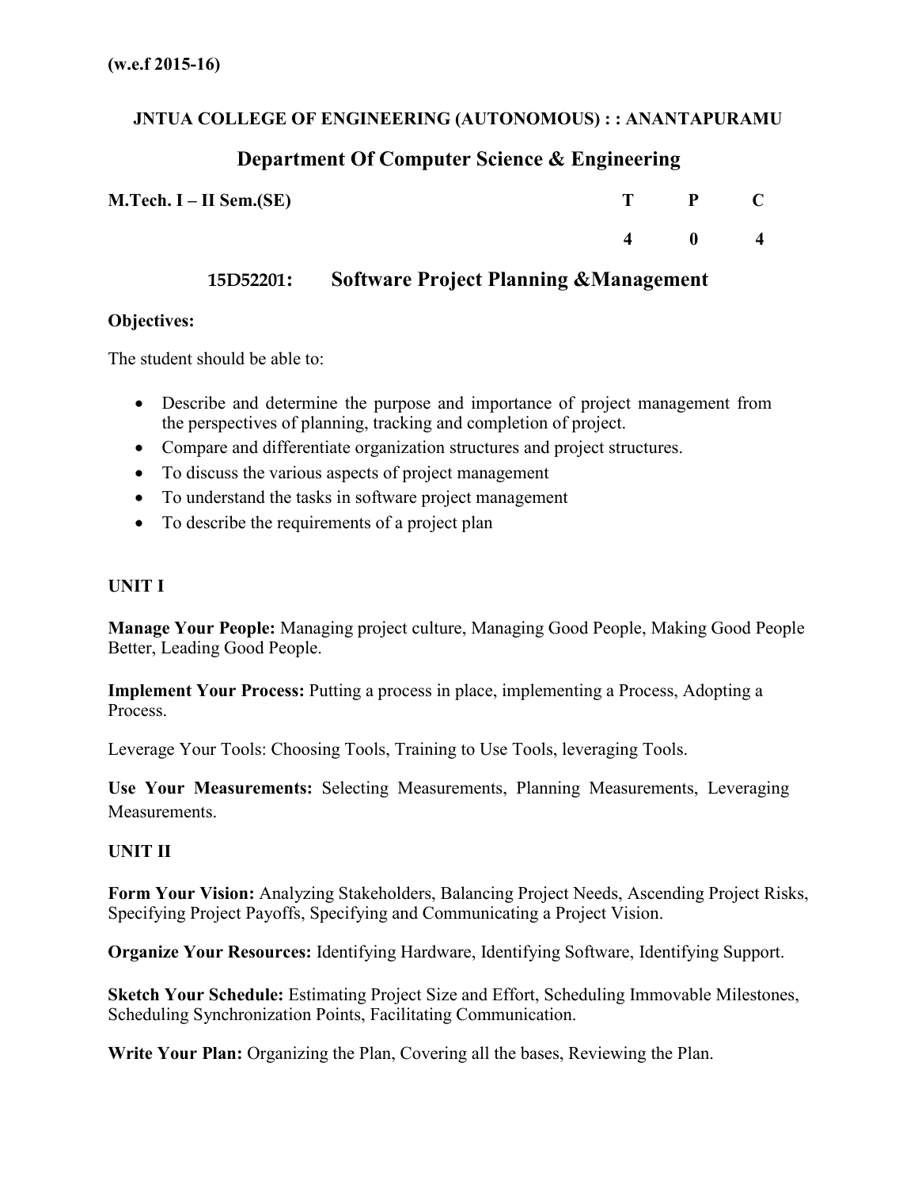**(w.e.f 2015-16)**

**JNTUA COLLEGE OF ENGINEERING (AUTONOMOUS) : : ANANTAPURAMU**

## Department Of Computer Science & Engineering

| **M.Tech. I – II Sem.(SE)** | **T** | **P** | **C** |
|---|---|---|---|
| | **4** | **0** | **4** |

### 15D52201: Software Project Planning &Management

**Objectives:**

The student should be able to:

- Describe and determine the purpose and importance of project management from the perspectives of planning, tracking and completion of project.
- Compare and differentiate organization structures and project structures.
- To discuss the various aspects of project management
- To understand the tasks in software project management
- To describe the requirements of a project plan

**UNIT I**

**Manage Your People:** Managing project culture, Managing Good People, Making Good People Better, Leading Good People.

**Implement Your Process:** Putting a process in place, implementing a Process, Adopting a Process.

Leverage Your Tools: Choosing Tools, Training to Use Tools, leveraging Tools.

**Use Your Measurements:** Selecting Measurements, Planning Measurements, Leveraging Measurements.

**UNIT II**

**Form Your Vision:** Analyzing Stakeholders, Balancing Project Needs, Ascending Project Risks, Specifying Project Payoffs, Specifying and Communicating a Project Vision.

**Organize Your Resources:** Identifying Hardware, Identifying Software, Identifying Support.

**Sketch Your Schedule:** Estimating Project Size and Effort, Scheduling Immovable Milestones, Scheduling Synchronization Points, Facilitating Communication.

**Write Your Plan:** Organizing the Plan, Covering all the bases, Reviewing the Plan.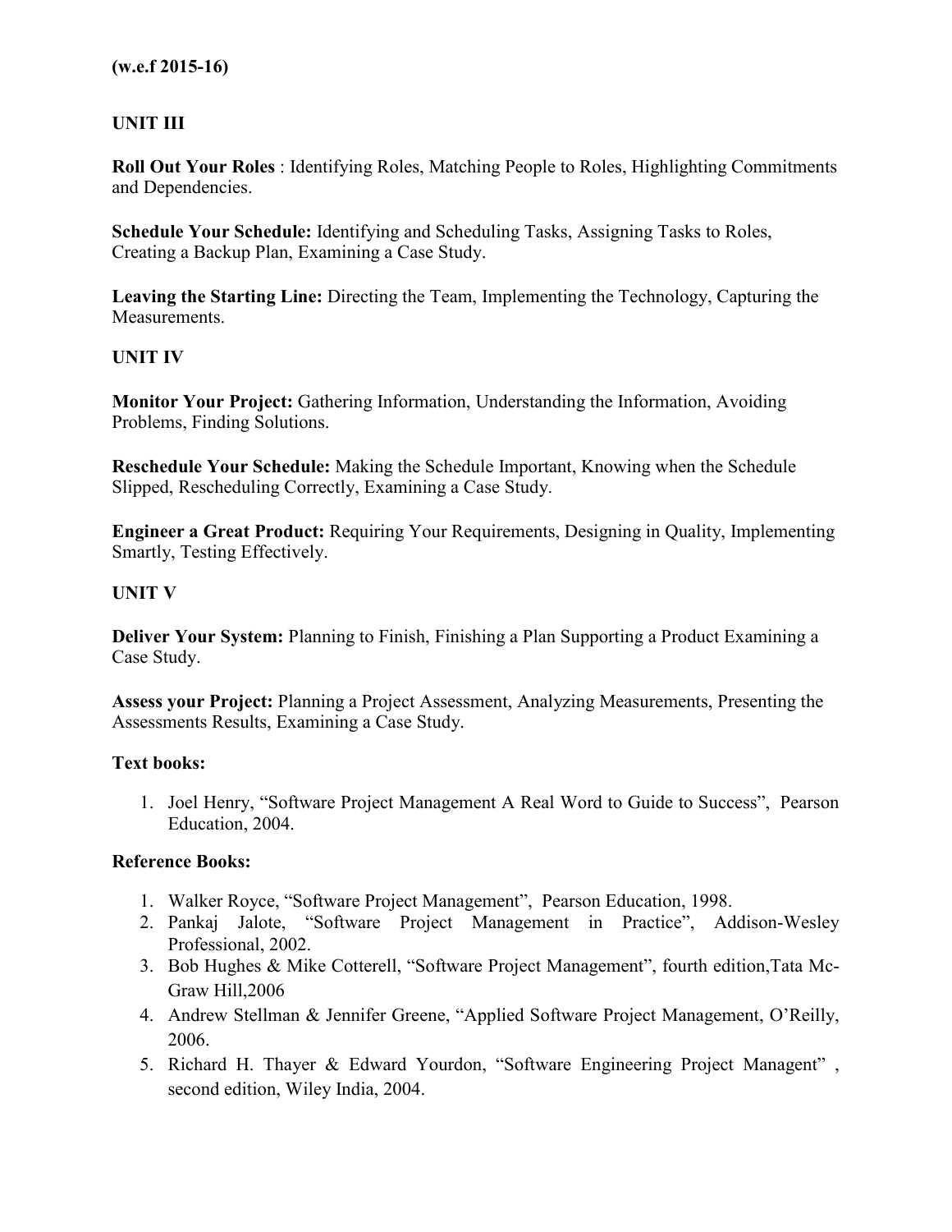**(w.e.f 2015-16)**

## UNIT III

**Roll Out Your Roles** : Identifying Roles, Matching People to Roles, Highlighting Commitments and Dependencies.

**Schedule Your Schedule:** Identifying and Scheduling Tasks, Assigning Tasks to Roles, Creating a Backup Plan, Examining a Case Study.

**Leaving the Starting Line:** Directing the Team, Implementing the Technology, Capturing the Measurements.

## UNIT IV

**Monitor Your Project:** Gathering Information, Understanding the Information, Avoiding Problems, Finding Solutions.

**Reschedule Your Schedule:** Making the Schedule Important, Knowing when the Schedule Slipped, Rescheduling Correctly, Examining a Case Study.

**Engineer a Great Product:** Requiring Your Requirements, Designing in Quality, Implementing Smartly, Testing Effectively.

## UNIT V

**Deliver Your System:** Planning to Finish, Finishing a Plan Supporting a Product Examining a Case Study.

**Assess your Project:** Planning a Project Assessment, Analyzing Measurements, Presenting the Assessments Results, Examining a Case Study.

### Text books:

1. Joel Henry, "Software Project Management A Real Word to Guide to Success", Pearson Education, 2004.

### Reference Books:

1. Walker Royce, "Software Project Management", Pearson Education, 1998.
2. Pankaj Jalote, "Software Project Management in Practice", Addison-Wesley Professional, 2002.
3. Bob Hughes & Mike Cotterell, "Software Project Management", fourth edition,Tata Mc-Graw Hill,2006
4. Andrew Stellman & Jennifer Greene, "Applied Software Project Management, O'Reilly, 2006.
5. Richard H. Thayer & Edward Yourdon, "Software Engineering Project Managent" , second edition, Wiley India, 2004.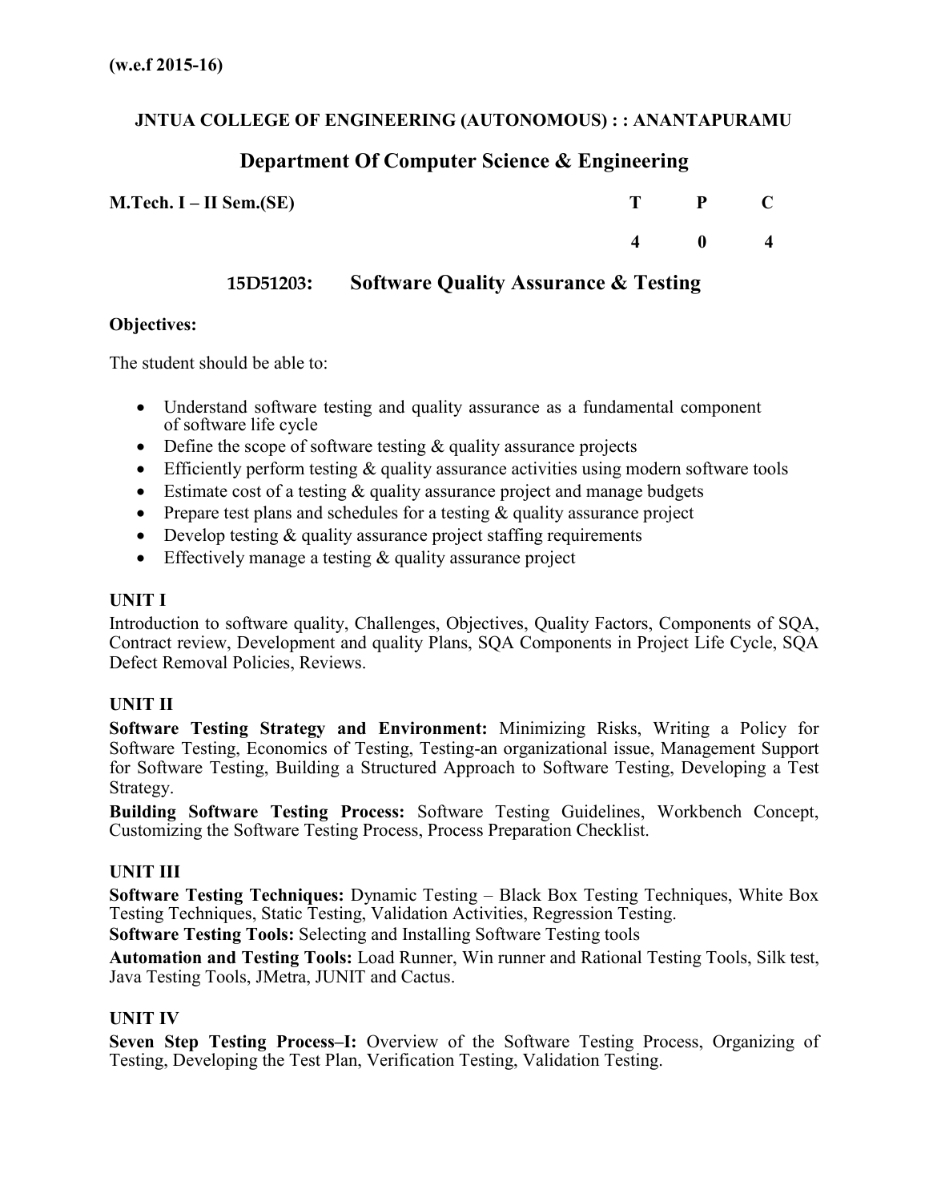**(w.e.f 2015-16)**

**JNTUA COLLEGE OF ENGINEERING (AUTONOMOUS) : : ANANTAPURAMU**

## Department Of Computer Science & Engineering

| M.Tech. I – II Sem.(SE) | T | P | C |
|---|---|---|---|
| | 4 | 0 | 4 |

## 15D51203: Software Quality Assurance & Testing

**Objectives:**

The student should be able to:

- Understand software testing and quality assurance as a fundamental component of software life cycle
- Define the scope of software testing & quality assurance projects
- Efficiently perform testing & quality assurance activities using modern software tools
- Estimate cost of a testing & quality assurance project and manage budgets
- Prepare test plans and schedules for a testing & quality assurance project
- Develop testing & quality assurance project staffing requirements
- Effectively manage a testing & quality assurance project

**UNIT I**

Introduction to software quality, Challenges, Objectives, Quality Factors, Components of SQA, Contract review, Development and quality Plans, SQA Components in Project Life Cycle, SQA Defect Removal Policies, Reviews.

**UNIT II**

**Software Testing Strategy and Environment:** Minimizing Risks, Writing a Policy for Software Testing, Economics of Testing, Testing-an organizational issue, Management Support for Software Testing, Building a Structured Approach to Software Testing, Developing a Test Strategy.

**Building Software Testing Process:** Software Testing Guidelines, Workbench Concept, Customizing the Software Testing Process, Process Preparation Checklist.

**UNIT III**

**Software Testing Techniques:** Dynamic Testing – Black Box Testing Techniques, White Box Testing Techniques, Static Testing, Validation Activities, Regression Testing.

**Software Testing Tools:** Selecting and Installing Software Testing tools

**Automation and Testing Tools:** Load Runner, Win runner and Rational Testing Tools, Silk test, Java Testing Tools, JMetra, JUNIT and Cactus.

**UNIT IV**

**Seven Step Testing Process–I:** Overview of the Software Testing Process, Organizing of Testing, Developing the Test Plan, Verification Testing, Validation Testing.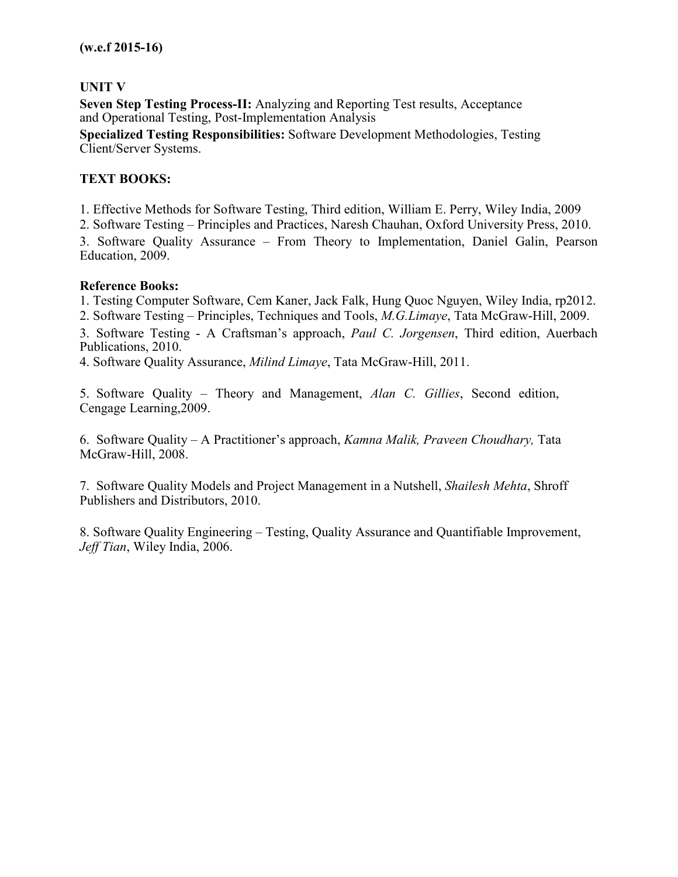**(w.e.f 2015-16)**

**UNIT V**

**Seven Step Testing Process-II:** Analyzing and Reporting Test results, Acceptance and Operational Testing, Post-Implementation Analysis

**Specialized Testing Responsibilities:** Software Development Methodologies, Testing Client/Server Systems.

**TEXT BOOKS:**

1. Effective Methods for Software Testing, Third edition, William E. Perry, Wiley India, 2009
2. Software Testing – Principles and Practices, Naresh Chauhan, Oxford University Press, 2010.
3. Software Quality Assurance – From Theory to Implementation, Daniel Galin, Pearson Education, 2009.

**Reference Books:**

1. Testing Computer Software, Cem Kaner, Jack Falk, Hung Quoc Nguyen, Wiley India, rp2012.
2. Software Testing – Principles, Techniques and Tools, *M.G.Limaye*, Tata McGraw-Hill, 2009.
3. Software Testing - A Craftsman's approach, *Paul C. Jorgensen*, Third edition, Auerbach Publications, 2010.
4. Software Quality Assurance, *Milind Limaye*, Tata McGraw-Hill, 2011.
5. Software Quality – Theory and Management, *Alan C. Gillies*, Second edition, Cengage Learning,2009.
6. Software Quality – A Practitioner's approach, *Kamna Malik, Praveen Choudhary,* Tata McGraw-Hill, 2008.
7. Software Quality Models and Project Management in a Nutshell, *Shailesh Mehta*, Shroff Publishers and Distributors, 2010.
8. Software Quality Engineering – Testing, Quality Assurance and Quantifiable Improvement, *Jeff Tian*, Wiley India, 2006.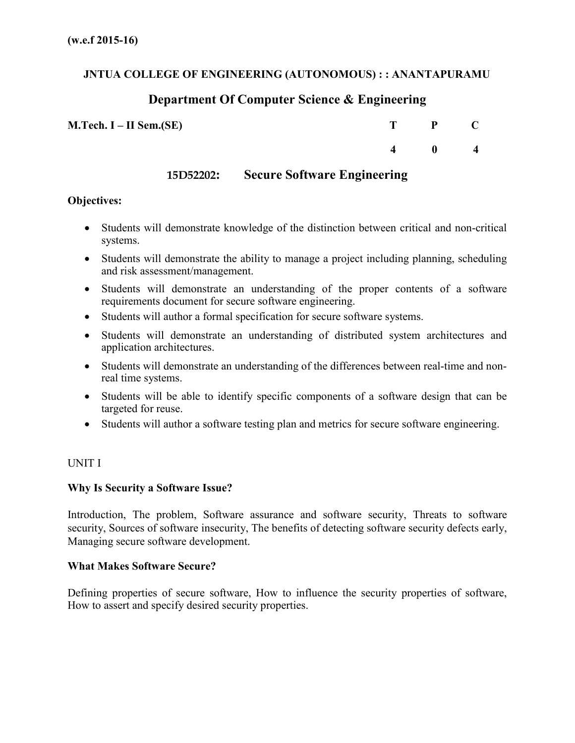**(w.e.f 2015-16)**

**JNTUA COLLEGE OF ENGINEERING (AUTONOMOUS) : : ANANTAPURAMU**

## Department Of Computer Science & Engineering

| **M.Tech. I – II Sem.(SE)** | **T** | **P** | **C** |
|---|---|---|---|
| | **4** | **0** | **4** |

## 15D52202: Secure Software Engineering

**Objectives:**

- Students will demonstrate knowledge of the distinction between critical and non-critical systems.
- Students will demonstrate the ability to manage a project including planning, scheduling and risk assessment/management.
- Students will demonstrate an understanding of the proper contents of a software requirements document for secure software engineering.
- Students will author a formal specification for secure software systems.
- Students will demonstrate an understanding of distributed system architectures and application architectures.
- Students will demonstrate an understanding of the differences between real-time and non-real time systems.
- Students will be able to identify specific components of a software design that can be targeted for reuse.
- Students will author a software testing plan and metrics for secure software engineering.

UNIT I

**Why Is Security a Software Issue?**

Introduction, The problem, Software assurance and software security, Threats to software security, Sources of software insecurity, The benefits of detecting software security defects early, Managing secure software development.

**What Makes Software Secure?**

Defining properties of secure software, How to influence the security properties of software, How to assert and specify desired security properties.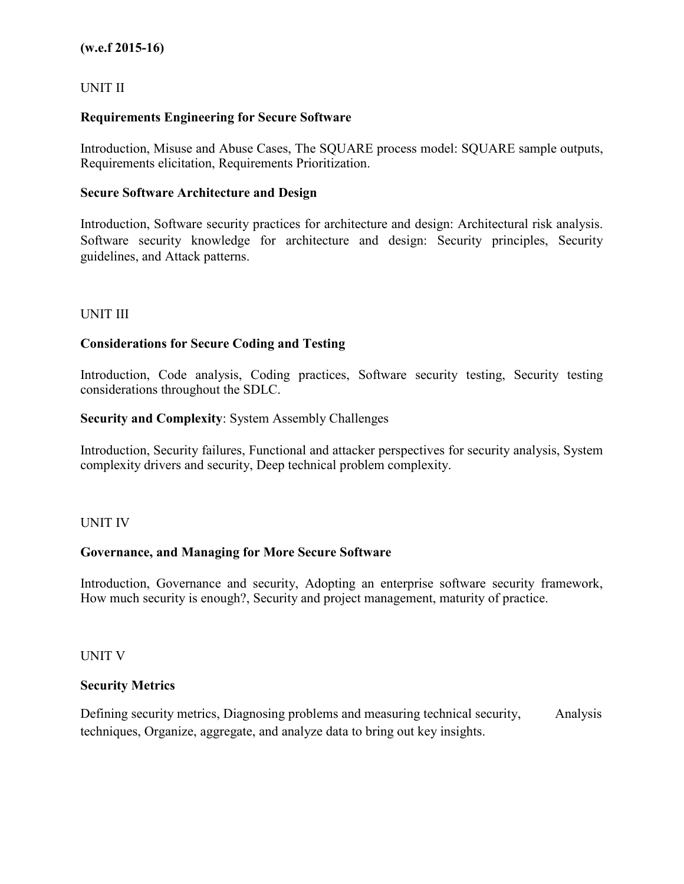**(w.e.f 2015-16)**

UNIT II

**Requirements Engineering for Secure Software**

Introduction, Misuse and Abuse Cases, The SQUARE process model: SQUARE sample outputs, Requirements elicitation, Requirements Prioritization.

**Secure Software Architecture and Design**

Introduction, Software security practices for architecture and design: Architectural risk analysis. Software security knowledge for architecture and design: Security principles, Security guidelines, and Attack patterns.

UNIT III

**Considerations for Secure Coding and Testing**

Introduction, Code analysis, Coding practices, Software security testing, Security testing considerations throughout the SDLC.

**Security and Complexity**: System Assembly Challenges

Introduction, Security failures, Functional and attacker perspectives for security analysis, System complexity drivers and security, Deep technical problem complexity.

UNIT IV

**Governance, and Managing for More Secure Software**

Introduction, Governance and security, Adopting an enterprise software security framework, How much security is enough?, Security and project management, maturity of practice.

UNIT V

**Security Metrics**

Defining security metrics, Diagnosing problems and measuring technical security, Analysis techniques, Organize, aggregate, and analyze data to bring out key insights.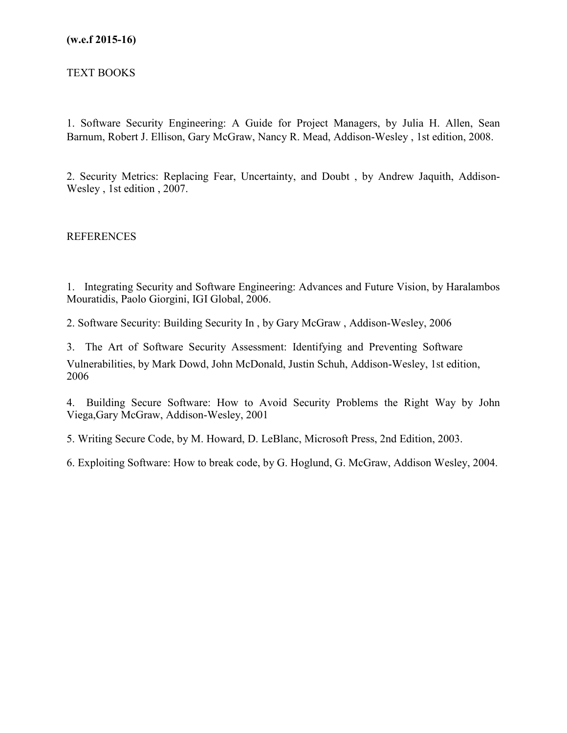**(w.e.f 2015-16)**

TEXT BOOKS

1. Software Security Engineering: A Guide for Project Managers, by Julia H. Allen, Sean Barnum, Robert J. Ellison, Gary McGraw, Nancy R. Mead, Addison-Wesley , 1st edition, 2008.

2. Security Metrics: Replacing Fear, Uncertainty, and Doubt , by Andrew Jaquith, Addison-Wesley , 1st edition , 2007.

REFERENCES

1. Integrating Security and Software Engineering: Advances and Future Vision, by Haralambos Mouratidis, Paolo Giorgini, IGI Global, 2006.

2. Software Security: Building Security In , by Gary McGraw , Addison-Wesley, 2006

3. The Art of Software Security Assessment: Identifying and Preventing Software Vulnerabilities, by Mark Dowd, John McDonald, Justin Schuh, Addison-Wesley, 1st edition, 2006

4. Building Secure Software: How to Avoid Security Problems the Right Way by John Viega,Gary McGraw, Addison-Wesley, 2001

5. Writing Secure Code, by M. Howard, D. LeBlanc, Microsoft Press, 2nd Edition, 2003.

6. Exploiting Software: How to break code, by G. Hoglund, G. McGraw, Addison Wesley, 2004.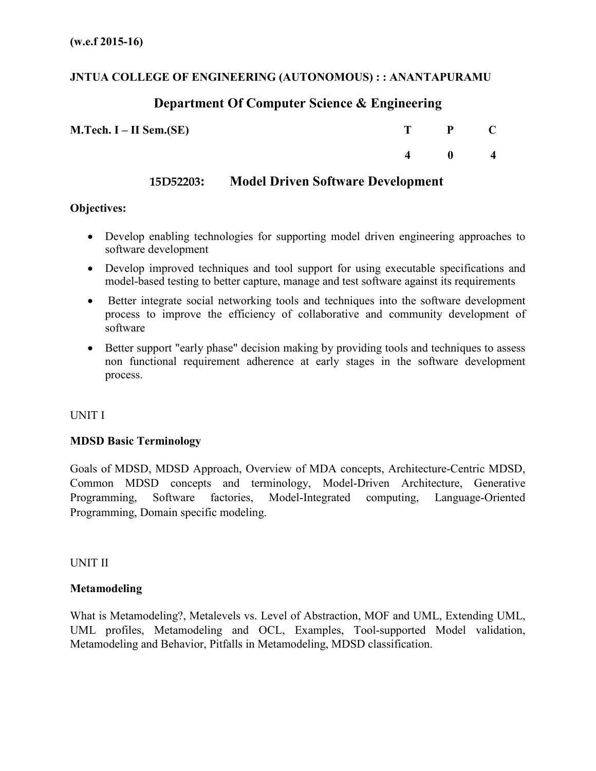**(w.e.f 2015-16)**

**JNTUA COLLEGE OF ENGINEERING (AUTONOMOUS) : : ANANTAPURAMU**

## Department Of Computer Science & Engineering

| M.Tech. I – II Sem.(SE) | T | P | C |
|---|---|---|---|
| | 4 | 0 | 4 |

## 15D52203: Model Driven Software Development

**Objectives:**

- Develop enabling technologies for supporting model driven engineering approaches to software development
- Develop improved techniques and tool support for using executable specifications and model-based testing to better capture, manage and test software against its requirements
- Better integrate social networking tools and techniques into the software development process to improve the efficiency of collaborative and community development of software
- Better support "early phase" decision making by providing tools and techniques to assess non functional requirement adherence at early stages in the software development process.

UNIT I

**MDSD Basic Terminology**

Goals of MDSD, MDSD Approach, Overview of MDA concepts, Architecture-Centric MDSD, Common MDSD concepts and terminology, Model-Driven Architecture, Generative Programming, Software factories, Model-Integrated computing, Language-Oriented Programming, Domain specific modeling.

UNIT II

**Metamodeling**

What is Metamodeling?, Metalevels vs. Level of Abstraction, MOF and UML, Extending UML, UML profiles, Metamodeling and OCL, Examples, Tool-supported Model validation, Metamodeling and Behavior, Pitfalls in Metamodeling, MDSD classification.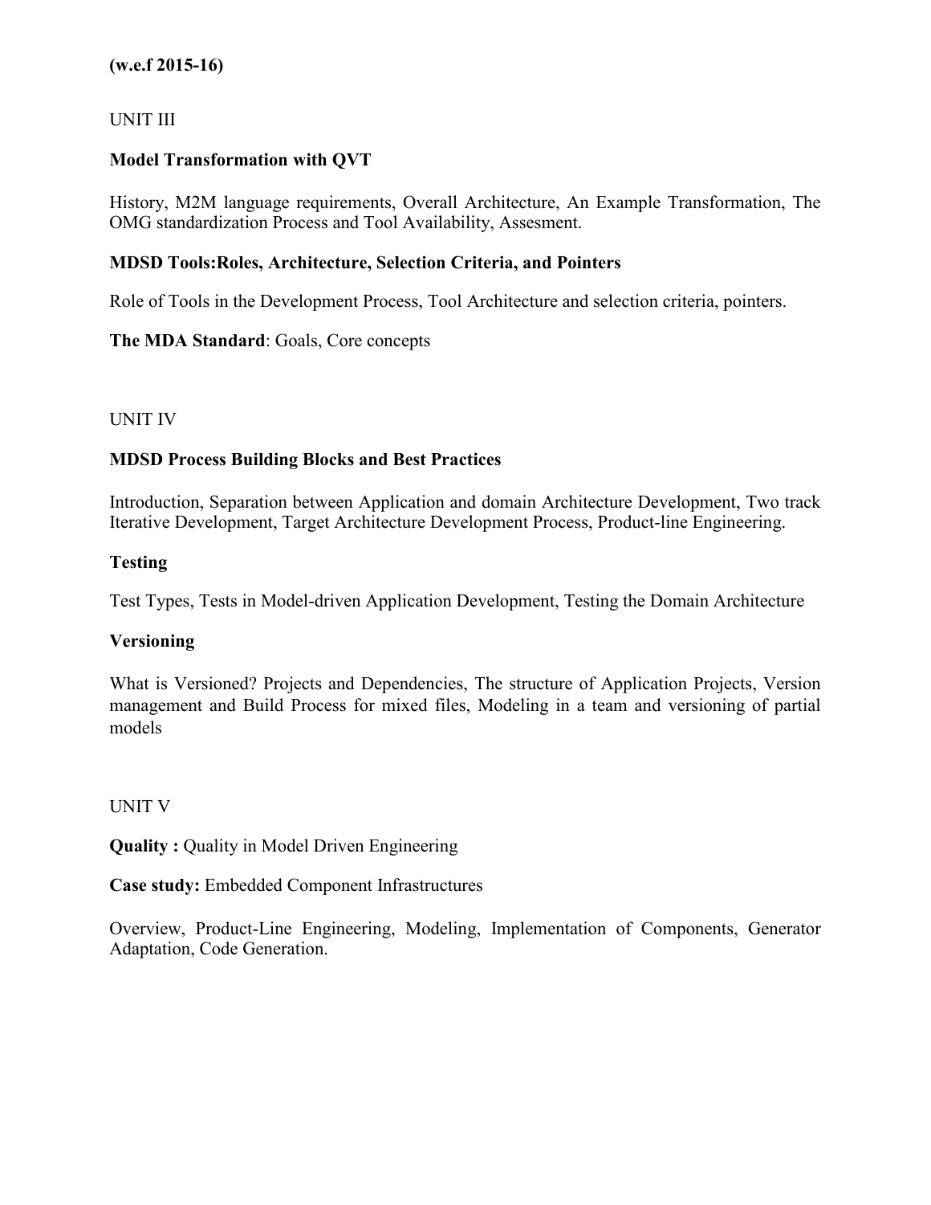**(w.e.f 2015-16)**

UNIT III

**Model Transformation with QVT**

History, M2M language requirements, Overall Architecture, An Example Transformation, The OMG standardization Process and Tool Availability, Assesment.

**MDSD Tools:Roles, Architecture, Selection Criteria, and Pointers**

Role of Tools in the Development Process, Tool Architecture and selection criteria, pointers.

**The MDA Standard**: Goals, Core concepts

UNIT IV

**MDSD Process Building Blocks and Best Practices**

Introduction, Separation between Application and domain Architecture Development, Two track Iterative Development, Target Architecture Development Process, Product-line Engineering.

**Testing**

Test Types, Tests in Model-driven Application Development, Testing the Domain Architecture

**Versioning**

What is Versioned? Projects and Dependencies, The structure of Application Projects, Version management and Build Process for mixed files, Modeling in a team and versioning of partial models

UNIT V

**Quality :** Quality in Model Driven Engineering

**Case study:** Embedded Component Infrastructures

Overview, Product-Line Engineering, Modeling, Implementation of Components, Generator Adaptation, Code Generation.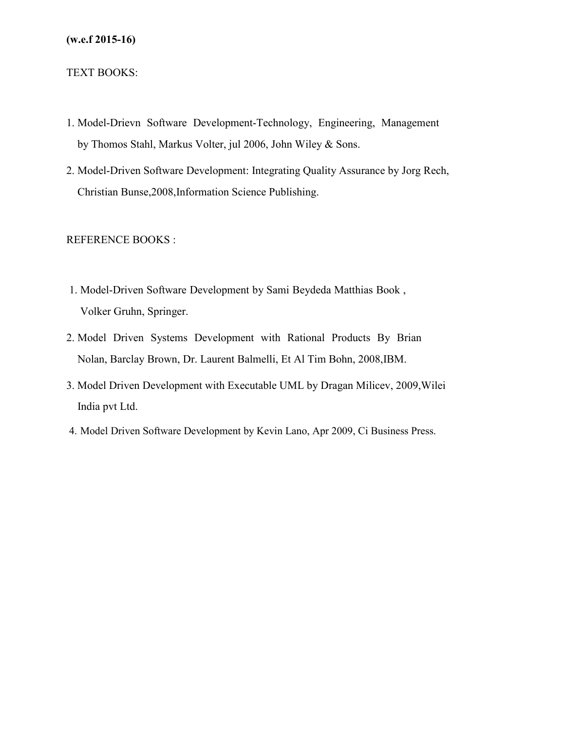**(w.e.f 2015-16)**

TEXT BOOKS:

1. Model-Drievn Software Development-Technology, Engineering, Management by Thomos Stahl, Markus Volter, jul 2006, John Wiley & Sons.
2. Model-Driven Software Development: Integrating Quality Assurance by Jorg Rech, Christian Bunse,2008,Information Science Publishing.

REFERENCE BOOKS :

1. Model-Driven Software Development by Sami Beydeda Matthias Book , Volker Gruhn, Springer.
2. Model Driven Systems Development with Rational Products By Brian Nolan, Barclay Brown, Dr. Laurent Balmelli, Et Al Tim Bohn, 2008,IBM.
3. Model Driven Development with Executable UML by Dragan Milicev, 2009,Wilei India pvt Ltd.
4. Model Driven Software Development by Kevin Lano, Apr 2009, Ci Business Press.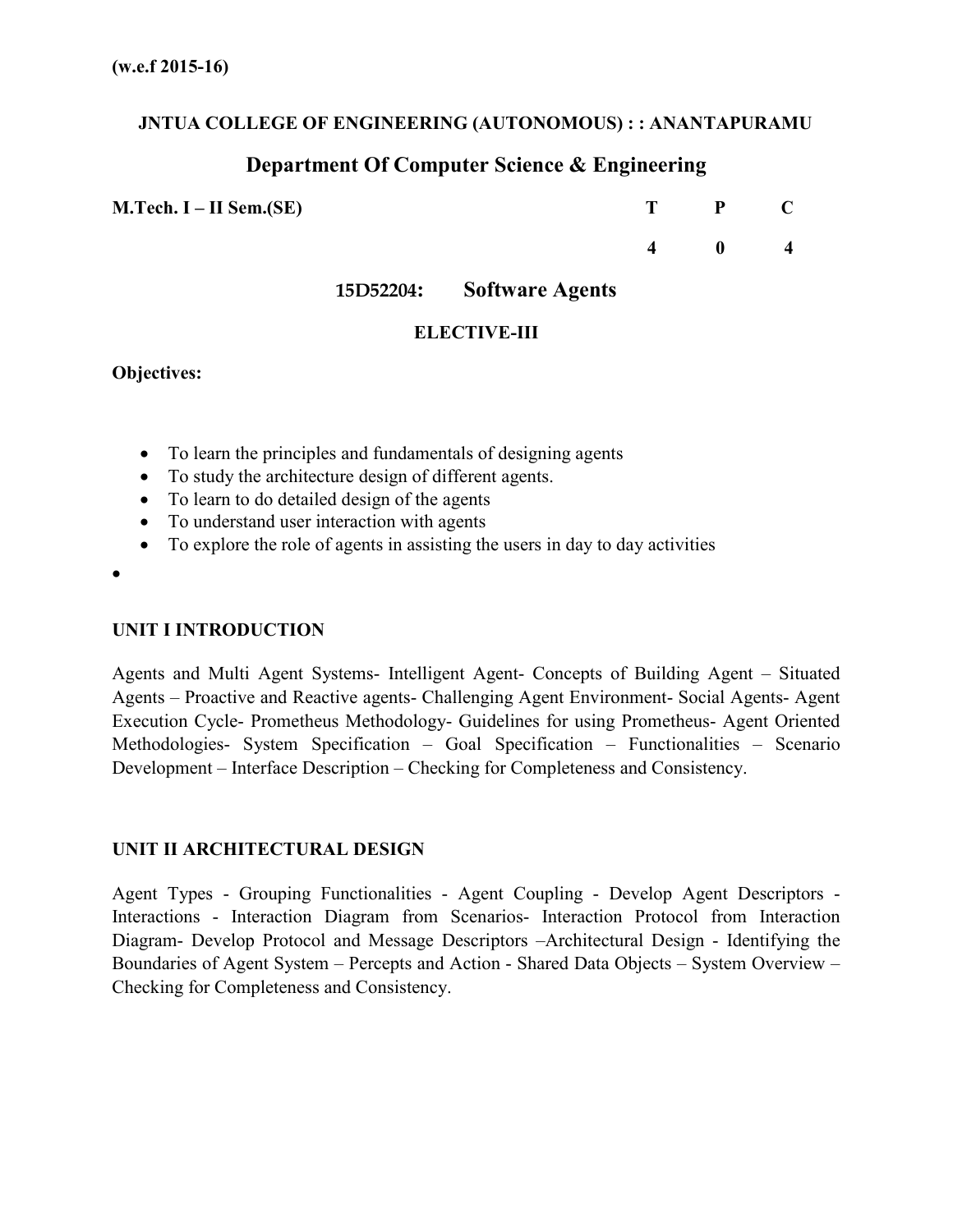**(w.e.f 2015-16)**

**JNTUA COLLEGE OF ENGINEERING (AUTONOMOUS) : : ANANTAPURAMU**

## Department Of Computer Science & Engineering

| M.Tech. I – II Sem.(SE) | T | P | C |
|---|---|---|---|
| | 4 | 0 | 4 |

### 15D52204: Software Agents

**ELECTIVE-III**

**Objectives:**

- To learn the principles and fundamentals of designing agents
- To study the architecture design of different agents.
- To learn to do detailed design of the agents
- To understand user interaction with agents
- To explore the role of agents in assisting the users in day to day activities

**UNIT I INTRODUCTION**

Agents and Multi Agent Systems- Intelligent Agent- Concepts of Building Agent – Situated Agents – Proactive and Reactive agents- Challenging Agent Environment- Social Agents- Agent Execution Cycle- Prometheus Methodology- Guidelines for using Prometheus- Agent Oriented Methodologies- System Specification – Goal Specification – Functionalities – Scenario Development – Interface Description – Checking for Completeness and Consistency.

**UNIT II ARCHITECTURAL DESIGN**

Agent Types - Grouping Functionalities - Agent Coupling - Develop Agent Descriptors - Interactions - Interaction Diagram from Scenarios- Interaction Protocol from Interaction Diagram- Develop Protocol and Message Descriptors –Architectural Design - Identifying the Boundaries of Agent System – Percepts and Action - Shared Data Objects – System Overview – Checking for Completeness and Consistency.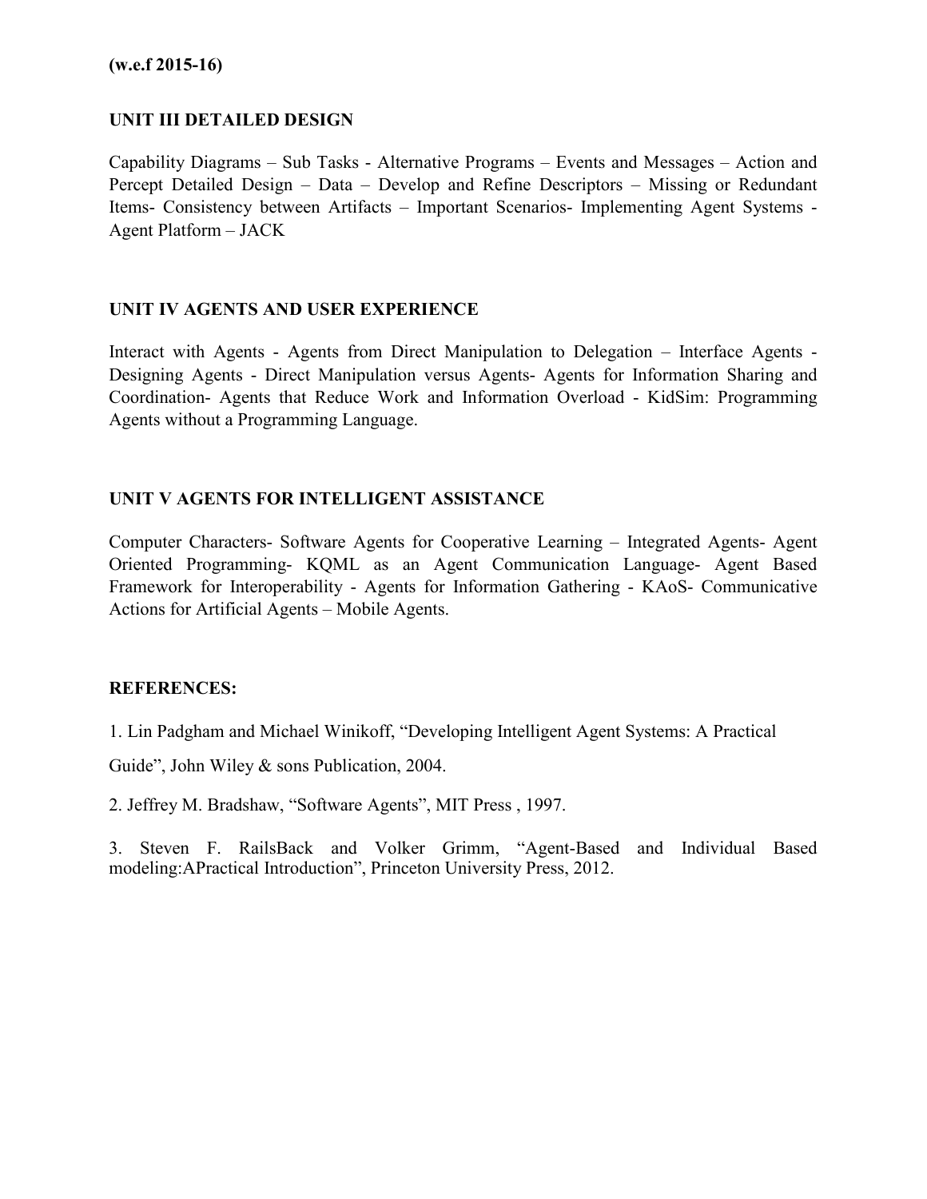**(w.e.f 2015-16)**

## UNIT III DETAILED DESIGN

Capability Diagrams – Sub Tasks - Alternative Programs – Events and Messages – Action and Percept Detailed Design – Data – Develop and Refine Descriptors – Missing or Redundant Items- Consistency between Artifacts – Important Scenarios- Implementing Agent Systems - Agent Platform – JACK

## UNIT IV AGENTS AND USER EXPERIENCE

Interact with Agents - Agents from Direct Manipulation to Delegation – Interface Agents - Designing Agents - Direct Manipulation versus Agents- Agents for Information Sharing and Coordination- Agents that Reduce Work and Information Overload - KidSim: Programming Agents without a Programming Language.

## UNIT V AGENTS FOR INTELLIGENT ASSISTANCE

Computer Characters- Software Agents for Cooperative Learning – Integrated Agents- Agent Oriented Programming- KQML as an Agent Communication Language- Agent Based Framework for Interoperability - Agents for Information Gathering - KAoS- Communicative Actions for Artificial Agents – Mobile Agents.

## REFERENCES:

1. Lin Padgham and Michael Winikoff, "Developing Intelligent Agent Systems: A Practical Guide", John Wiley & sons Publication, 2004.
2. Jeffrey M. Bradshaw, "Software Agents", MIT Press , 1997.
3. Steven F. RailsBack and Volker Grimm, "Agent-Based and Individual Based modeling:APractical Introduction", Princeton University Press, 2012.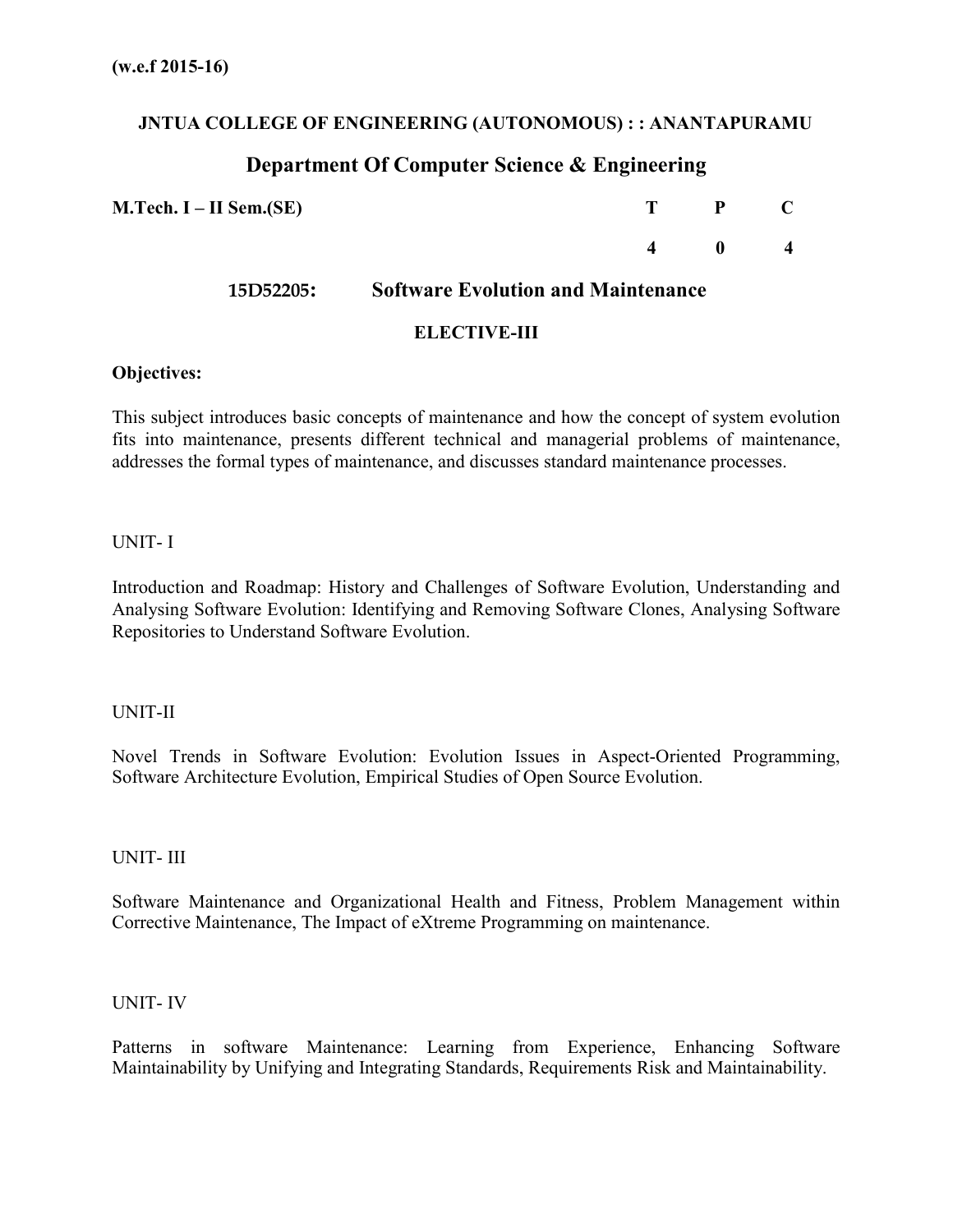**(w.e.f 2015-16)**

**JNTUA COLLEGE OF ENGINEERING (AUTONOMOUS) : : ANANTAPURAMU**

## Department Of Computer Science & Engineering

| **M.Tech. I – II Sem.(SE)** | **T** | **P** | **C** |
|---|---|---|---|
| | **4** | **0** | **4** |

### 15D52205: Software Evolution and Maintenance

**ELECTIVE-III**

**Objectives:**

This subject introduces basic concepts of maintenance and how the concept of system evolution fits into maintenance, presents different technical and managerial problems of maintenance, addresses the formal types of maintenance, and discusses standard maintenance processes.

UNIT- I

Introduction and Roadmap: History and Challenges of Software Evolution, Understanding and Analysing Software Evolution: Identifying and Removing Software Clones, Analysing Software Repositories to Understand Software Evolution.

UNIT-II

Novel Trends in Software Evolution: Evolution Issues in Aspect-Oriented Programming, Software Architecture Evolution, Empirical Studies of Open Source Evolution.

UNIT- III

Software Maintenance and Organizational Health and Fitness, Problem Management within Corrective Maintenance, The Impact of eXtreme Programming on maintenance.

UNIT- IV

Patterns in software Maintenance: Learning from Experience, Enhancing Software Maintainability by Unifying and Integrating Standards, Requirements Risk and Maintainability.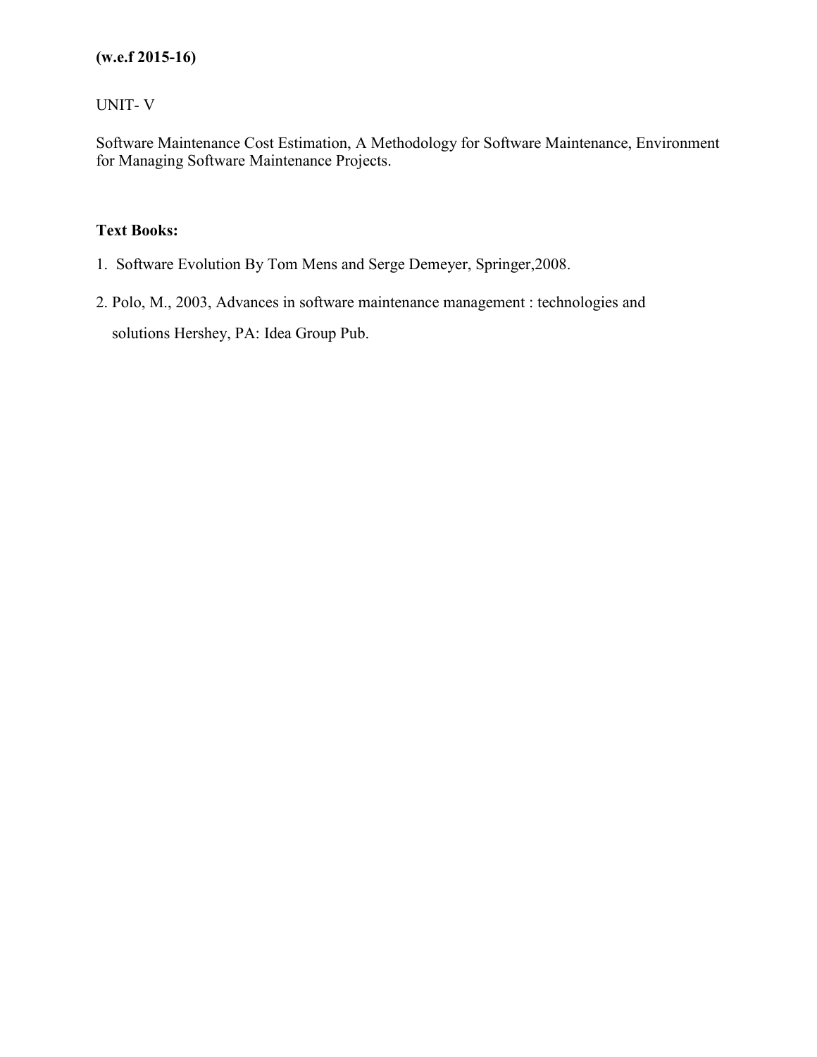**(w.e.f 2015-16)**

UNIT- V

Software Maintenance Cost Estimation, A Methodology for Software Maintenance, Environment for Managing Software Maintenance Projects.

**Text Books:**

1. Software Evolution By Tom Mens and Serge Demeyer, Springer,2008.
2. Polo, M., 2003, Advances in software maintenance management : technologies and solutions Hershey, PA: Idea Group Pub.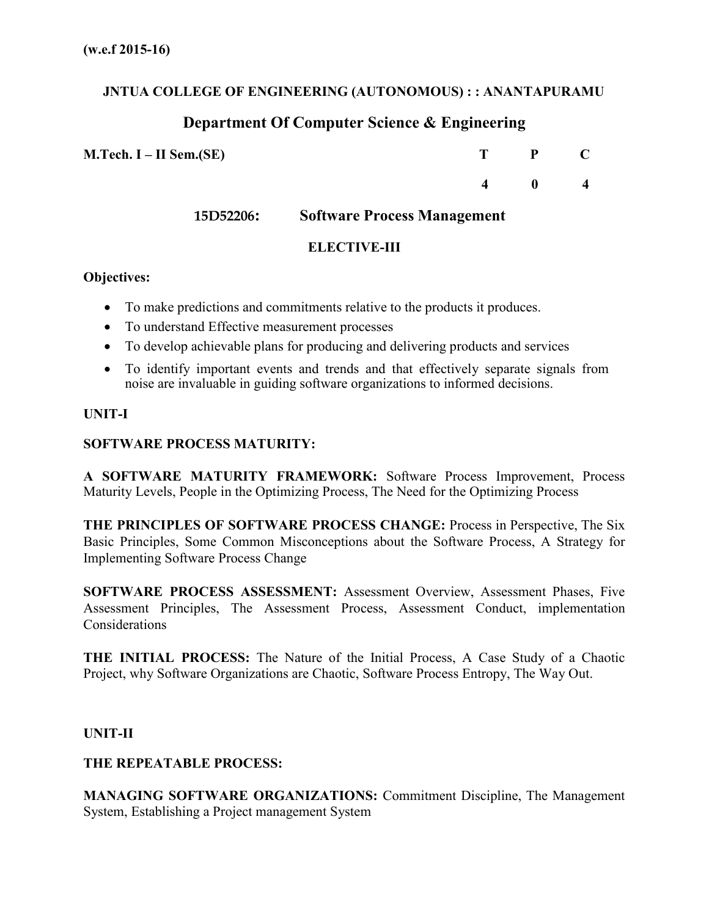**(w.e.f 2015-16)**

**JNTUA COLLEGE OF ENGINEERING (AUTONOMOUS) : : ANANTAPURAMU**

## Department Of Computer Science & Engineering

| M.Tech. I – II Sem.(SE) | T | P | C |
|---|---|---|---|
| | 4 | 0 | 4 |

### 15D52206: Software Process Management

**ELECTIVE-III**

**Objectives:**

- To make predictions and commitments relative to the products it produces.
- To understand Effective measurement processes
- To develop achievable plans for producing and delivering products and services
- To identify important events and trends and that effectively separate signals from noise are invaluable in guiding software organizations to informed decisions.

**UNIT-I**

**SOFTWARE PROCESS MATURITY:**

**A SOFTWARE MATURITY FRAMEWORK:** Software Process Improvement, Process Maturity Levels, People in the Optimizing Process, The Need for the Optimizing Process

**THE PRINCIPLES OF SOFTWARE PROCESS CHANGE:** Process in Perspective, The Six Basic Principles, Some Common Misconceptions about the Software Process, A Strategy for Implementing Software Process Change

**SOFTWARE PROCESS ASSESSMENT:** Assessment Overview, Assessment Phases, Five Assessment Principles, The Assessment Process, Assessment Conduct, implementation Considerations

**THE INITIAL PROCESS:** The Nature of the Initial Process, A Case Study of a Chaotic Project, why Software Organizations are Chaotic, Software Process Entropy, The Way Out.

**UNIT-II**

**THE REPEATABLE PROCESS:**

**MANAGING SOFTWARE ORGANIZATIONS:** Commitment Discipline, The Management System, Establishing a Project management System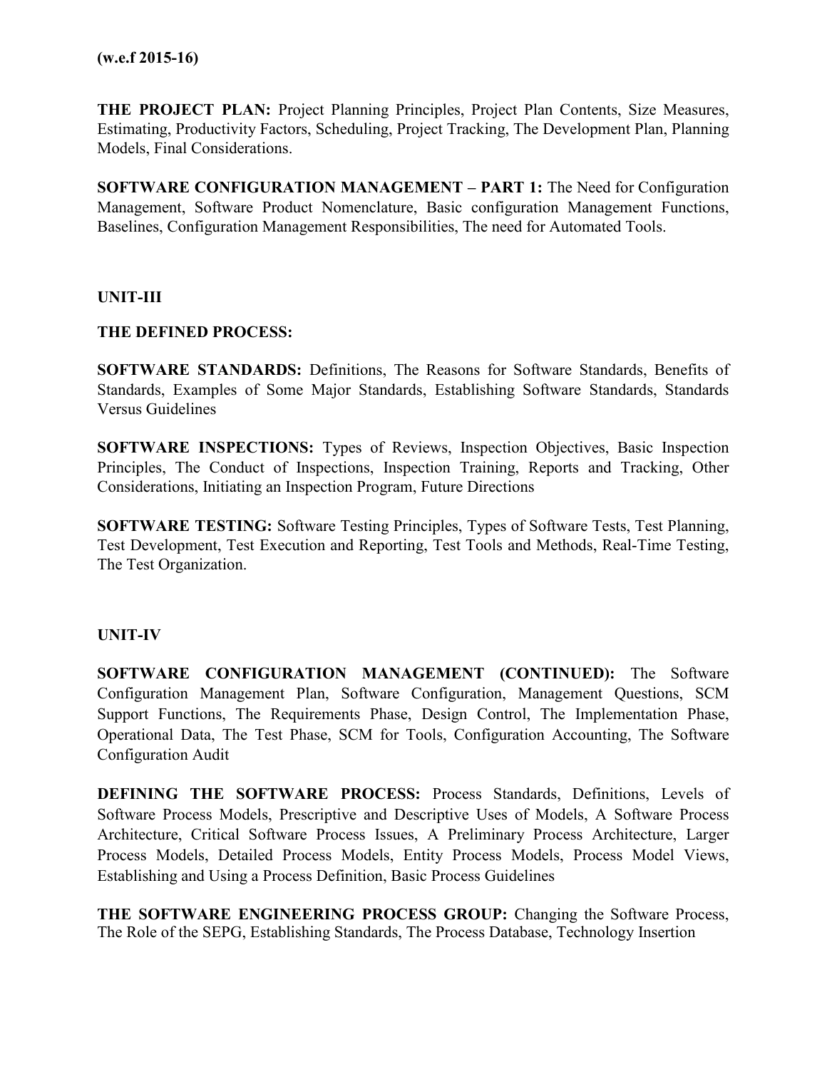**(w.e.f 2015-16)**

**THE PROJECT PLAN:** Project Planning Principles, Project Plan Contents, Size Measures, Estimating, Productivity Factors, Scheduling, Project Tracking, The Development Plan, Planning Models, Final Considerations.

**SOFTWARE CONFIGURATION MANAGEMENT – PART 1:** The Need for Configuration Management, Software Product Nomenclature, Basic configuration Management Functions, Baselines, Configuration Management Responsibilities, The need for Automated Tools.

**UNIT-III**

**THE DEFINED PROCESS:**

**SOFTWARE STANDARDS:** Definitions, The Reasons for Software Standards, Benefits of Standards, Examples of Some Major Standards, Establishing Software Standards, Standards Versus Guidelines

**SOFTWARE INSPECTIONS:** Types of Reviews, Inspection Objectives, Basic Inspection Principles, The Conduct of Inspections, Inspection Training, Reports and Tracking, Other Considerations, Initiating an Inspection Program, Future Directions

**SOFTWARE TESTING:** Software Testing Principles, Types of Software Tests, Test Planning, Test Development, Test Execution and Reporting, Test Tools and Methods, Real-Time Testing, The Test Organization.

**UNIT-IV**

**SOFTWARE CONFIGURATION MANAGEMENT (CONTINUED):** The Software Configuration Management Plan, Software Configuration, Management Questions, SCM Support Functions, The Requirements Phase, Design Control, The Implementation Phase, Operational Data, The Test Phase, SCM for Tools, Configuration Accounting, The Software Configuration Audit

**DEFINING THE SOFTWARE PROCESS:** Process Standards, Definitions, Levels of Software Process Models, Prescriptive and Descriptive Uses of Models, A Software Process Architecture, Critical Software Process Issues, A Preliminary Process Architecture, Larger Process Models, Detailed Process Models, Entity Process Models, Process Model Views, Establishing and Using a Process Definition, Basic Process Guidelines

**THE SOFTWARE ENGINEERING PROCESS GROUP:** Changing the Software Process, The Role of the SEPG, Establishing Standards, The Process Database, Technology Insertion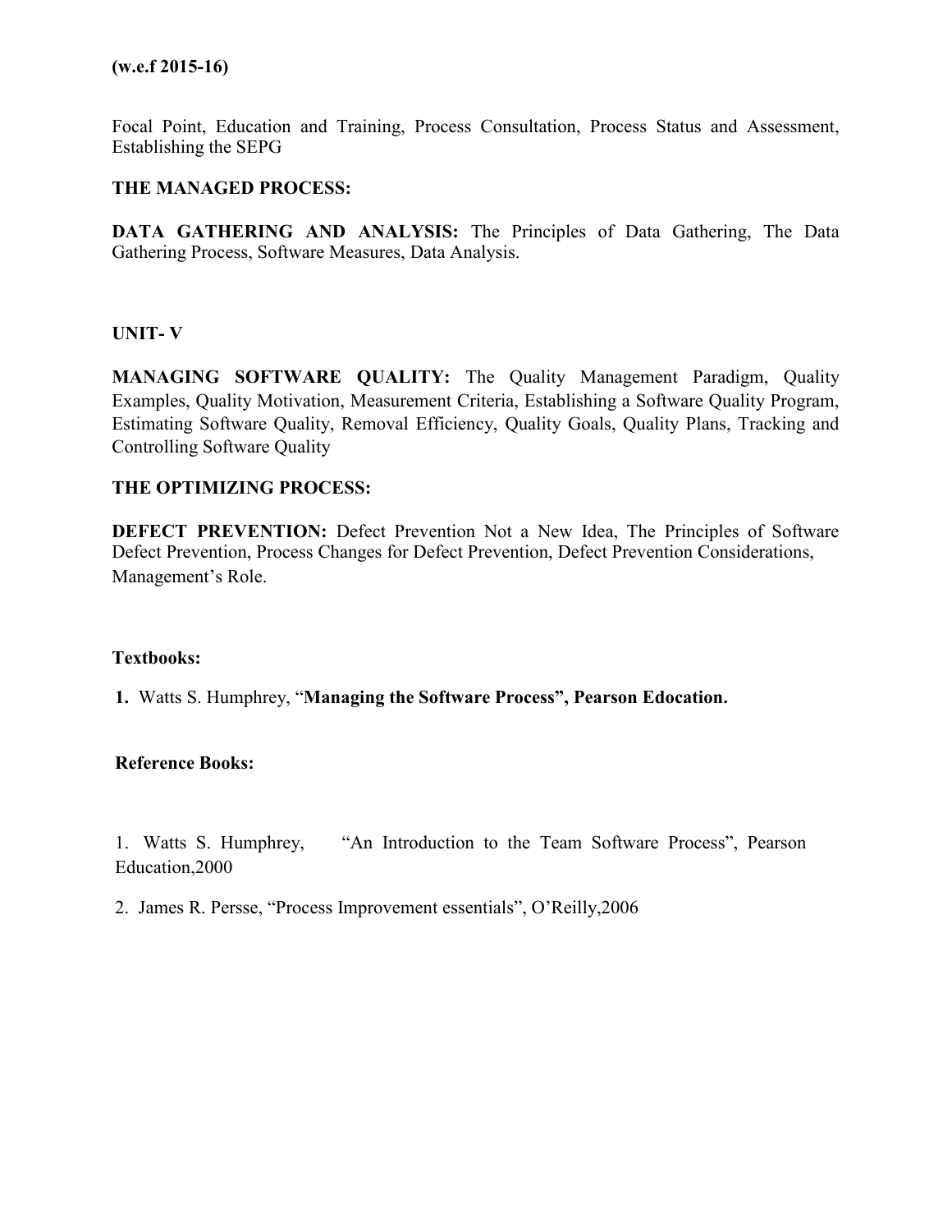**(w.e.f 2015-16)**

Focal Point, Education and Training, Process Consultation, Process Status and Assessment, Establishing the SEPG

**THE MANAGED PROCESS:**

**DATA GATHERING AND ANALYSIS:** The Principles of Data Gathering, The Data Gathering Process, Software Measures, Data Analysis.

## UNIT- V

**MANAGING SOFTWARE QUALITY:** The Quality Management Paradigm, Quality Examples, Quality Motivation, Measurement Criteria, Establishing a Software Quality Program, Estimating Software Quality, Removal Efficiency, Quality Goals, Quality Plans, Tracking and Controlling Software Quality

**THE OPTIMIZING PROCESS:**

**DEFECT PREVENTION:** Defect Prevention Not a New Idea, The Principles of Software Defect Prevention, Process Changes for Defect Prevention, Defect Prevention Considerations, Management's Role.

**Textbooks:**

1. Watts S. Humphrey, "**Managing the Software Process", Pearson Edocation.**

**Reference Books:**

1. Watts S. Humphrey, "An Introduction to the Team Software Process", Pearson Education,2000
2. James R. Persse, "Process Improvement essentials", O'Reilly,2006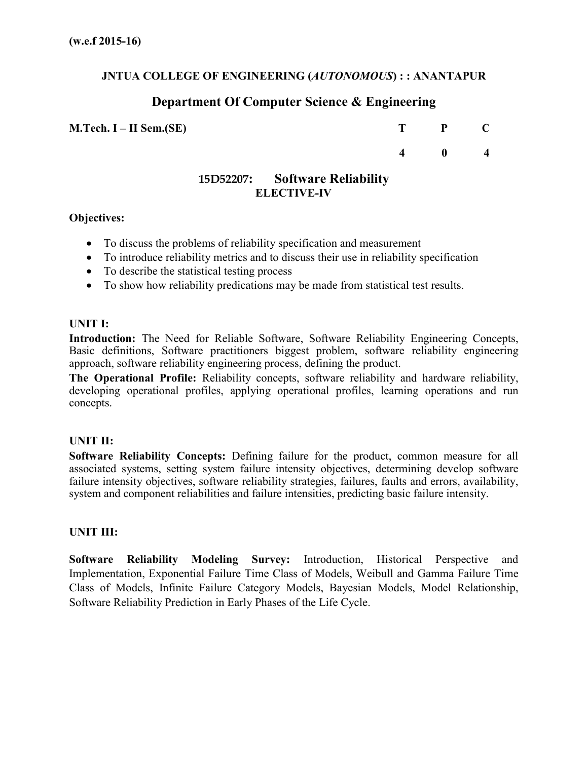**(w.e.f 2015-16)**

**JNTUA COLLEGE OF ENGINEERING (*AUTONOMOUS*) : : ANANTAPUR**

## Department Of Computer Science & Engineering

| **M.Tech. I – II Sem.(SE)** | **T** | **P** | **C** |
|---|---|---|---|
| | **4** | **0** | **4** |

### 15D52207: Software Reliability
**ELECTIVE-IV**

**Objectives:**

- To discuss the problems of reliability specification and measurement
- To introduce reliability metrics and to discuss their use in reliability specification
- To describe the statistical testing process
- To show how reliability predications may be made from statistical test results.

**UNIT I:**

**Introduction:** The Need for Reliable Software, Software Reliability Engineering Concepts, Basic definitions, Software practitioners biggest problem, software reliability engineering approach, software reliability engineering process, defining the product.

**The Operational Profile:** Reliability concepts, software reliability and hardware reliability, developing operational profiles, applying operational profiles, learning operations and run concepts.

**UNIT II:**

**Software Reliability Concepts:** Defining failure for the product, common measure for all associated systems, setting system failure intensity objectives, determining develop software failure intensity objectives, software reliability strategies, failures, faults and errors, availability, system and component reliabilities and failure intensities, predicting basic failure intensity.

**UNIT III:**

**Software Reliability Modeling Survey:** Introduction, Historical Perspective and Implementation, Exponential Failure Time Class of Models, Weibull and Gamma Failure Time Class of Models, Infinite Failure Category Models, Bayesian Models, Model Relationship, Software Reliability Prediction in Early Phases of the Life Cycle.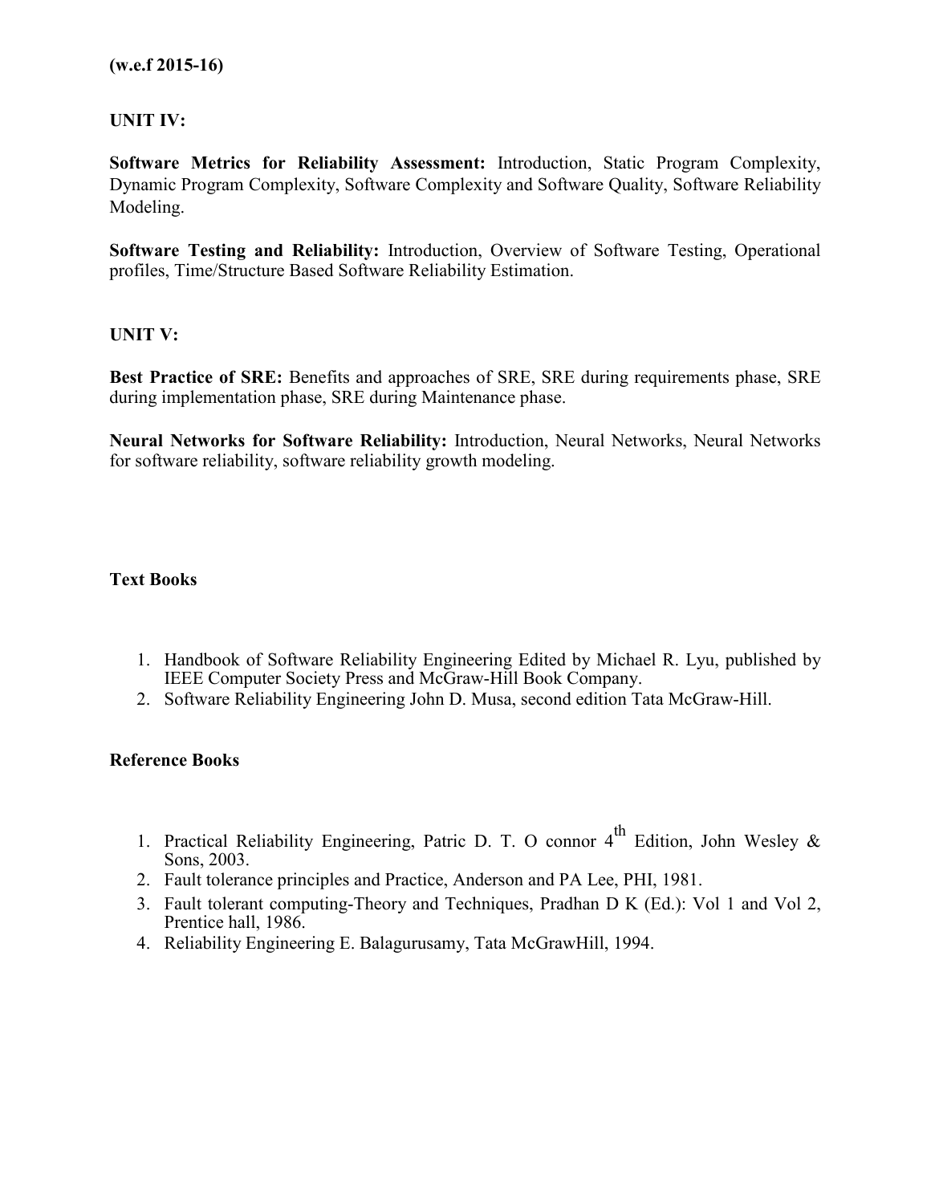**(w.e.f 2015-16)**

**UNIT IV:**

**Software Metrics for Reliability Assessment:** Introduction, Static Program Complexity, Dynamic Program Complexity, Software Complexity and Software Quality, Software Reliability Modeling.

**Software Testing and Reliability:** Introduction, Overview of Software Testing, Operational profiles, Time/Structure Based Software Reliability Estimation.

**UNIT V:**

**Best Practice of SRE:** Benefits and approaches of SRE, SRE during requirements phase, SRE during implementation phase, SRE during Maintenance phase.

**Neural Networks for Software Reliability:** Introduction, Neural Networks, Neural Networks for software reliability, software reliability growth modeling.

**Text Books**

1. Handbook of Software Reliability Engineering Edited by Michael R. Lyu, published by IEEE Computer Society Press and McGraw-Hill Book Company.
2. Software Reliability Engineering John D. Musa, second edition Tata McGraw-Hill.

**Reference Books**

1. Practical Reliability Engineering, Patric D. T. O connor 4th Edition, John Wesley & Sons, 2003.
2. Fault tolerance principles and Practice, Anderson and PA Lee, PHI, 1981.
3. Fault tolerant computing-Theory and Techniques, Pradhan D K (Ed.): Vol 1 and Vol 2, Prentice hall, 1986.
4. Reliability Engineering E. Balagurusamy, Tata McGrawHill, 1994.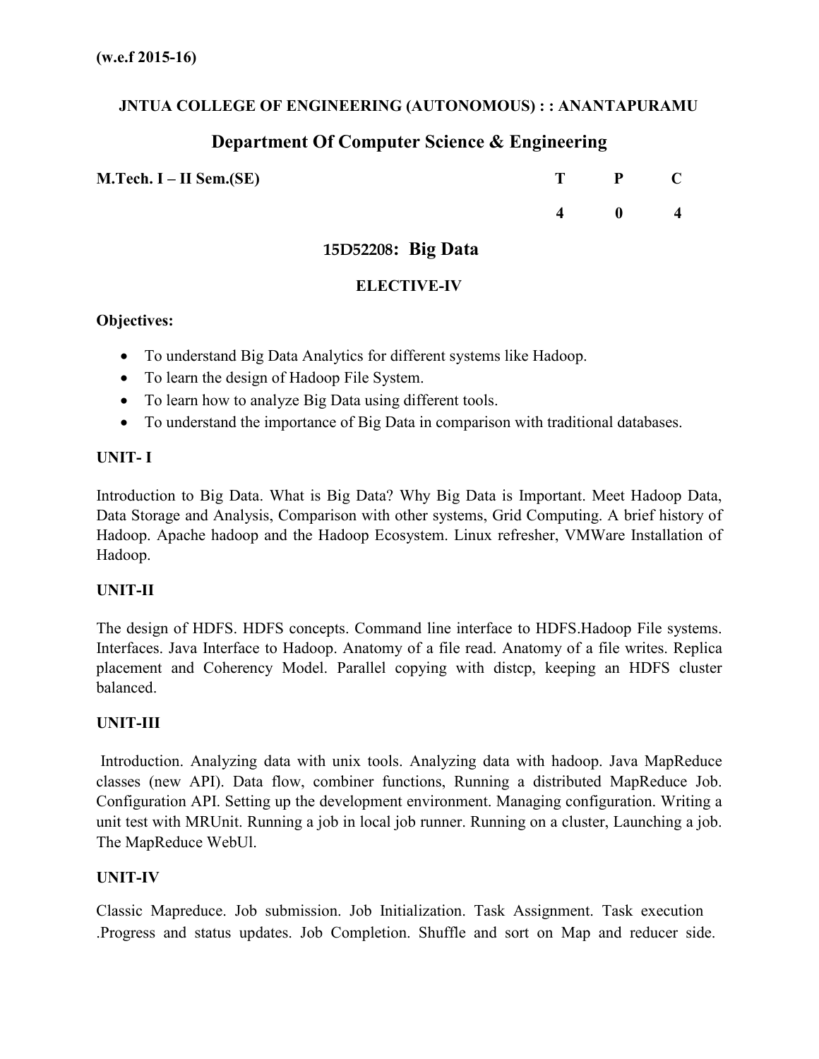**(w.e.f 2015-16)**

**JNTUA COLLEGE OF ENGINEERING (AUTONOMOUS) : : ANANTAPURAMU**

## Department Of Computer Science & Engineering

| **M.Tech. I – II Sem.(SE)** | **T** | **P** | **C** |
|---|---|---|---|
| | **4** | **0** | **4** |

### 15D52208: Big Data

**ELECTIVE-IV**

**Objectives:**

- To understand Big Data Analytics for different systems like Hadoop.
- To learn the design of Hadoop File System.
- To learn how to analyze Big Data using different tools.
- To understand the importance of Big Data in comparison with traditional databases.

**UNIT- I**

Introduction to Big Data. What is Big Data? Why Big Data is Important. Meet Hadoop Data, Data Storage and Analysis, Comparison with other systems, Grid Computing. A brief history of Hadoop. Apache hadoop and the Hadoop Ecosystem. Linux refresher, VMWare Installation of Hadoop.

**UNIT-II**

The design of HDFS. HDFS concepts. Command line interface to HDFS.Hadoop File systems. Interfaces. Java Interface to Hadoop. Anatomy of a file read. Anatomy of a file writes. Replica placement and Coherency Model. Parallel copying with distcp, keeping an HDFS cluster balanced.

**UNIT-III**

Introduction. Analyzing data with unix tools. Analyzing data with hadoop. Java MapReduce classes (new API). Data flow, combiner functions, Running a distributed MapReduce Job. Configuration API. Setting up the development environment. Managing configuration. Writing a unit test with MRUnit. Running a job in local job runner. Running on a cluster, Launching a job. The MapReduce WebUl.

**UNIT-IV**

Classic Mapreduce. Job submission. Job Initialization. Task Assignment. Task execution .Progress and status updates. Job Completion. Shuffle and sort on Map and reducer side.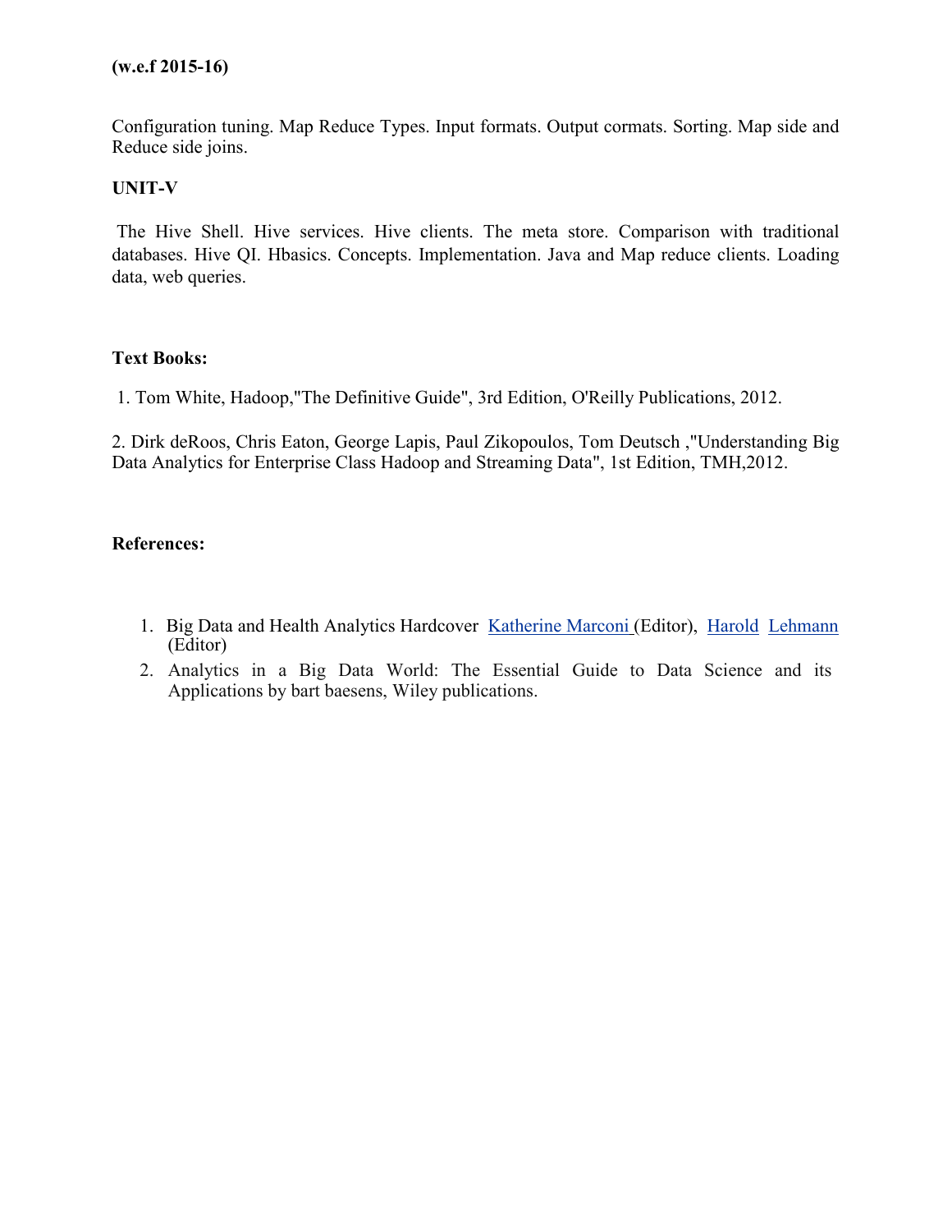**(w.e.f 2015-16)**

Configuration tuning. Map Reduce Types. Input formats. Output cormats. Sorting. Map side and Reduce side joins.

**UNIT-V**

The Hive Shell. Hive services. Hive clients. The meta store. Comparison with traditional databases. Hive QI. Hbasics. Concepts. Implementation. Java and Map reduce clients. Loading data, web queries.

**Text Books:**

1. Tom White, Hadoop,"The Definitive Guide", 3rd Edition, O'Reilly Publications, 2012.

2. Dirk deRoos, Chris Eaton, George Lapis, Paul Zikopoulos, Tom Deutsch ,"Understanding Big Data Analytics for Enterprise Class Hadoop and Streaming Data", 1st Edition, TMH,2012.

**References:**

1. Big Data and Health Analytics Hardcover Katherine Marconi (Editor), Harold Lehmann (Editor)
2. Analytics in a Big Data World: The Essential Guide to Data Science and its Applications by bart baesens, Wiley publications.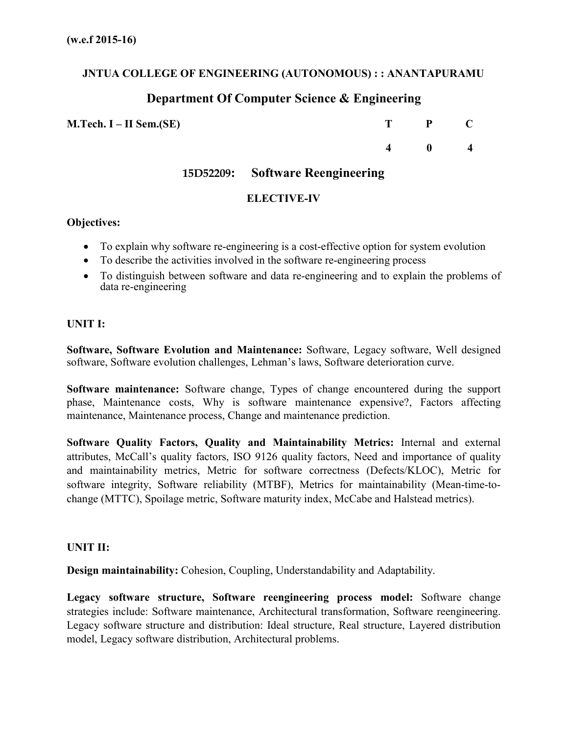**(w.e.f 2015-16)**

**JNTUA COLLEGE OF ENGINEERING (AUTONOMOUS) : : ANANTAPURAMU**

## Department Of Computer Science & Engineering

| **M.Tech. I – II Sem.(SE)** | **T** | **P** | **C** |
|---|---|---|---|
| | **4** | **0** | **4** |

### 15D52209: Software Reengineering

**ELECTIVE-IV**

**Objectives:**

- To explain why software re-engineering is a cost-effective option for system evolution
- To describe the activities involved in the software re-engineering process
- To distinguish between software and data re-engineering and to explain the problems of data re-engineering

**UNIT I:**

**Software, Software Evolution and Maintenance:** Software, Legacy software, Well designed software, Software evolution challenges, Lehman's laws, Software deterioration curve.

**Software maintenance:** Software change, Types of change encountered during the support phase, Maintenance costs, Why is software maintenance expensive?, Factors affecting maintenance, Maintenance process, Change and maintenance prediction.

**Software Quality Factors, Quality and Maintainability Metrics:** Internal and external attributes, McCall's quality factors, ISO 9126 quality factors, Need and importance of quality and maintainability metrics, Metric for software correctness (Defects/KLOC), Metric for software integrity, Software reliability (MTBF), Metrics for maintainability (Mean-time-to-change (MTTC), Spoilage metric, Software maturity index, McCabe and Halstead metrics).

**UNIT II:**

**Design maintainability:** Cohesion, Coupling, Understandability and Adaptability.

**Legacy software structure, Software reengineering process model:** Software change strategies include: Software maintenance, Architectural transformation, Software reengineering. Legacy software structure and distribution: Ideal structure, Real structure, Layered distribution model, Legacy software distribution, Architectural problems.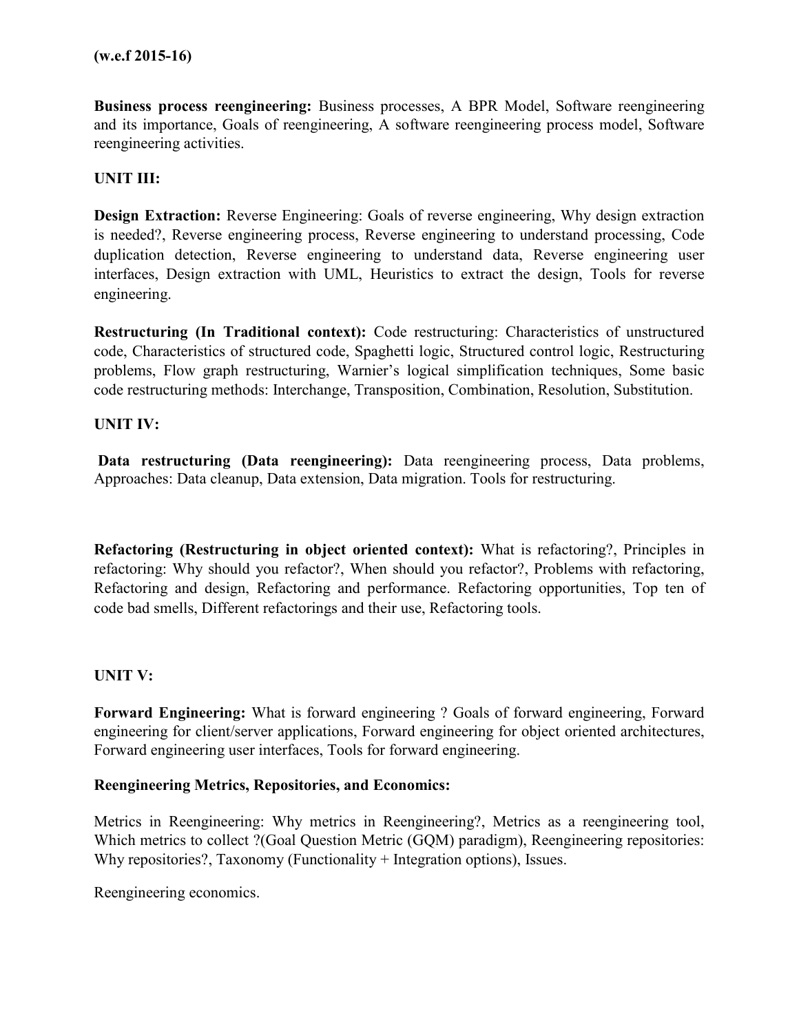**(w.e.f 2015-16)**

**Business process reengineering:** Business processes, A BPR Model, Software reengineering and its importance, Goals of reengineering, A software reengineering process model, Software reengineering activities.

**UNIT III:**

**Design Extraction:** Reverse Engineering: Goals of reverse engineering, Why design extraction is needed?, Reverse engineering process, Reverse engineering to understand processing, Code duplication detection, Reverse engineering to understand data, Reverse engineering user interfaces, Design extraction with UML, Heuristics to extract the design, Tools for reverse engineering.

**Restructuring (In Traditional context):** Code restructuring: Characteristics of unstructured code, Characteristics of structured code, Spaghetti logic, Structured control logic, Restructuring problems, Flow graph restructuring, Warnier's logical simplification techniques, Some basic code restructuring methods: Interchange, Transposition, Combination, Resolution, Substitution.

**UNIT IV:**

**Data restructuring (Data reengineering):** Data reengineering process, Data problems, Approaches: Data cleanup, Data extension, Data migration. Tools for restructuring.

**Refactoring (Restructuring in object oriented context):** What is refactoring?, Principles in refactoring: Why should you refactor?, When should you refactor?, Problems with refactoring, Refactoring and design, Refactoring and performance. Refactoring opportunities, Top ten of code bad smells, Different refactorings and their use, Refactoring tools.

**UNIT V:**

**Forward Engineering:** What is forward engineering ? Goals of forward engineering, Forward engineering for client/server applications, Forward engineering for object oriented architectures, Forward engineering user interfaces, Tools for forward engineering.

**Reengineering Metrics, Repositories, and Economics:**

Metrics in Reengineering: Why metrics in Reengineering?, Metrics as a reengineering tool, Which metrics to collect ?(Goal Question Metric (GQM) paradigm), Reengineering repositories: Why repositories?, Taxonomy (Functionality + Integration options), Issues.

Reengineering economics.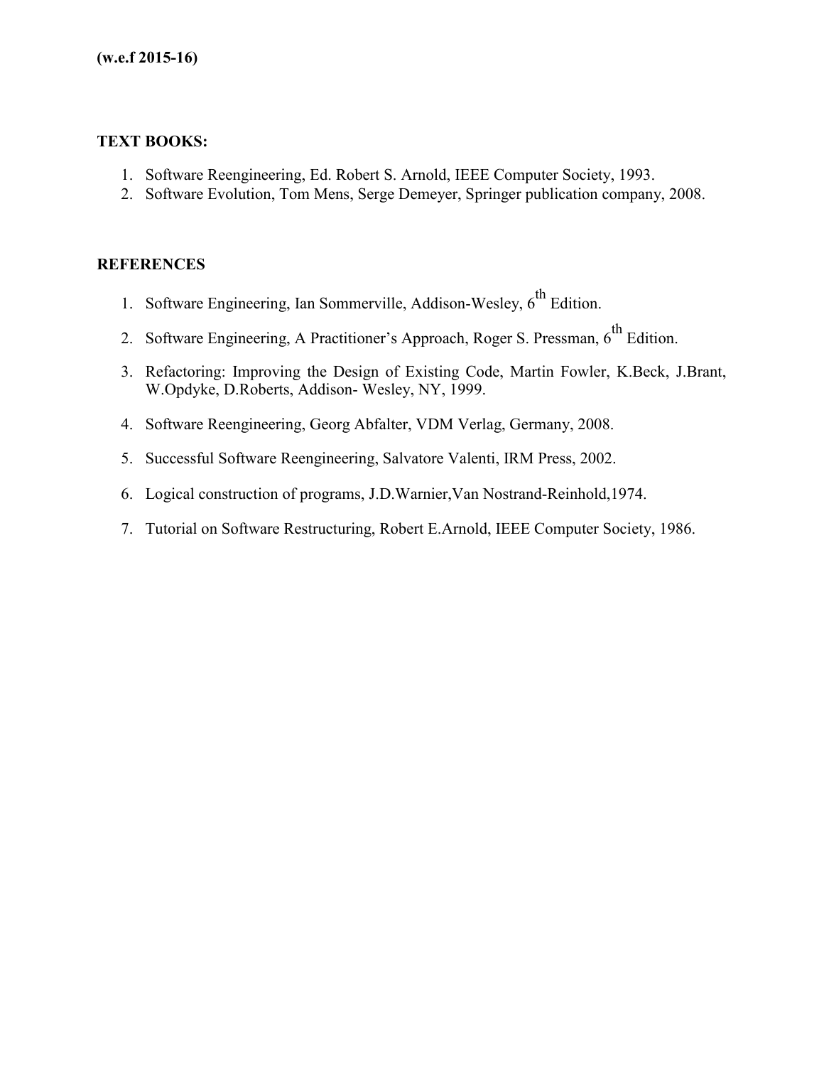**(w.e.f 2015-16)**

**TEXT BOOKS:**

1. Software Reengineering, Ed. Robert S. Arnold, IEEE Computer Society, 1993.
2. Software Evolution, Tom Mens, Serge Demeyer, Springer publication company, 2008.

**REFERENCES**

1. Software Engineering, Ian Sommerville, Addison-Wesley, 6th Edition.
2. Software Engineering, A Practitioner's Approach, Roger S. Pressman, 6th Edition.
3. Refactoring: Improving the Design of Existing Code, Martin Fowler, K.Beck, J.Brant, W.Opdyke, D.Roberts, Addison- Wesley, NY, 1999.
4. Software Reengineering, Georg Abfalter, VDM Verlag, Germany, 2008.
5. Successful Software Reengineering, Salvatore Valenti, IRM Press, 2002.
6. Logical construction of programs, J.D.Warnier,Van Nostrand-Reinhold,1974.
7. Tutorial on Software Restructuring, Robert E.Arnold, IEEE Computer Society, 1986.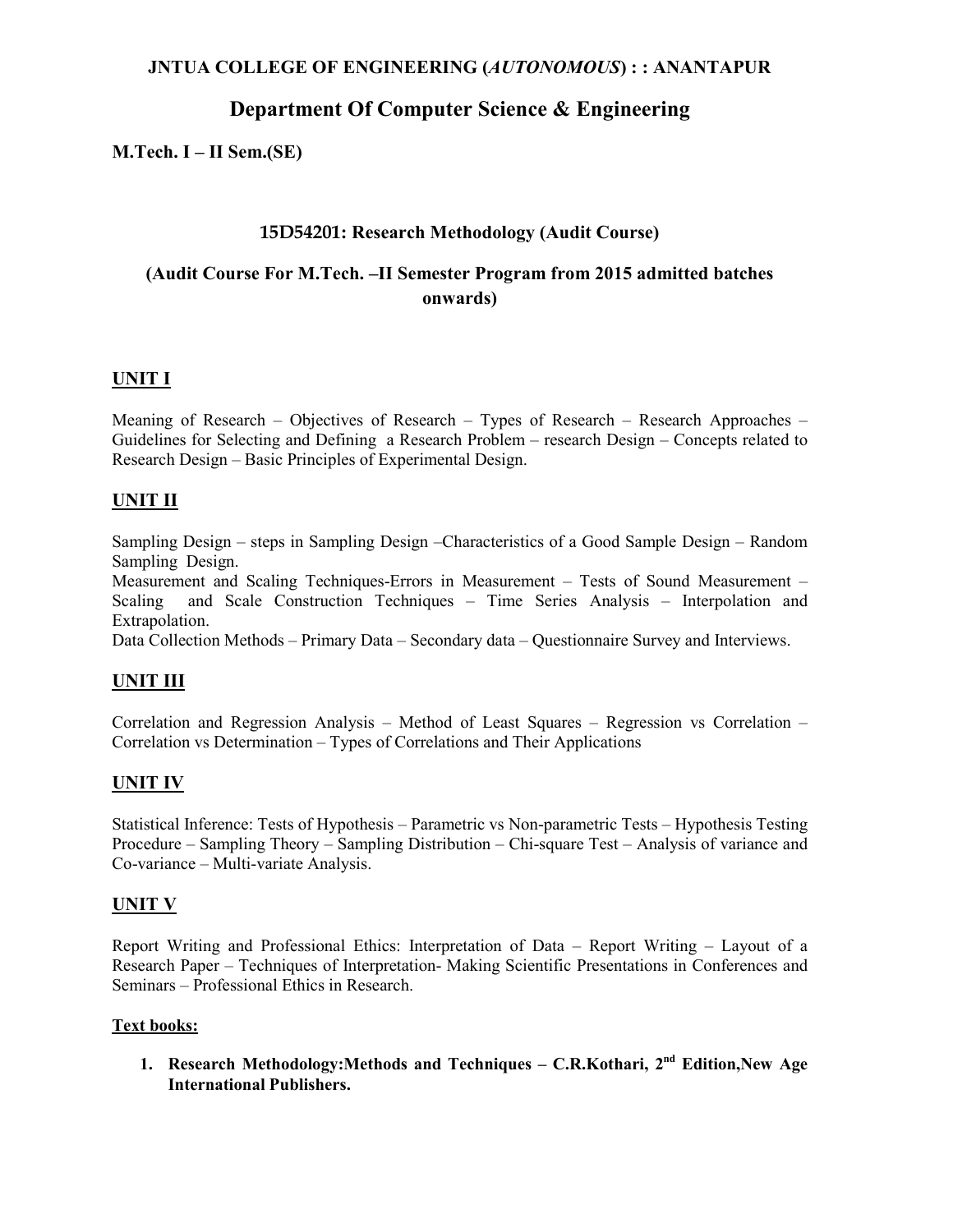**JNTUA COLLEGE OF ENGINEERING (*AUTONOMOUS*) : : ANANTAPUR**

# Department Of Computer Science & Engineering

**M.Tech. I – II Sem.(SE)**

## 15D54201: Research Methodology (Audit Course)

### (Audit Course For M.Tech. –II Semester Program from 2015 admitted batches onwards)

### UNIT I

Meaning of Research – Objectives of Research – Types of Research – Research Approaches – Guidelines for Selecting and Defining a Research Problem – research Design – Concepts related to Research Design – Basic Principles of Experimental Design.

### UNIT II

Sampling Design – steps in Sampling Design –Characteristics of a Good Sample Design – Random Sampling Design.

Measurement and Scaling Techniques-Errors in Measurement – Tests of Sound Measurement – Scaling and Scale Construction Techniques – Time Series Analysis – Interpolation and Extrapolation.

Data Collection Methods – Primary Data – Secondary data – Questionnaire Survey and Interviews.

### UNIT III

Correlation and Regression Analysis – Method of Least Squares – Regression vs Correlation – Correlation vs Determination – Types of Correlations and Their Applications

### UNIT IV

Statistical Inference: Tests of Hypothesis – Parametric vs Non-parametric Tests – Hypothesis Testing Procedure – Sampling Theory – Sampling Distribution – Chi-square Test – Analysis of variance and Co-variance – Multi-variate Analysis.

### UNIT V

Report Writing and Professional Ethics: Interpretation of Data – Report Writing – Layout of a Research Paper – Techniques of Interpretation- Making Scientific Presentations in Conferences and Seminars – Professional Ethics in Research.

**Text books:**

1. **Research Methodology:Methods and Techniques – C.R.Kothari, 2nd Edition,New Age International Publishers.**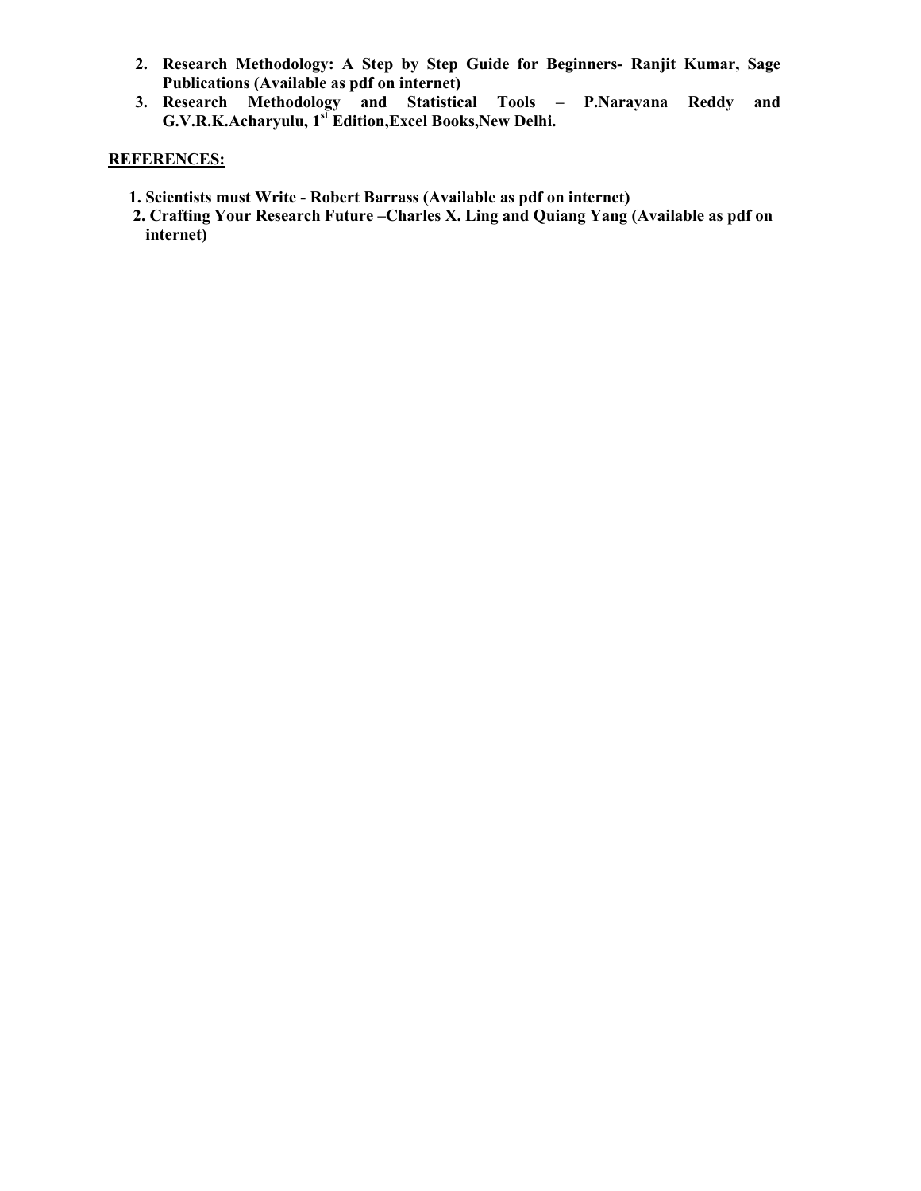2. **Research Methodology: A Step by Step Guide for Beginners- Ranjit Kumar, Sage Publications (Available as pdf on internet)**
3. **Research Methodology and Statistical Tools – P.Narayana Reddy and G.V.R.K.Acharyulu, 1st Edition,Excel Books,New Delhi.**

**REFERENCES:**

1. **Scientists must Write - Robert Barrass (Available as pdf on internet)**
2. **Crafting Your Research Future –Charles X. Ling and Quiang Yang (Available as pdf on internet)**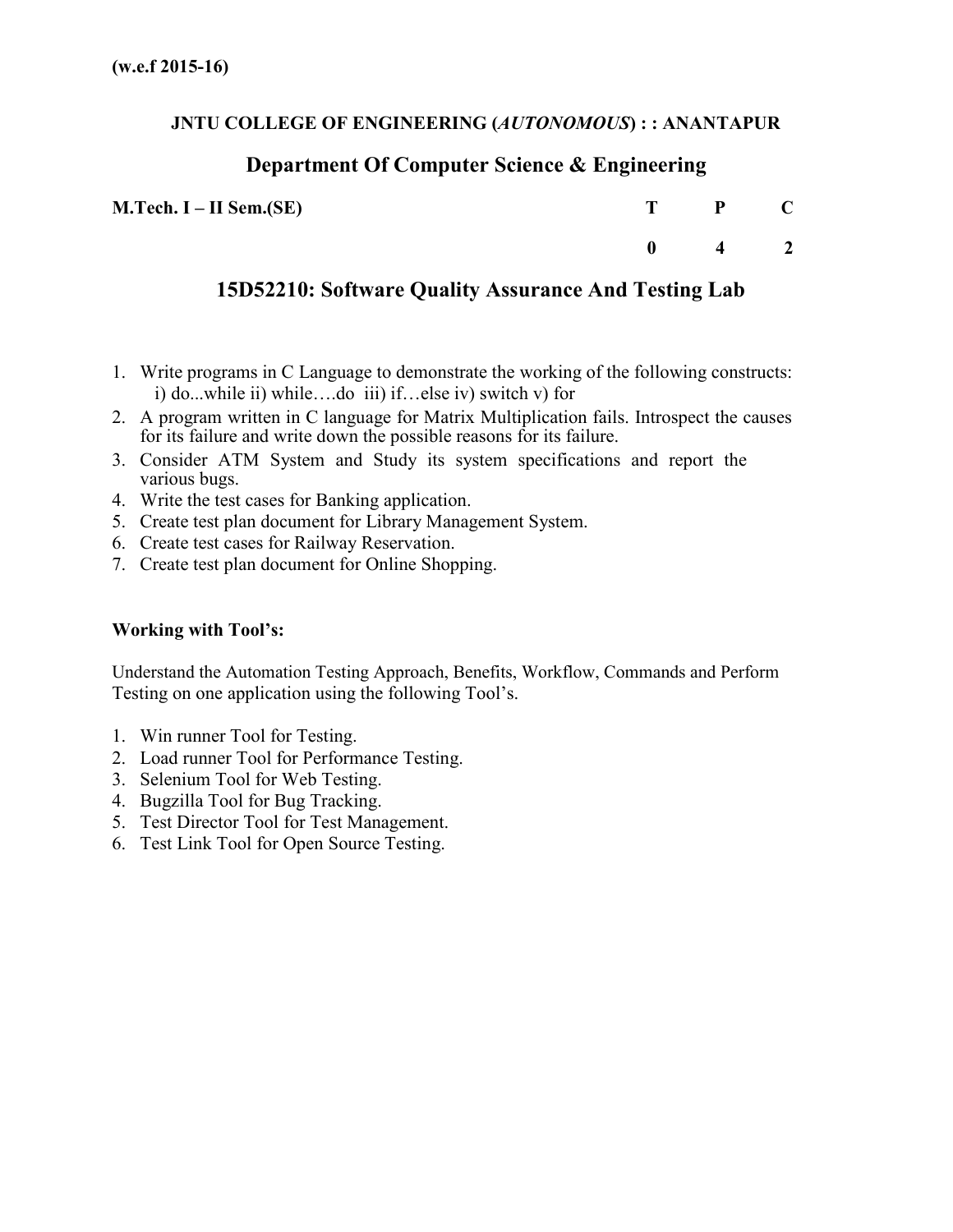**(w.e.f 2015-16)**

**JNTU COLLEGE OF ENGINEERING (*AUTONOMOUS*) : : ANANTAPUR**

## Department Of Computer Science & Engineering

| **M.Tech. I – II Sem.(SE)** | **T** | **P** | **C** |
|---|---|---|---|
| | **0** | **4** | **2** |

## 15D52210: Software Quality Assurance And Testing Lab

1. Write programs in C Language to demonstrate the working of the following constructs: i) do...while ii) while….do iii) if…else iv) switch v) for
2. A program written in C language for Matrix Multiplication fails. Introspect the causes for its failure and write down the possible reasons for its failure.
3. Consider ATM System and Study its system specifications and report the various bugs.
4. Write the test cases for Banking application.
5. Create test plan document for Library Management System.
6. Create test cases for Railway Reservation.
7. Create test plan document for Online Shopping.

**Working with Tool's:**

Understand the Automation Testing Approach, Benefits, Workflow, Commands and Perform Testing on one application using the following Tool's.

1. Win runner Tool for Testing.
2. Load runner Tool for Performance Testing.
3. Selenium Tool for Web Testing.
4. Bugzilla Tool for Bug Tracking.
5. Test Director Tool for Test Management.
6. Test Link Tool for Open Source Testing.